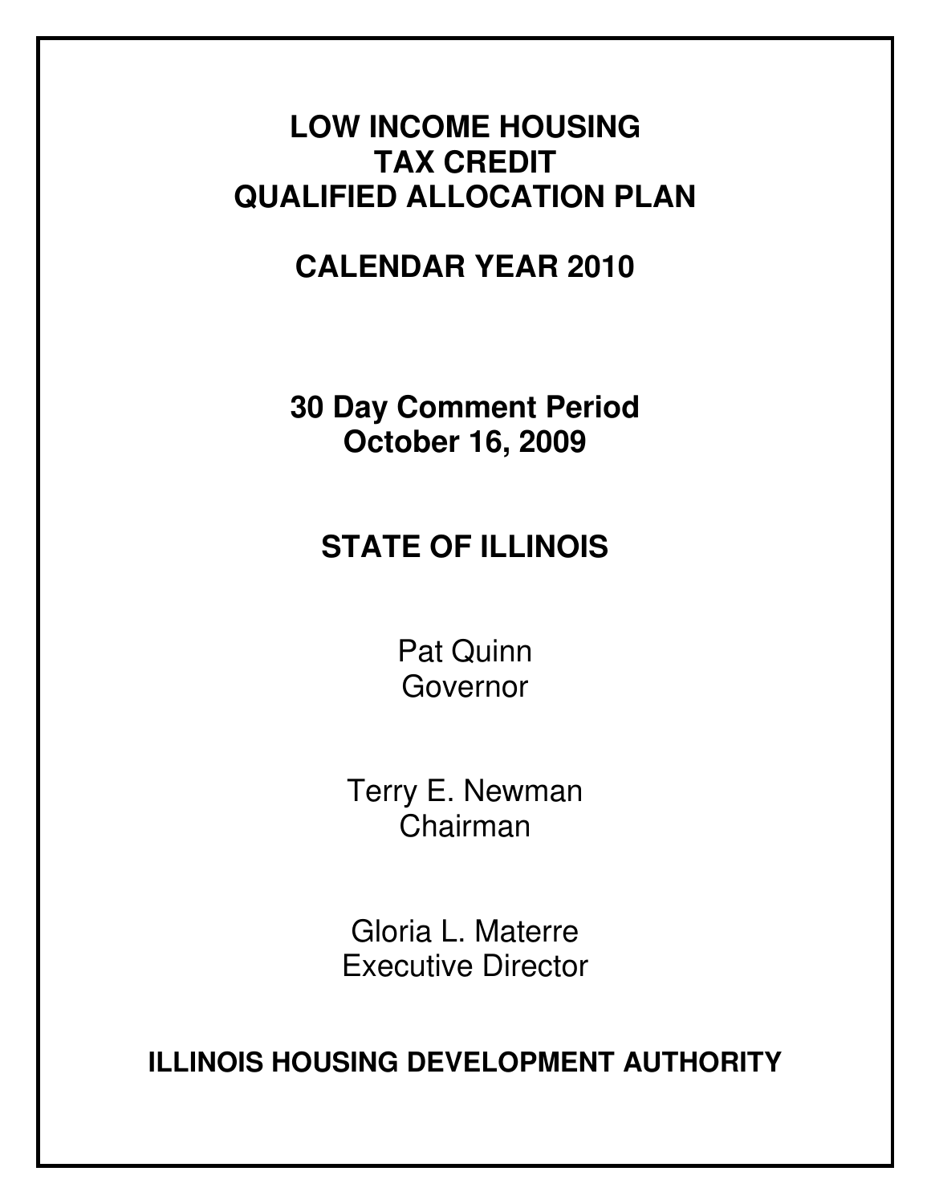# LOW INCOME HOUSING TAX CREDIT QUALIFIED ALLOCATION PLAN

## CALENDAR YEAR 2010

**30 Day Comment Period**
**October 16, 2009**

## STATE OF ILLINOIS

Pat Quinn
Governor

Terry E. Newman
Chairman

Gloria L. Materre
Executive Director

**ILLINOIS HOUSING DEVELOPMENT AUTHORITY**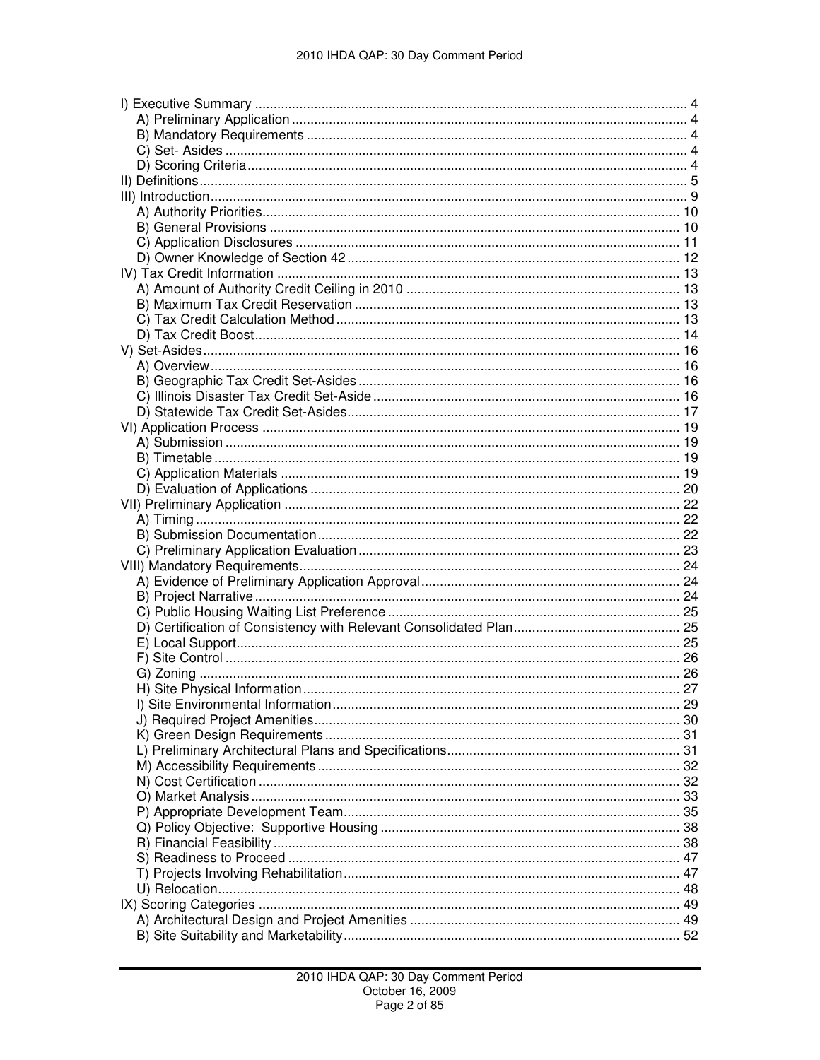I) Executive Summary .......... 4
- A) Preliminary Application .......... 4
- B) Mandatory Requirements .......... 4
- C) Set- Asides .......... 4
- D) Scoring Criteria .......... 4

II) Definitions .......... 5

III) Introduction .......... 9
- A) Authority Priorities .......... 10
- B) General Provisions .......... 10
- C) Application Disclosures .......... 11
- D) Owner Knowledge of Section 42 .......... 12

IV) Tax Credit Information .......... 13
- A) Amount of Authority Credit Ceiling in 2010 .......... 13
- B) Maximum Tax Credit Reservation .......... 13
- C) Tax Credit Calculation Method .......... 13
- D) Tax Credit Boost .......... 14

V) Set-Asides .......... 16
- A) Overview .......... 16
- B) Geographic Tax Credit Set-Asides .......... 16
- C) Illinois Disaster Tax Credit Set-Aside .......... 16
- D) Statewide Tax Credit Set-Asides .......... 17

VI) Application Process .......... 19
- A) Submission .......... 19
- B) Timetable .......... 19
- C) Application Materials .......... 19
- D) Evaluation of Applications .......... 20

VII) Preliminary Application .......... 22
- A) Timing .......... 22
- B) Submission Documentation .......... 22
- C) Preliminary Application Evaluation .......... 23

VIII) Mandatory Requirements .......... 24
- A) Evidence of Preliminary Application Approval .......... 24
- B) Project Narrative .......... 24
- C) Public Housing Waiting List Preference .......... 25
- D) Certification of Consistency with Relevant Consolidated Plan .......... 25
- E) Local Support .......... 25
- F) Site Control .......... 26
- G) Zoning .......... 26
- H) Site Physical Information .......... 27
- I) Site Environmental Information .......... 29
- J) Required Project Amenities .......... 30
- K) Green Design Requirements .......... 31
- L) Preliminary Architectural Plans and Specifications .......... 31
- M) Accessibility Requirements .......... 32
- N) Cost Certification .......... 32
- O) Market Analysis .......... 33
- P) Appropriate Development Team .......... 35
- Q) Policy Objective: Supportive Housing .......... 38
- R) Financial Feasibility .......... 38
- S) Readiness to Proceed .......... 47
- T) Projects Involving Rehabilitation .......... 47
- U) Relocation .......... 48

IX) Scoring Categories .......... 49
- A) Architectural Design and Project Amenities .......... 49
- B) Site Suitability and Marketability .......... 52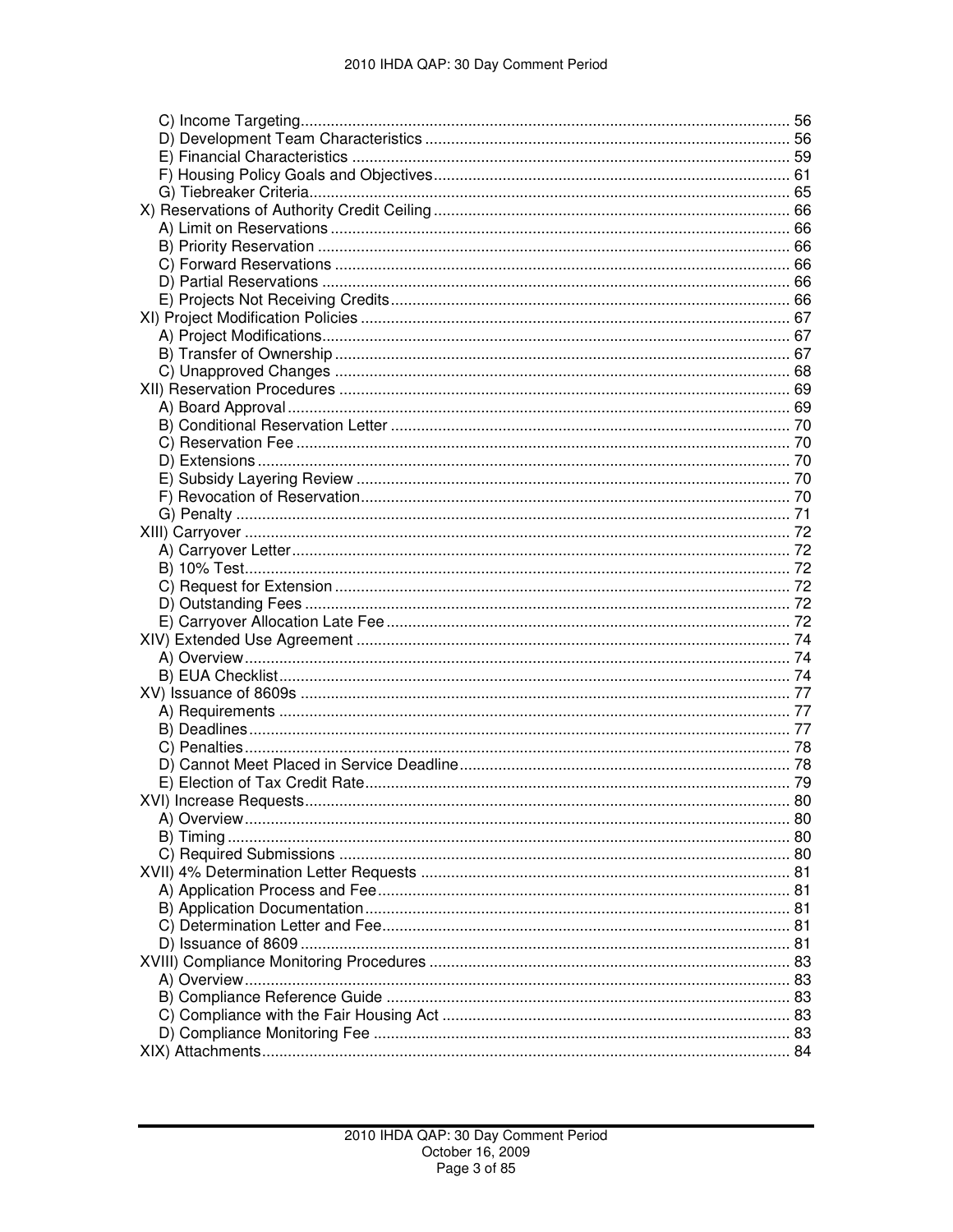C) Income Targeting ........ 56
D) Development Team Characteristics ........ 56
E) Financial Characteristics ........ 59
F) Housing Policy Goals and Objectives ........ 61
G) Tiebreaker Criteria ........ 65

X) Reservations of Authority Credit Ceiling ........ 66
A) Limit on Reservations ........ 66
B) Priority Reservation ........ 66
C) Forward Reservations ........ 66
D) Partial Reservations ........ 66
E) Projects Not Receiving Credits ........ 66

XI) Project Modification Policies ........ 67
A) Project Modifications ........ 67
B) Transfer of Ownership ........ 67
C) Unapproved Changes ........ 68

XII) Reservation Procedures ........ 69
A) Board Approval ........ 69
B) Conditional Reservation Letter ........ 70
C) Reservation Fee ........ 70
D) Extensions ........ 70
E) Subsidy Layering Review ........ 70
F) Revocation of Reservation ........ 70
G) Penalty ........ 71

XIII) Carryover ........ 72
A) Carryover Letter ........ 72
B) 10% Test ........ 72
C) Request for Extension ........ 72
D) Outstanding Fees ........ 72
E) Carryover Allocation Late Fee ........ 72

XIV) Extended Use Agreement ........ 74
A) Overview ........ 74
B) EUA Checklist ........ 74

XV) Issuance of 8609s ........ 77
A) Requirements ........ 77
B) Deadlines ........ 77
C) Penalties ........ 78
D) Cannot Meet Placed in Service Deadline ........ 78
E) Election of Tax Credit Rate ........ 79

XVI) Increase Requests ........ 80
A) Overview ........ 80
B) Timing ........ 80
C) Required Submissions ........ 80

XVII) 4% Determination Letter Requests ........ 81
A) Application Process and Fee ........ 81
B) Application Documentation ........ 81
C) Determination Letter and Fee ........ 81
D) Issuance of 8609 ........ 81

XVIII) Compliance Monitoring Procedures ........ 83
A) Overview ........ 83
B) Compliance Reference Guide ........ 83
C) Compliance with the Fair Housing Act ........ 83
D) Compliance Monitoring Fee ........ 83

XIX) Attachments ........ 84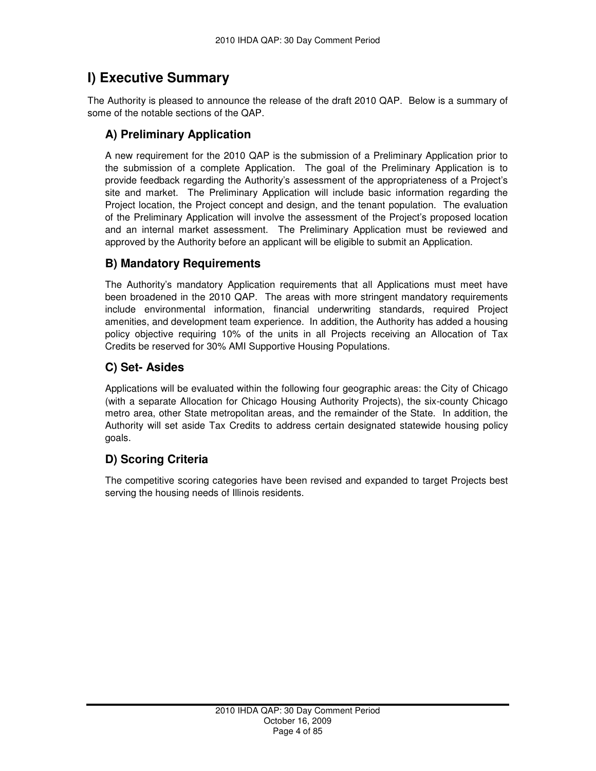# I) Executive Summary

The Authority is pleased to announce the release of the draft 2010 QAP. Below is a summary of some of the notable sections of the QAP.

## A) Preliminary Application

A new requirement for the 2010 QAP is the submission of a Preliminary Application prior to the submission of a complete Application. The goal of the Preliminary Application is to provide feedback regarding the Authority's assessment of the appropriateness of a Project's site and market. The Preliminary Application will include basic information regarding the Project location, the Project concept and design, and the tenant population. The evaluation of the Preliminary Application will involve the assessment of the Project's proposed location and an internal market assessment. The Preliminary Application must be reviewed and approved by the Authority before an applicant will be eligible to submit an Application.

## B) Mandatory Requirements

The Authority's mandatory Application requirements that all Applications must meet have been broadened in the 2010 QAP. The areas with more stringent mandatory requirements include environmental information, financial underwriting standards, required Project amenities, and development team experience. In addition, the Authority has added a housing policy objective requiring 10% of the units in all Projects receiving an Allocation of Tax Credits be reserved for 30% AMI Supportive Housing Populations.

## C) Set- Asides

Applications will be evaluated within the following four geographic areas: the City of Chicago (with a separate Allocation for Chicago Housing Authority Projects), the six-county Chicago metro area, other State metropolitan areas, and the remainder of the State. In addition, the Authority will set aside Tax Credits to address certain designated statewide housing policy goals.

## D) Scoring Criteria

The competitive scoring categories have been revised and expanded to target Projects best serving the housing needs of Illinois residents.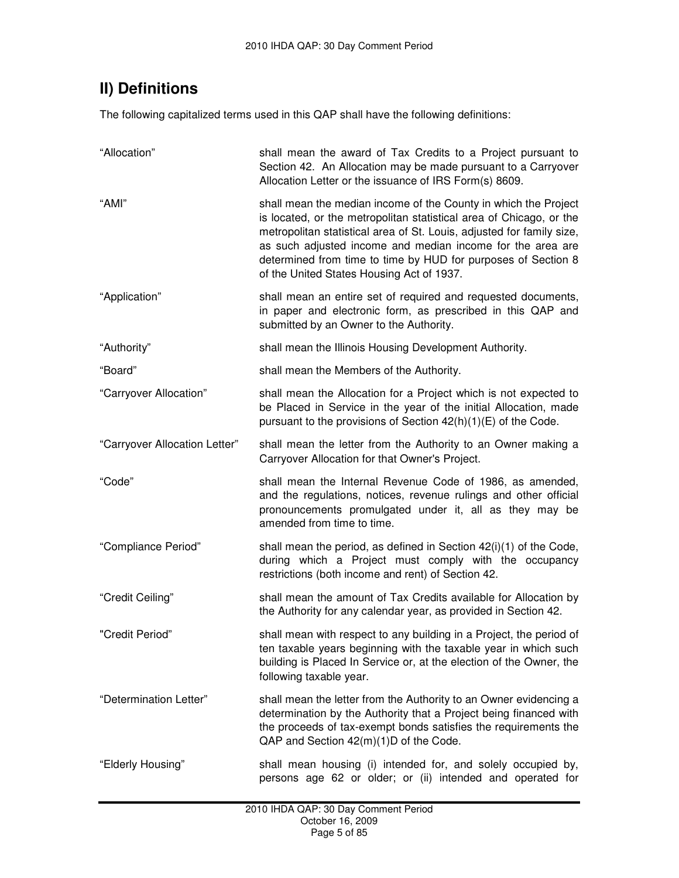## II) Definitions

The following capitalized terms used in this QAP shall have the following definitions:

| Term | Definition |
|---|---|
| "Allocation" | shall mean the award of Tax Credits to a Project pursuant to Section 42. An Allocation may be made pursuant to a Carryover Allocation Letter or the issuance of IRS Form(s) 8609. |
| "AMI" | shall mean the median income of the County in which the Project is located, or the metropolitan statistical area of Chicago, or the metropolitan statistical area of St. Louis, adjusted for family size, as such adjusted income and median income for the area are determined from time to time by HUD for purposes of Section 8 of the United States Housing Act of 1937. |
| "Application" | shall mean an entire set of required and requested documents, in paper and electronic form, as prescribed in this QAP and submitted by an Owner to the Authority. |
| "Authority" | shall mean the Illinois Housing Development Authority. |
| "Board" | shall mean the Members of the Authority. |
| "Carryover Allocation" | shall mean the Allocation for a Project which is not expected to be Placed in Service in the year of the initial Allocation, made pursuant to the provisions of Section 42(h)(1)(E) of the Code. |
| "Carryover Allocation Letter" | shall mean the letter from the Authority to an Owner making a Carryover Allocation for that Owner's Project. |
| "Code" | shall mean the Internal Revenue Code of 1986, as amended, and the regulations, notices, revenue rulings and other official pronouncements promulgated under it, all as they may be amended from time to time. |
| "Compliance Period" | shall mean the period, as defined in Section 42(i)(1) of the Code, during which a Project must comply with the occupancy restrictions (both income and rent) of Section 42. |
| "Credit Ceiling" | shall mean the amount of Tax Credits available for Allocation by the Authority for any calendar year, as provided in Section 42. |
| "Credit Period" | shall mean with respect to any building in a Project, the period of ten taxable years beginning with the taxable year in which such building is Placed In Service or, at the election of the Owner, the following taxable year. |
| "Determination Letter" | shall mean the letter from the Authority to an Owner evidencing a determination by the Authority that a Project being financed with the proceeds of tax-exempt bonds satisfies the requirements the QAP and Section 42(m)(1)D of the Code. |
| "Elderly Housing" | shall mean housing (i) intended for, and solely occupied by, persons age 62 or older; or (ii) intended and operated for |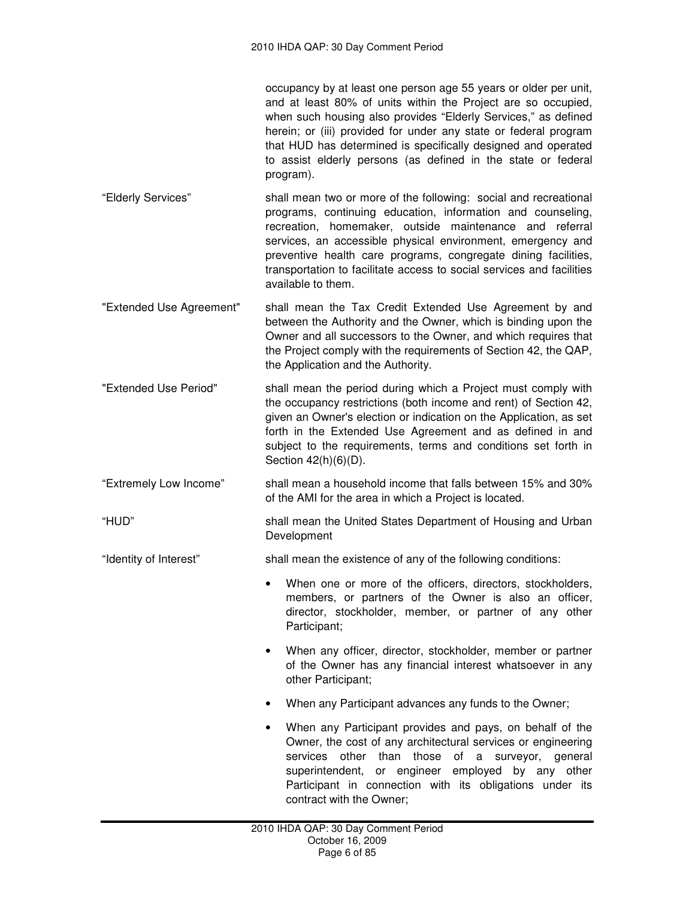occupancy by at least one person age 55 years or older per unit, and at least 80% of units within the Project are so occupied, when such housing also provides "Elderly Services," as defined herein; or (iii) provided for under any state or federal program that HUD has determined is specifically designed and operated to assist elderly persons (as defined in the state or federal program).

"Elderly Services" shall mean two or more of the following: social and recreational programs, continuing education, information and counseling, recreation, homemaker, outside maintenance and referral services, an accessible physical environment, emergency and preventive health care programs, congregate dining facilities, transportation to facilitate access to social services and facilities available to them.

"Extended Use Agreement" shall mean the Tax Credit Extended Use Agreement by and between the Authority and the Owner, which is binding upon the Owner and all successors to the Owner, and which requires that the Project comply with the requirements of Section 42, the QAP, the Application and the Authority.

"Extended Use Period" shall mean the period during which a Project must comply with the occupancy restrictions (both income and rent) of Section 42, given an Owner's election or indication on the Application, as set forth in the Extended Use Agreement and as defined in and subject to the requirements, terms and conditions set forth in Section 42(h)(6)(D).

"Extremely Low Income" shall mean a household income that falls between 15% and 30% of the AMI for the area in which a Project is located.

"HUD" shall mean the United States Department of Housing and Urban Development

"Identity of Interest" shall mean the existence of any of the following conditions:

- When one or more of the officers, directors, stockholders, members, or partners of the Owner is also an officer, director, stockholder, member, or partner of any other Participant;
- When any officer, director, stockholder, member or partner of the Owner has any financial interest whatsoever in any other Participant;
- When any Participant advances any funds to the Owner;
- When any Participant provides and pays, on behalf of the Owner, the cost of any architectural services or engineering services other than those of a surveyor, general superintendent, or engineer employed by any other Participant in connection with its obligations under its contract with the Owner;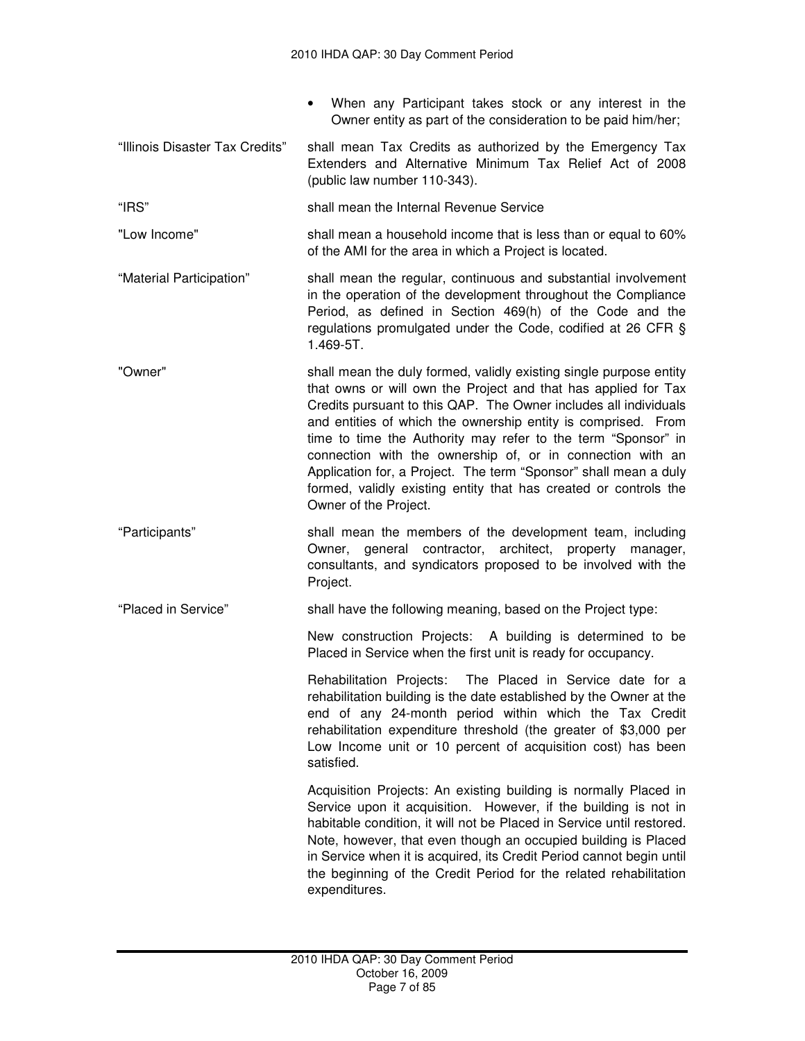- When any Participant takes stock or any interest in the Owner entity as part of the consideration to be paid him/her;

"Illinois Disaster Tax Credits" shall mean Tax Credits as authorized by the Emergency Tax Extenders and Alternative Minimum Tax Relief Act of 2008 (public law number 110-343).

"IRS" shall mean the Internal Revenue Service

"Low Income" shall mean a household income that is less than or equal to 60% of the AMI for the area in which a Project is located.

"Material Participation" shall mean the regular, continuous and substantial involvement in the operation of the development throughout the Compliance Period, as defined in Section 469(h) of the Code and the regulations promulgated under the Code, codified at 26 CFR § 1.469-5T.

"Owner" shall mean the duly formed, validly existing single purpose entity that owns or will own the Project and that has applied for Tax Credits pursuant to this QAP. The Owner includes all individuals and entities of which the ownership entity is comprised. From time to time the Authority may refer to the term "Sponsor" in connection with the ownership of, or in connection with an Application for, a Project. The term "Sponsor" shall mean a duly formed, validly existing entity that has created or controls the Owner of the Project.

"Participants" shall mean the members of the development team, including Owner, general contractor, architect, property manager, consultants, and syndicators proposed to be involved with the Project.

"Placed in Service" shall have the following meaning, based on the Project type:

New construction Projects: A building is determined to be Placed in Service when the first unit is ready for occupancy.

Rehabilitation Projects: The Placed in Service date for a rehabilitation building is the date established by the Owner at the end of any 24-month period within which the Tax Credit rehabilitation expenditure threshold (the greater of $3,000 per Low Income unit or 10 percent of acquisition cost) has been satisfied.

Acquisition Projects: An existing building is normally Placed in Service upon it acquisition. However, if the building is not in habitable condition, it will not be Placed in Service until restored. Note, however, that even though an occupied building is Placed in Service when it is acquired, its Credit Period cannot begin until the beginning of the Credit Period for the related rehabilitation expenditures.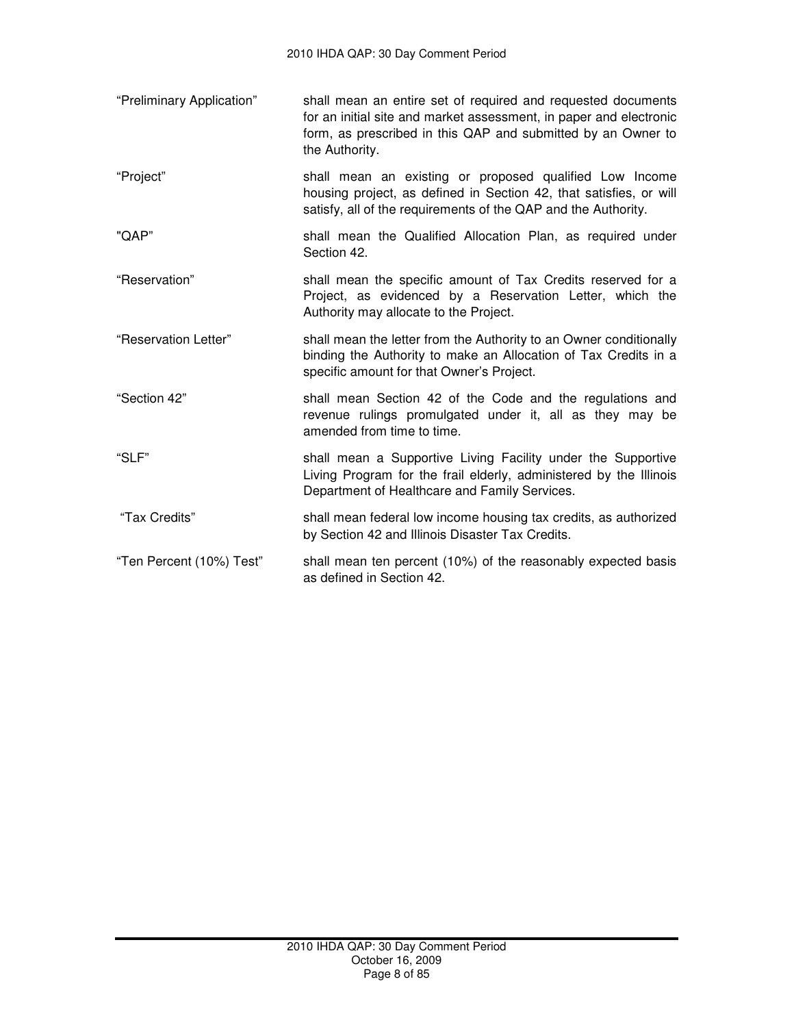| | |
|---|---|
| "Preliminary Application" | shall mean an entire set of required and requested documents for an initial site and market assessment, in paper and electronic form, as prescribed in this QAP and submitted by an Owner to the Authority. |
| "Project" | shall mean an existing or proposed qualified Low Income housing project, as defined in Section 42, that satisfies, or will satisfy, all of the requirements of the QAP and the Authority. |
| "QAP" | shall mean the Qualified Allocation Plan, as required under Section 42. |
| "Reservation" | shall mean the specific amount of Tax Credits reserved for a Project, as evidenced by a Reservation Letter, which the Authority may allocate to the Project. |
| "Reservation Letter" | shall mean the letter from the Authority to an Owner conditionally binding the Authority to make an Allocation of Tax Credits in a specific amount for that Owner's Project. |
| "Section 42" | shall mean Section 42 of the Code and the regulations and revenue rulings promulgated under it, all as they may be amended from time to time. |
| "SLF" | shall mean a Supportive Living Facility under the Supportive Living Program for the frail elderly, administered by the Illinois Department of Healthcare and Family Services. |
| "Tax Credits" | shall mean federal low income housing tax credits, as authorized by Section 42 and Illinois Disaster Tax Credits. |
| "Ten Percent (10%) Test" | shall mean ten percent (10%) of the reasonably expected basis as defined in Section 42. |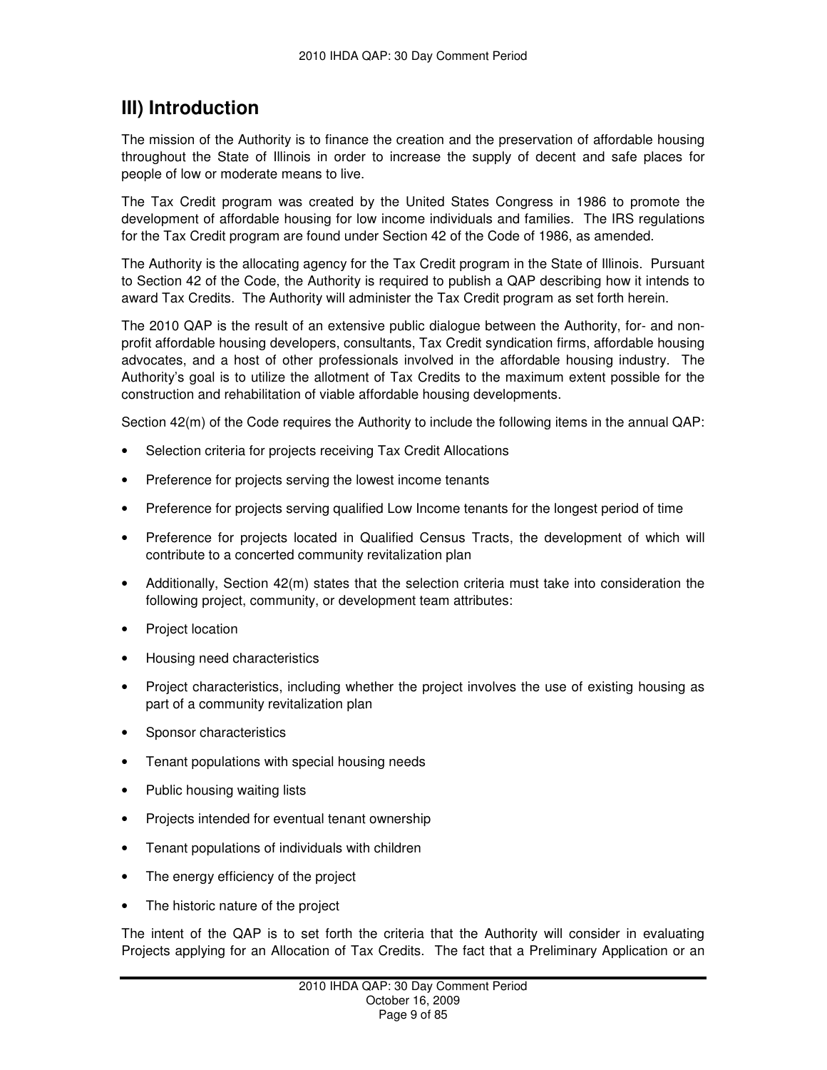## III) Introduction

The mission of the Authority is to finance the creation and the preservation of affordable housing throughout the State of Illinois in order to increase the supply of decent and safe places for people of low or moderate means to live.

The Tax Credit program was created by the United States Congress in 1986 to promote the development of affordable housing for low income individuals and families. The IRS regulations for the Tax Credit program are found under Section 42 of the Code of 1986, as amended.

The Authority is the allocating agency for the Tax Credit program in the State of Illinois. Pursuant to Section 42 of the Code, the Authority is required to publish a QAP describing how it intends to award Tax Credits. The Authority will administer the Tax Credit program as set forth herein.

The 2010 QAP is the result of an extensive public dialogue between the Authority, for- and non-profit affordable housing developers, consultants, Tax Credit syndication firms, affordable housing advocates, and a host of other professionals involved in the affordable housing industry. The Authority's goal is to utilize the allotment of Tax Credits to the maximum extent possible for the construction and rehabilitation of viable affordable housing developments.

Section 42(m) of the Code requires the Authority to include the following items in the annual QAP:

- Selection criteria for projects receiving Tax Credit Allocations
- Preference for projects serving the lowest income tenants
- Preference for projects serving qualified Low Income tenants for the longest period of time
- Preference for projects located in Qualified Census Tracts, the development of which will contribute to a concerted community revitalization plan
- Additionally, Section 42(m) states that the selection criteria must take into consideration the following project, community, or development team attributes:
- Project location
- Housing need characteristics
- Project characteristics, including whether the project involves the use of existing housing as part of a community revitalization plan
- Sponsor characteristics
- Tenant populations with special housing needs
- Public housing waiting lists
- Projects intended for eventual tenant ownership
- Tenant populations of individuals with children
- The energy efficiency of the project
- The historic nature of the project

The intent of the QAP is to set forth the criteria that the Authority will consider in evaluating Projects applying for an Allocation of Tax Credits. The fact that a Preliminary Application or an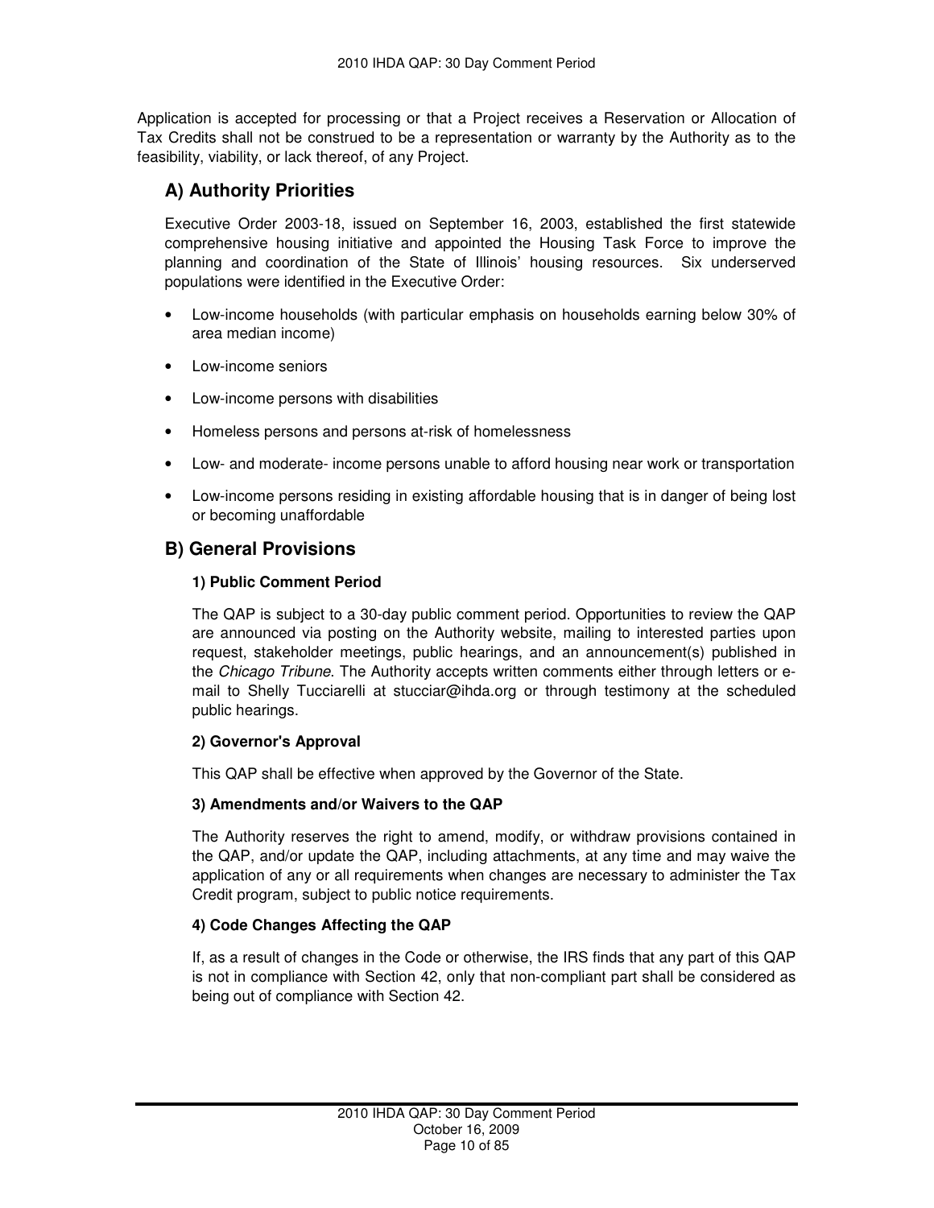Application is accepted for processing or that a Project receives a Reservation or Allocation of Tax Credits shall not be construed to be a representation or warranty by the Authority as to the feasibility, viability, or lack thereof, of any Project.

## A) Authority Priorities

Executive Order 2003-18, issued on September 16, 2003, established the first statewide comprehensive housing initiative and appointed the Housing Task Force to improve the planning and coordination of the State of Illinois' housing resources. Six underserved populations were identified in the Executive Order:

- Low-income households (with particular emphasis on households earning below 30% of area median income)
- Low-income seniors
- Low-income persons with disabilities
- Homeless persons and persons at-risk of homelessness
- Low- and moderate- income persons unable to afford housing near work or transportation
- Low-income persons residing in existing affordable housing that is in danger of being lost or becoming unaffordable

## B) General Provisions

### 1) Public Comment Period

The QAP is subject to a 30-day public comment period. Opportunities to review the QAP are announced via posting on the Authority website, mailing to interested parties upon request, stakeholder meetings, public hearings, and an announcement(s) published in the *Chicago Tribune*. The Authority accepts written comments either through letters or e-mail to Shelly Tucciarelli at stucciar@ihda.org or through testimony at the scheduled public hearings.

### 2) Governor's Approval

This QAP shall be effective when approved by the Governor of the State.

### 3) Amendments and/or Waivers to the QAP

The Authority reserves the right to amend, modify, or withdraw provisions contained in the QAP, and/or update the QAP, including attachments, at any time and may waive the application of any or all requirements when changes are necessary to administer the Tax Credit program, subject to public notice requirements.

### 4) Code Changes Affecting the QAP

If, as a result of changes in the Code or otherwise, the IRS finds that any part of this QAP is not in compliance with Section 42, only that non-compliant part shall be considered as being out of compliance with Section 42.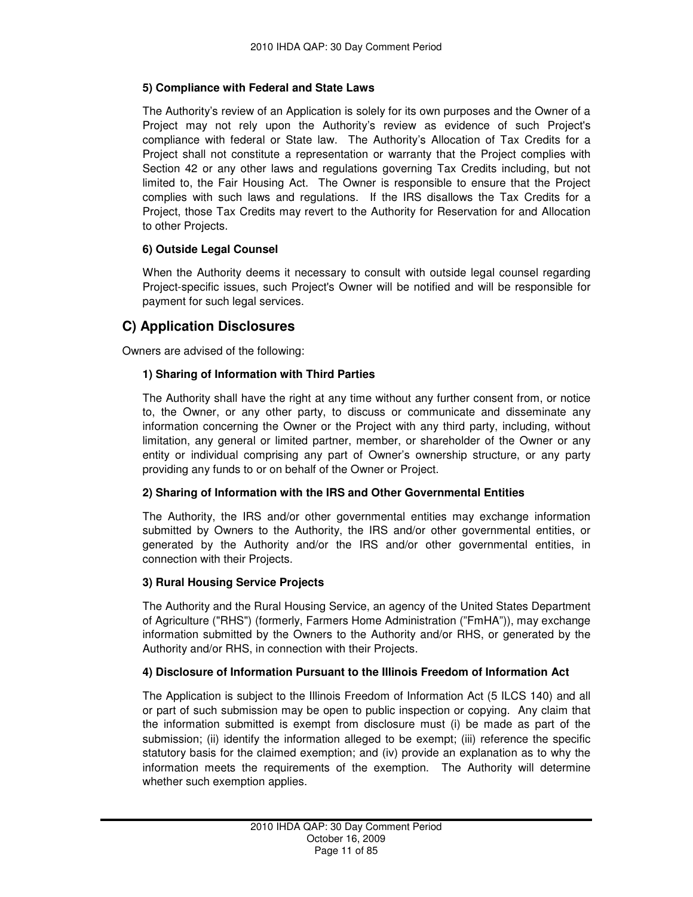#### 5) Compliance with Federal and State Laws

The Authority's review of an Application is solely for its own purposes and the Owner of a Project may not rely upon the Authority's review as evidence of such Project's compliance with federal or State law. The Authority's Allocation of Tax Credits for a Project shall not constitute a representation or warranty that the Project complies with Section 42 or any other laws and regulations governing Tax Credits including, but not limited to, the Fair Housing Act. The Owner is responsible to ensure that the Project complies with such laws and regulations. If the IRS disallows the Tax Credits for a Project, those Tax Credits may revert to the Authority for Reservation for and Allocation to other Projects.

#### 6) Outside Legal Counsel

When the Authority deems it necessary to consult with outside legal counsel regarding Project-specific issues, such Project's Owner will be notified and will be responsible for payment for such legal services.

## C) Application Disclosures

Owners are advised of the following:

#### 1) Sharing of Information with Third Parties

The Authority shall have the right at any time without any further consent from, or notice to, the Owner, or any other party, to discuss or communicate and disseminate any information concerning the Owner or the Project with any third party, including, without limitation, any general or limited partner, member, or shareholder of the Owner or any entity or individual comprising any part of Owner's ownership structure, or any party providing any funds to or on behalf of the Owner or Project.

#### 2) Sharing of Information with the IRS and Other Governmental Entities

The Authority, the IRS and/or other governmental entities may exchange information submitted by Owners to the Authority, the IRS and/or other governmental entities, or generated by the Authority and/or the IRS and/or other governmental entities, in connection with their Projects.

#### 3) Rural Housing Service Projects

The Authority and the Rural Housing Service, an agency of the United States Department of Agriculture ("RHS") (formerly, Farmers Home Administration ("FmHA")), may exchange information submitted by the Owners to the Authority and/or RHS, or generated by the Authority and/or RHS, in connection with their Projects.

#### 4) Disclosure of Information Pursuant to the Illinois Freedom of Information Act

The Application is subject to the Illinois Freedom of Information Act (5 ILCS 140) and all or part of such submission may be open to public inspection or copying. Any claim that the information submitted is exempt from disclosure must (i) be made as part of the submission; (ii) identify the information alleged to be exempt; (iii) reference the specific statutory basis for the claimed exemption; and (iv) provide an explanation as to why the information meets the requirements of the exemption. The Authority will determine whether such exemption applies.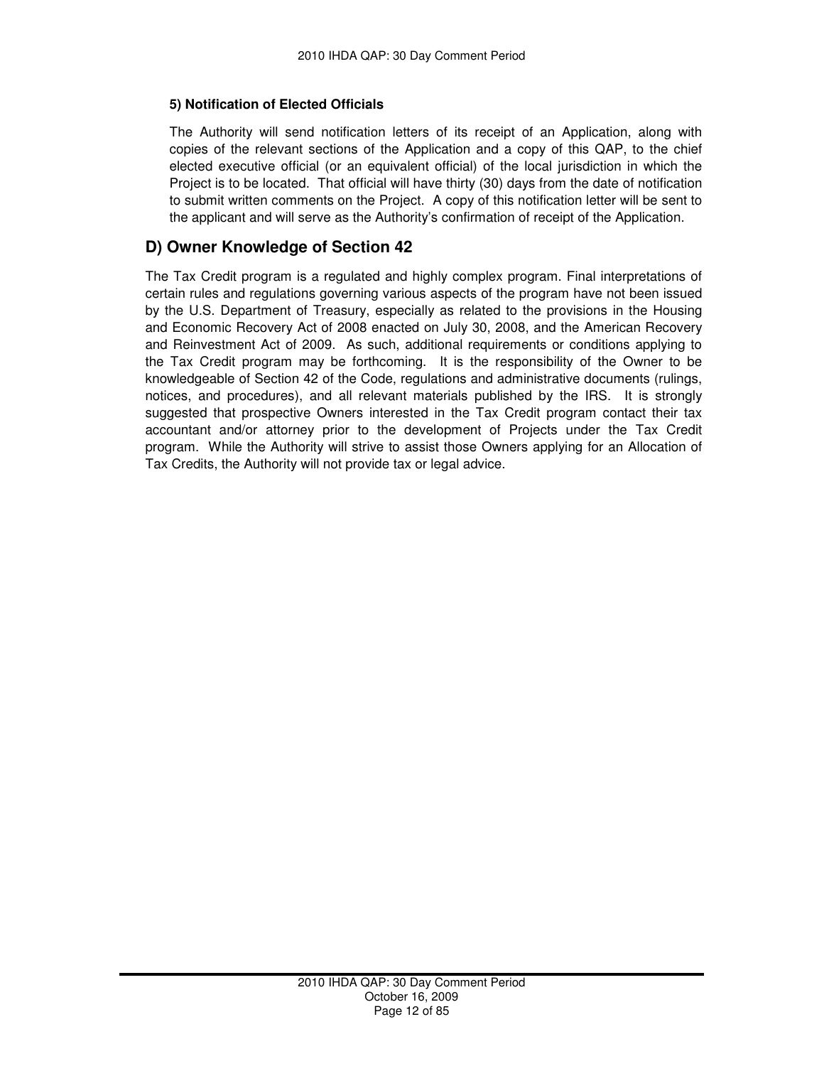### 5) Notification of Elected Officials

The Authority will send notification letters of its receipt of an Application, along with copies of the relevant sections of the Application and a copy of this QAP, to the chief elected executive official (or an equivalent official) of the local jurisdiction in which the Project is to be located. That official will have thirty (30) days from the date of notification to submit written comments on the Project. A copy of this notification letter will be sent to the applicant and will serve as the Authority's confirmation of receipt of the Application.

## D) Owner Knowledge of Section 42

The Tax Credit program is a regulated and highly complex program. Final interpretations of certain rules and regulations governing various aspects of the program have not been issued by the U.S. Department of Treasury, especially as related to the provisions in the Housing and Economic Recovery Act of 2008 enacted on July 30, 2008, and the American Recovery and Reinvestment Act of 2009. As such, additional requirements or conditions applying to the Tax Credit program may be forthcoming. It is the responsibility of the Owner to be knowledgeable of Section 42 of the Code, regulations and administrative documents (rulings, notices, and procedures), and all relevant materials published by the IRS. It is strongly suggested that prospective Owners interested in the Tax Credit program contact their tax accountant and/or attorney prior to the development of Projects under the Tax Credit program. While the Authority will strive to assist those Owners applying for an Allocation of Tax Credits, the Authority will not provide tax or legal advice.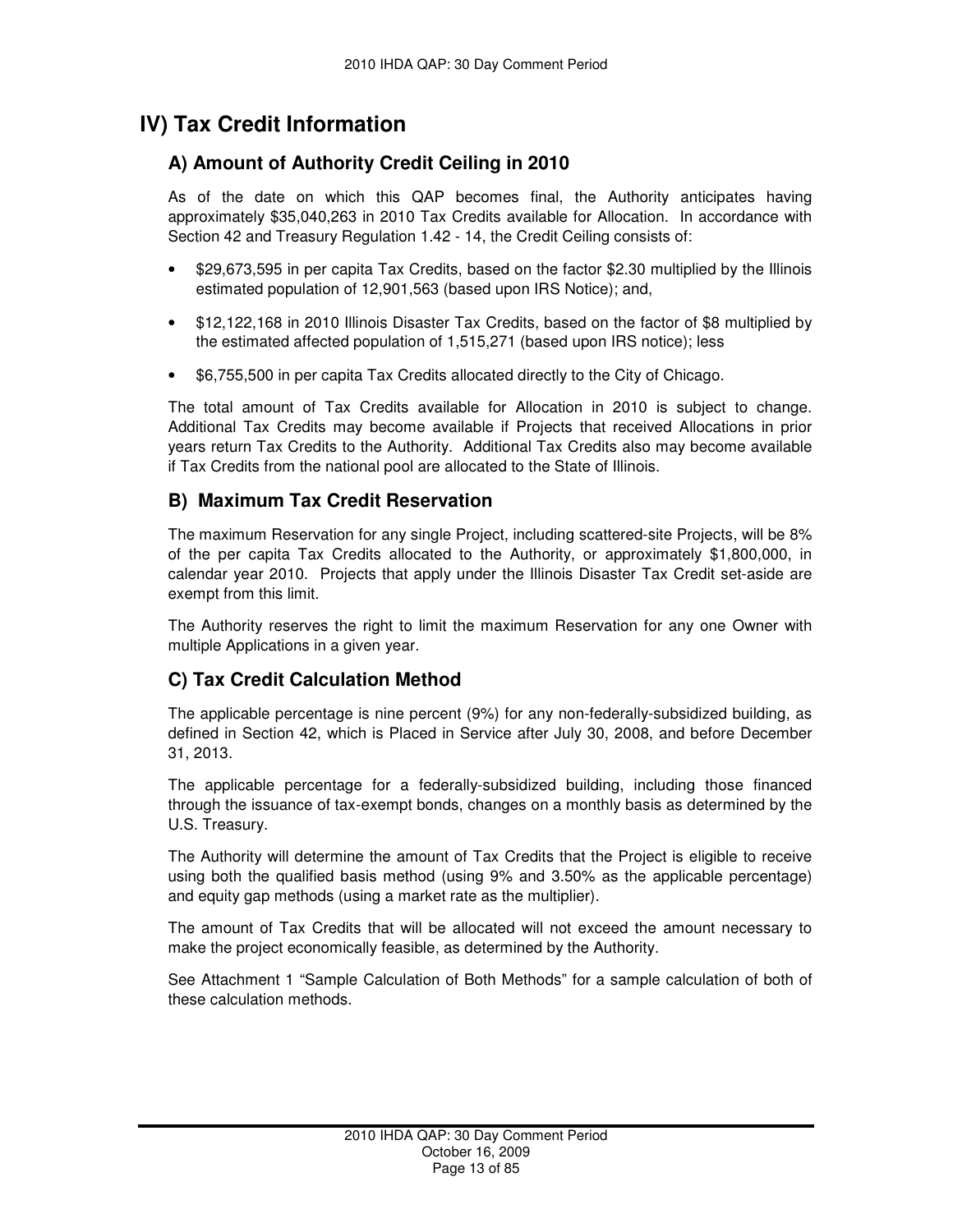# IV) Tax Credit Information

## A) Amount of Authority Credit Ceiling in 2010

As of the date on which this QAP becomes final, the Authority anticipates having approximately $35,040,263 in 2010 Tax Credits available for Allocation. In accordance with Section 42 and Treasury Regulation 1.42 - 14, the Credit Ceiling consists of:

- $29,673,595 in per capita Tax Credits, based on the factor $2.30 multiplied by the Illinois estimated population of 12,901,563 (based upon IRS Notice); and,
- $12,122,168 in 2010 Illinois Disaster Tax Credits, based on the factor of $8 multiplied by the estimated affected population of 1,515,271 (based upon IRS notice); less
- $6,755,500 in per capita Tax Credits allocated directly to the City of Chicago.

The total amount of Tax Credits available for Allocation in 2010 is subject to change. Additional Tax Credits may become available if Projects that received Allocations in prior years return Tax Credits to the Authority. Additional Tax Credits also may become available if Tax Credits from the national pool are allocated to the State of Illinois.

## B) Maximum Tax Credit Reservation

The maximum Reservation for any single Project, including scattered-site Projects, will be 8% of the per capita Tax Credits allocated to the Authority, or approximately $1,800,000, in calendar year 2010. Projects that apply under the Illinois Disaster Tax Credit set-aside are exempt from this limit.

The Authority reserves the right to limit the maximum Reservation for any one Owner with multiple Applications in a given year.

## C) Tax Credit Calculation Method

The applicable percentage is nine percent (9%) for any non-federally-subsidized building, as defined in Section 42, which is Placed in Service after July 30, 2008, and before December 31, 2013.

The applicable percentage for a federally-subsidized building, including those financed through the issuance of tax-exempt bonds, changes on a monthly basis as determined by the U.S. Treasury.

The Authority will determine the amount of Tax Credits that the Project is eligible to receive using both the qualified basis method (using 9% and 3.50% as the applicable percentage) and equity gap methods (using a market rate as the multiplier).

The amount of Tax Credits that will be allocated will not exceed the amount necessary to make the project economically feasible, as determined by the Authority.

See Attachment 1 "Sample Calculation of Both Methods" for a sample calculation of both of these calculation methods.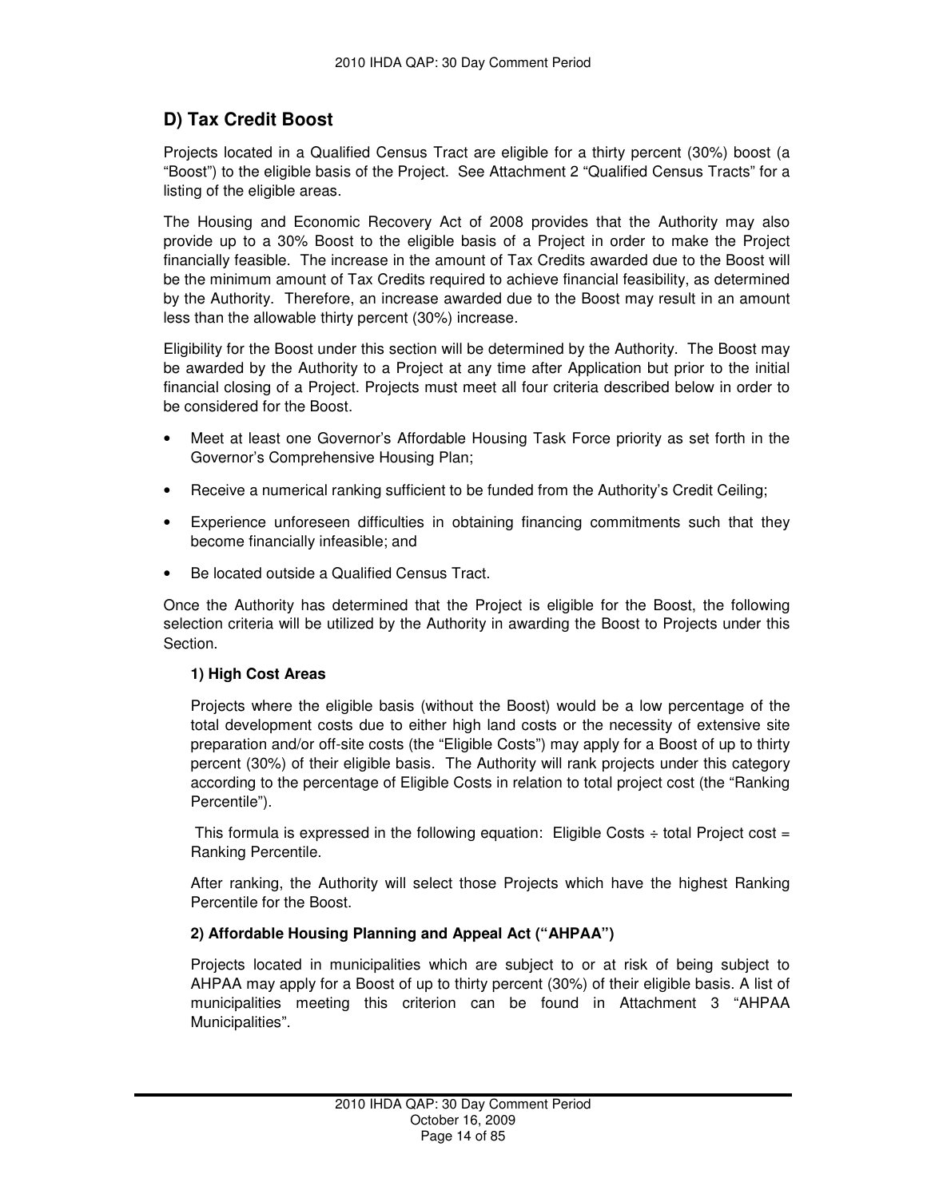## D) Tax Credit Boost

Projects located in a Qualified Census Tract are eligible for a thirty percent (30%) boost (a "Boost") to the eligible basis of the Project. See Attachment 2 "Qualified Census Tracts" for a listing of the eligible areas.

The Housing and Economic Recovery Act of 2008 provides that the Authority may also provide up to a 30% Boost to the eligible basis of a Project in order to make the Project financially feasible. The increase in the amount of Tax Credits awarded due to the Boost will be the minimum amount of Tax Credits required to achieve financial feasibility, as determined by the Authority. Therefore, an increase awarded due to the Boost may result in an amount less than the allowable thirty percent (30%) increase.

Eligibility for the Boost under this section will be determined by the Authority. The Boost may be awarded by the Authority to a Project at any time after Application but prior to the initial financial closing of a Project. Projects must meet all four criteria described below in order to be considered for the Boost.

- Meet at least one Governor's Affordable Housing Task Force priority as set forth in the Governor's Comprehensive Housing Plan;
- Receive a numerical ranking sufficient to be funded from the Authority's Credit Ceiling;
- Experience unforeseen difficulties in obtaining financing commitments such that they become financially infeasible; and
- Be located outside a Qualified Census Tract.

Once the Authority has determined that the Project is eligible for the Boost, the following selection criteria will be utilized by the Authority in awarding the Boost to Projects under this Section.

**1) High Cost Areas**

Projects where the eligible basis (without the Boost) would be a low percentage of the total development costs due to either high land costs or the necessity of extensive site preparation and/or off-site costs (the "Eligible Costs") may apply for a Boost of up to thirty percent (30%) of their eligible basis. The Authority will rank projects under this category according to the percentage of Eligible Costs in relation to total project cost (the "Ranking Percentile").

This formula is expressed in the following equation: Eligible Costs ÷ total Project cost = Ranking Percentile.

After ranking, the Authority will select those Projects which have the highest Ranking Percentile for the Boost.

**2) Affordable Housing Planning and Appeal Act ("AHPAA")**

Projects located in municipalities which are subject to or at risk of being subject to AHPAA may apply for a Boost of up to thirty percent (30%) of their eligible basis. A list of municipalities meeting this criterion can be found in Attachment 3 "AHPAA Municipalities".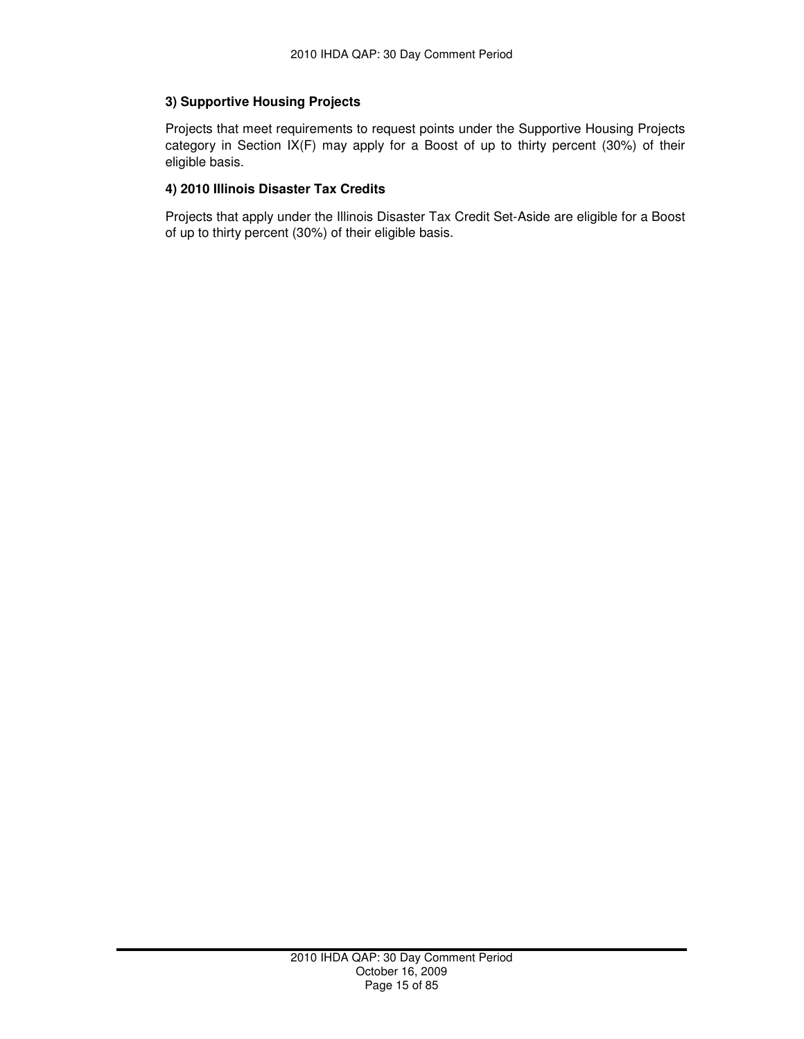**3) Supportive Housing Projects**

Projects that meet requirements to request points under the Supportive Housing Projects category in Section IX(F) may apply for a Boost of up to thirty percent (30%) of their eligible basis.

**4) 2010 Illinois Disaster Tax Credits**

Projects that apply under the Illinois Disaster Tax Credit Set-Aside are eligible for a Boost of up to thirty percent (30%) of their eligible basis.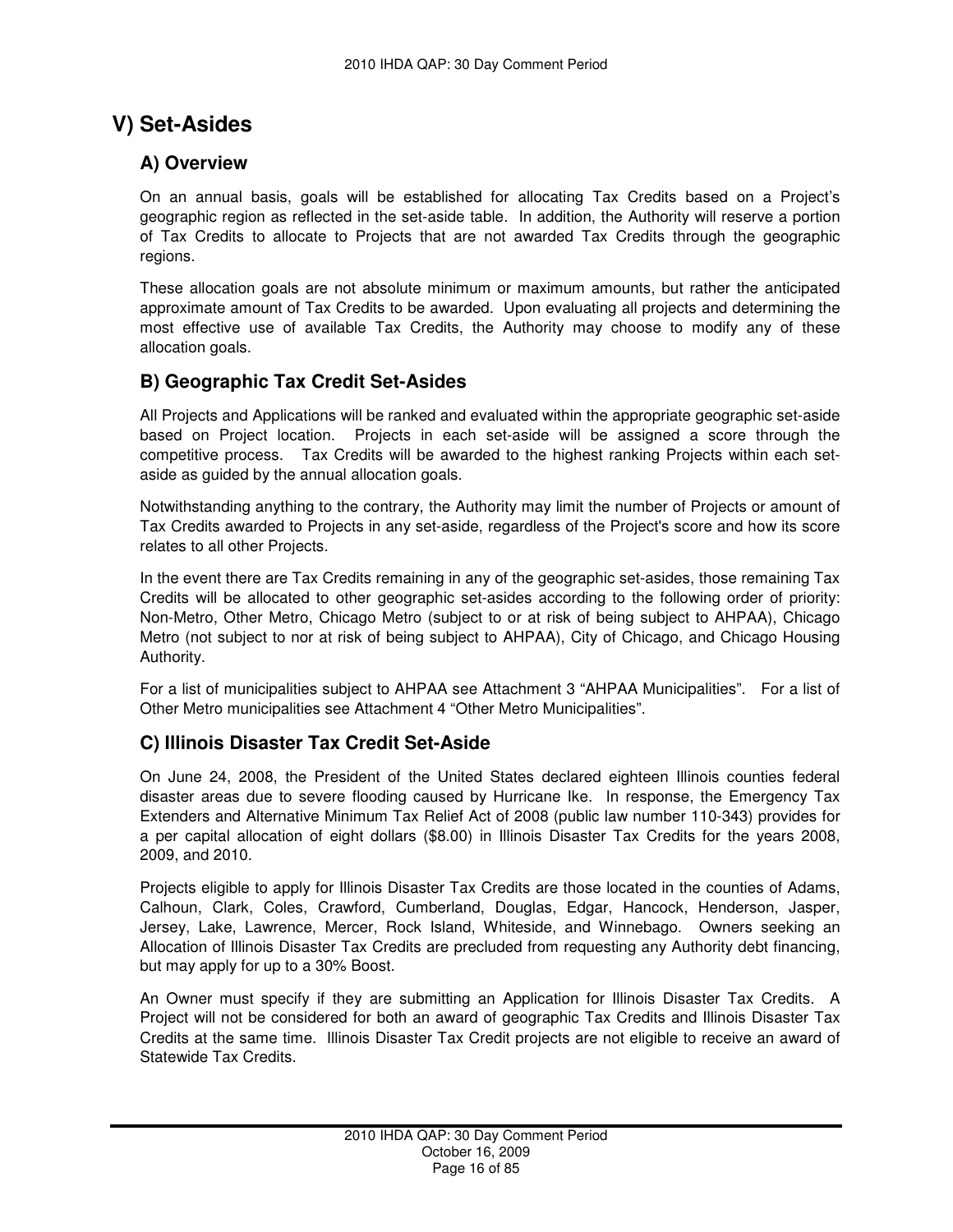# V) Set-Asides

## A) Overview

On an annual basis, goals will be established for allocating Tax Credits based on a Project's geographic region as reflected in the set-aside table. In addition, the Authority will reserve a portion of Tax Credits to allocate to Projects that are not awarded Tax Credits through the geographic regions.

These allocation goals are not absolute minimum or maximum amounts, but rather the anticipated approximate amount of Tax Credits to be awarded. Upon evaluating all projects and determining the most effective use of available Tax Credits, the Authority may choose to modify any of these allocation goals.

## B) Geographic Tax Credit Set-Asides

All Projects and Applications will be ranked and evaluated within the appropriate geographic set-aside based on Project location. Projects in each set-aside will be assigned a score through the competitive process. Tax Credits will be awarded to the highest ranking Projects within each set-aside as guided by the annual allocation goals.

Notwithstanding anything to the contrary, the Authority may limit the number of Projects or amount of Tax Credits awarded to Projects in any set-aside, regardless of the Project's score and how its score relates to all other Projects.

In the event there are Tax Credits remaining in any of the geographic set-asides, those remaining Tax Credits will be allocated to other geographic set-asides according to the following order of priority: Non-Metro, Other Metro, Chicago Metro (subject to or at risk of being subject to AHPAA), Chicago Metro (not subject to nor at risk of being subject to AHPAA), City of Chicago, and Chicago Housing Authority.

For a list of municipalities subject to AHPAA see Attachment 3 "AHPAA Municipalities". For a list of Other Metro municipalities see Attachment 4 "Other Metro Municipalities".

## C) Illinois Disaster Tax Credit Set-Aside

On June 24, 2008, the President of the United States declared eighteen Illinois counties federal disaster areas due to severe flooding caused by Hurricane Ike. In response, the Emergency Tax Extenders and Alternative Minimum Tax Relief Act of 2008 (public law number 110-343) provides for a per capital allocation of eight dollars ($8.00) in Illinois Disaster Tax Credits for the years 2008, 2009, and 2010.

Projects eligible to apply for Illinois Disaster Tax Credits are those located in the counties of Adams, Calhoun, Clark, Coles, Crawford, Cumberland, Douglas, Edgar, Hancock, Henderson, Jasper, Jersey, Lake, Lawrence, Mercer, Rock Island, Whiteside, and Winnebago. Owners seeking an Allocation of Illinois Disaster Tax Credits are precluded from requesting any Authority debt financing, but may apply for up to a 30% Boost.

An Owner must specify if they are submitting an Application for Illinois Disaster Tax Credits. A Project will not be considered for both an award of geographic Tax Credits and Illinois Disaster Tax Credits at the same time. Illinois Disaster Tax Credit projects are not eligible to receive an award of Statewide Tax Credits.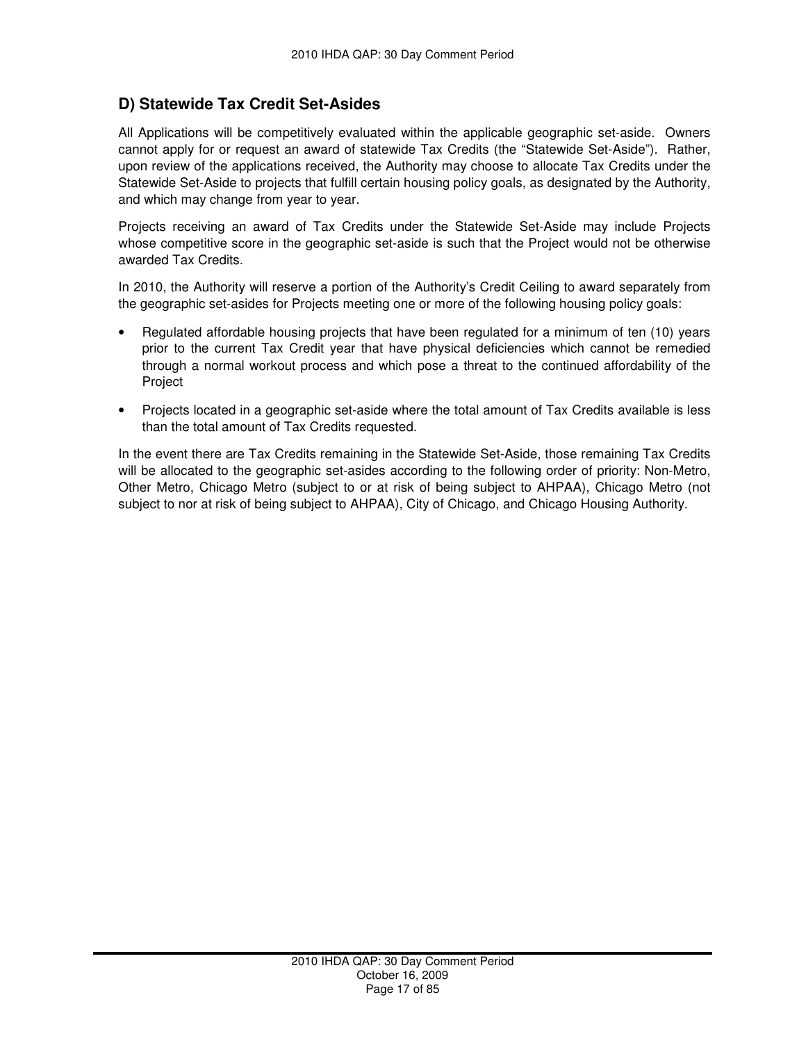## D) Statewide Tax Credit Set-Asides

All Applications will be competitively evaluated within the applicable geographic set-aside. Owners cannot apply for or request an award of statewide Tax Credits (the "Statewide Set-Aside"). Rather, upon review of the applications received, the Authority may choose to allocate Tax Credits under the Statewide Set-Aside to projects that fulfill certain housing policy goals, as designated by the Authority, and which may change from year to year.

Projects receiving an award of Tax Credits under the Statewide Set-Aside may include Projects whose competitive score in the geographic set-aside is such that the Project would not be otherwise awarded Tax Credits.

In 2010, the Authority will reserve a portion of the Authority's Credit Ceiling to award separately from the geographic set-asides for Projects meeting one or more of the following housing policy goals:

- Regulated affordable housing projects that have been regulated for a minimum of ten (10) years prior to the current Tax Credit year that have physical deficiencies which cannot be remedied through a normal workout process and which pose a threat to the continued affordability of the Project
- Projects located in a geographic set-aside where the total amount of Tax Credits available is less than the total amount of Tax Credits requested.

In the event there are Tax Credits remaining in the Statewide Set-Aside, those remaining Tax Credits will be allocated to the geographic set-asides according to the following order of priority: Non-Metro, Other Metro, Chicago Metro (subject to or at risk of being subject to AHPAA), Chicago Metro (not subject to nor at risk of being subject to AHPAA), City of Chicago, and Chicago Housing Authority.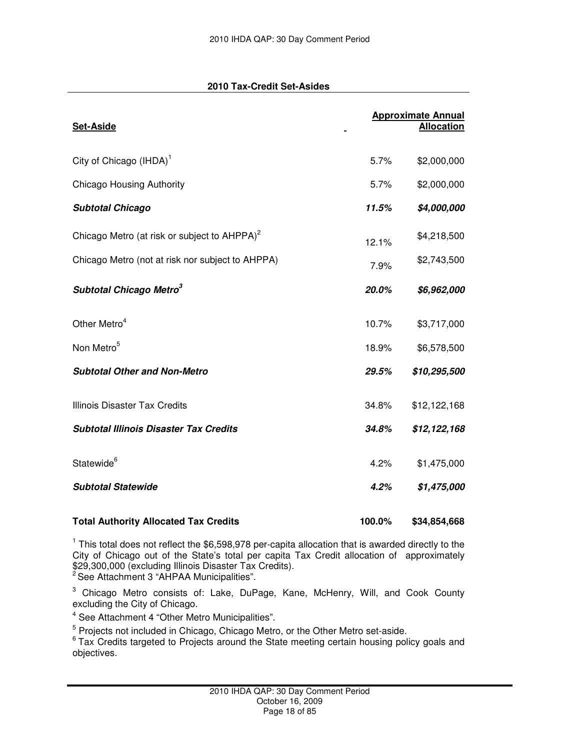## 2010 Tax-Credit Set-Asides

| Set-Aside | | Approximate Annual Allocation |
|---|---|---|
| City of Chicago (IHDA)[1] | 5.7% | $2,000,000 |
| Chicago Housing Authority | 5.7% | $2,000,000 |
| ***Subtotal Chicago*** | ***11.5%*** | ***$4,000,000*** |
| Chicago Metro (at risk or subject to AHPPA)[2] | 12.1% | $4,218,500 |
| Chicago Metro (not at risk nor subject to AHPPA) | 7.9% | $2,743,500 |
| ***Subtotal Chicago Metro[3]*** | ***20.0%*** | ***$6,962,000*** |
| Other Metro[4] | 10.7% | $3,717,000 |
| Non Metro[5] | 18.9% | $6,578,500 |
| ***Subtotal Other and Non-Metro*** | ***29.5%*** | ***$10,295,500*** |
| Illinois Disaster Tax Credits | 34.8% | $12,122,168 |
| ***Subtotal Illinois Disaster Tax Credits*** | ***34.8%*** | ***$12,122,168*** |
| Statewide[6] | 4.2% | $1,475,000 |
| ***Subtotal Statewide*** | ***4.2%*** | ***$1,475,000*** |
| **Total Authority Allocated Tax Credits** | **100.0%** | **$34,854,668** |

[1] This total does not reflect the $6,598,978 per-capita allocation that is awarded directly to the City of Chicago out of the State's total per capita Tax Credit allocation of approximately $29,300,000 (excluding Illinois Disaster Tax Credits).

[2] See Attachment 3 "AHPAA Municipalities".

[3] Chicago Metro consists of: Lake, DuPage, Kane, McHenry, Will, and Cook County excluding the City of Chicago.

[4] See Attachment 4 "Other Metro Municipalities".

[5] Projects not included in Chicago, Chicago Metro, or the Other Metro set-aside.

[6] Tax Credits targeted to Projects around the State meeting certain housing policy goals and objectives.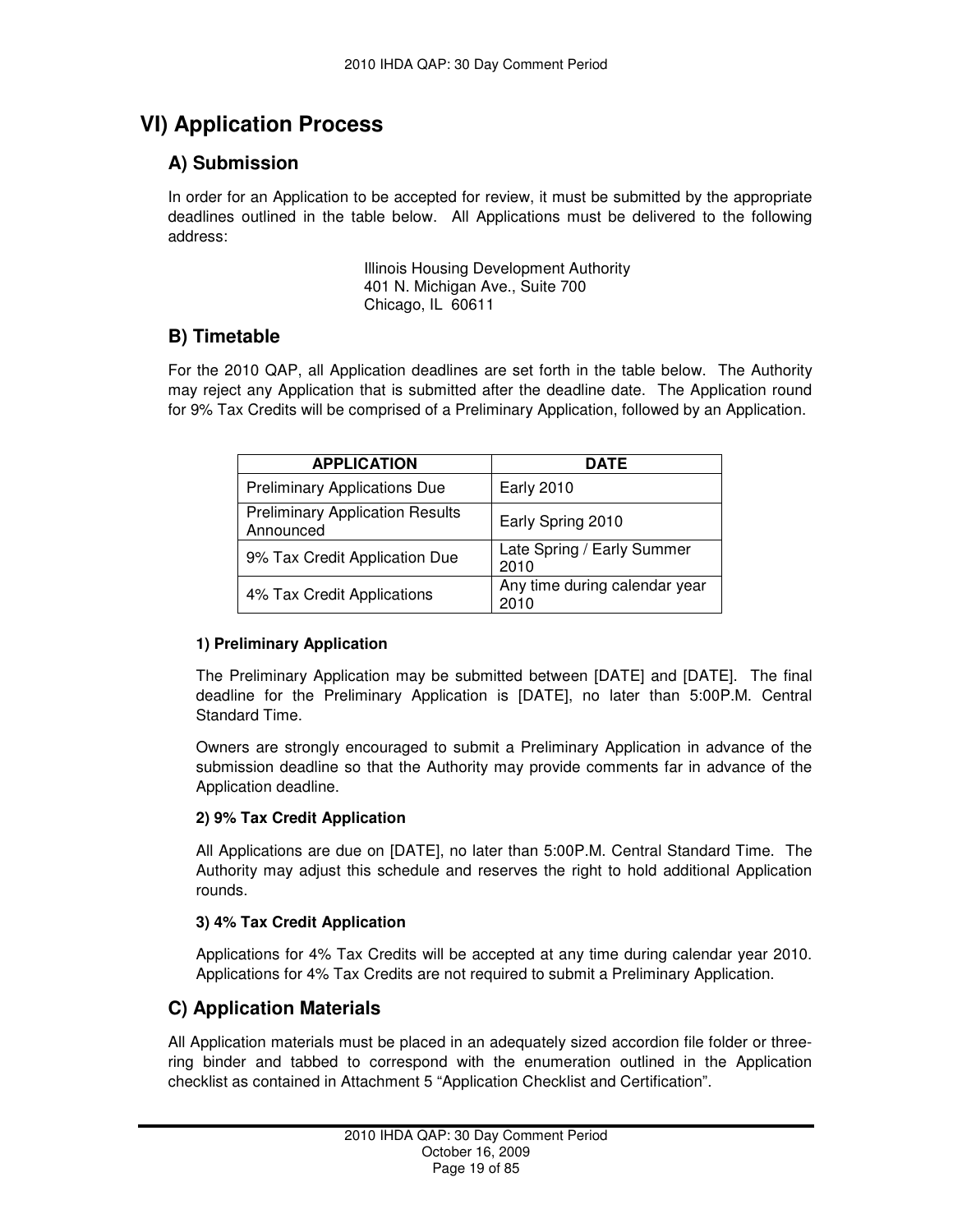# VI) Application Process

## A) Submission

In order for an Application to be accepted for review, it must be submitted by the appropriate deadlines outlined in the table below. All Applications must be delivered to the following address:

Illinois Housing Development Authority
401 N. Michigan Ave., Suite 700
Chicago, IL 60611

## B) Timetable

For the 2010 QAP, all Application deadlines are set forth in the table below. The Authority may reject any Application that is submitted after the deadline date. The Application round for 9% Tax Credits will be comprised of a Preliminary Application, followed by an Application.

| APPLICATION | DATE |
|---|---|
| Preliminary Applications Due | Early 2010 |
| Preliminary Application Results Announced | Early Spring 2010 |
| 9% Tax Credit Application Due | Late Spring / Early Summer 2010 |
| 4% Tax Credit Applications | Any time during calendar year 2010 |

#### 1) Preliminary Application

The Preliminary Application may be submitted between [DATE] and [DATE]. The final deadline for the Preliminary Application is [DATE], no later than 5:00P.M. Central Standard Time.

Owners are strongly encouraged to submit a Preliminary Application in advance of the submission deadline so that the Authority may provide comments far in advance of the Application deadline.

#### 2) 9% Tax Credit Application

All Applications are due on [DATE], no later than 5:00P.M. Central Standard Time. The Authority may adjust this schedule and reserves the right to hold additional Application rounds.

#### 3) 4% Tax Credit Application

Applications for 4% Tax Credits will be accepted at any time during calendar year 2010. Applications for 4% Tax Credits are not required to submit a Preliminary Application.

## C) Application Materials

All Application materials must be placed in an adequately sized accordion file folder or three-ring binder and tabbed to correspond with the enumeration outlined in the Application checklist as contained in Attachment 5 "Application Checklist and Certification".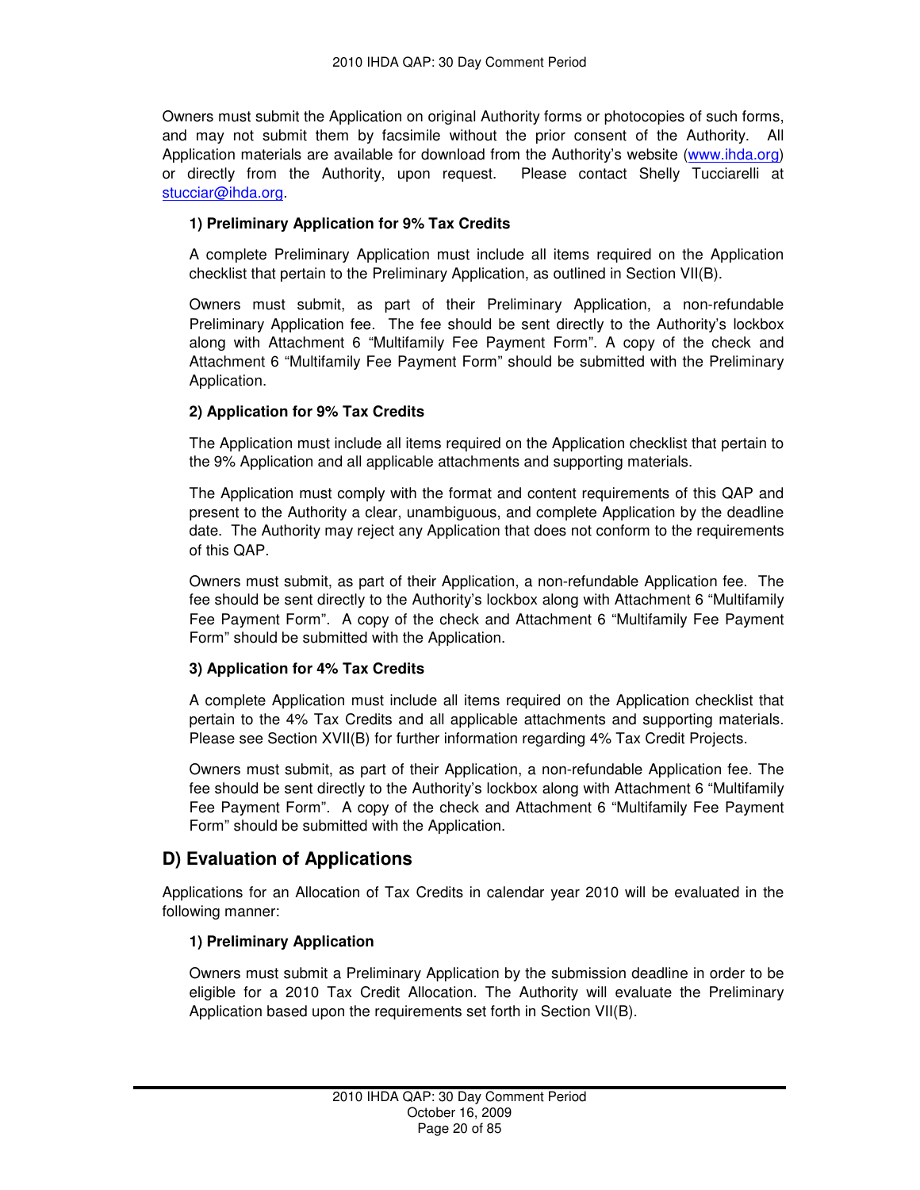Owners must submit the Application on original Authority forms or photocopies of such forms, and may not submit them by facsimile without the prior consent of the Authority. All Application materials are available for download from the Authority's website (www.ihda.org) or directly from the Authority, upon request. Please contact Shelly Tucciarelli at stucciar@ihda.org.

**1) Preliminary Application for 9% Tax Credits**

A complete Preliminary Application must include all items required on the Application checklist that pertain to the Preliminary Application, as outlined in Section VII(B).

Owners must submit, as part of their Preliminary Application, a non-refundable Preliminary Application fee. The fee should be sent directly to the Authority's lockbox along with Attachment 6 "Multifamily Fee Payment Form". A copy of the check and Attachment 6 "Multifamily Fee Payment Form" should be submitted with the Preliminary Application.

**2) Application for 9% Tax Credits**

The Application must include all items required on the Application checklist that pertain to the 9% Application and all applicable attachments and supporting materials.

The Application must comply with the format and content requirements of this QAP and present to the Authority a clear, unambiguous, and complete Application by the deadline date. The Authority may reject any Application that does not conform to the requirements of this QAP.

Owners must submit, as part of their Application, a non-refundable Application fee. The fee should be sent directly to the Authority's lockbox along with Attachment 6 "Multifamily Fee Payment Form". A copy of the check and Attachment 6 "Multifamily Fee Payment Form" should be submitted with the Application.

**3) Application for 4% Tax Credits**

A complete Application must include all items required on the Application checklist that pertain to the 4% Tax Credits and all applicable attachments and supporting materials. Please see Section XVII(B) for further information regarding 4% Tax Credit Projects.

Owners must submit, as part of their Application, a non-refundable Application fee. The fee should be sent directly to the Authority's lockbox along with Attachment 6 "Multifamily Fee Payment Form". A copy of the check and Attachment 6 "Multifamily Fee Payment Form" should be submitted with the Application.

## D) Evaluation of Applications

Applications for an Allocation of Tax Credits in calendar year 2010 will be evaluated in the following manner:

**1) Preliminary Application**

Owners must submit a Preliminary Application by the submission deadline in order to be eligible for a 2010 Tax Credit Allocation. The Authority will evaluate the Preliminary Application based upon the requirements set forth in Section VII(B).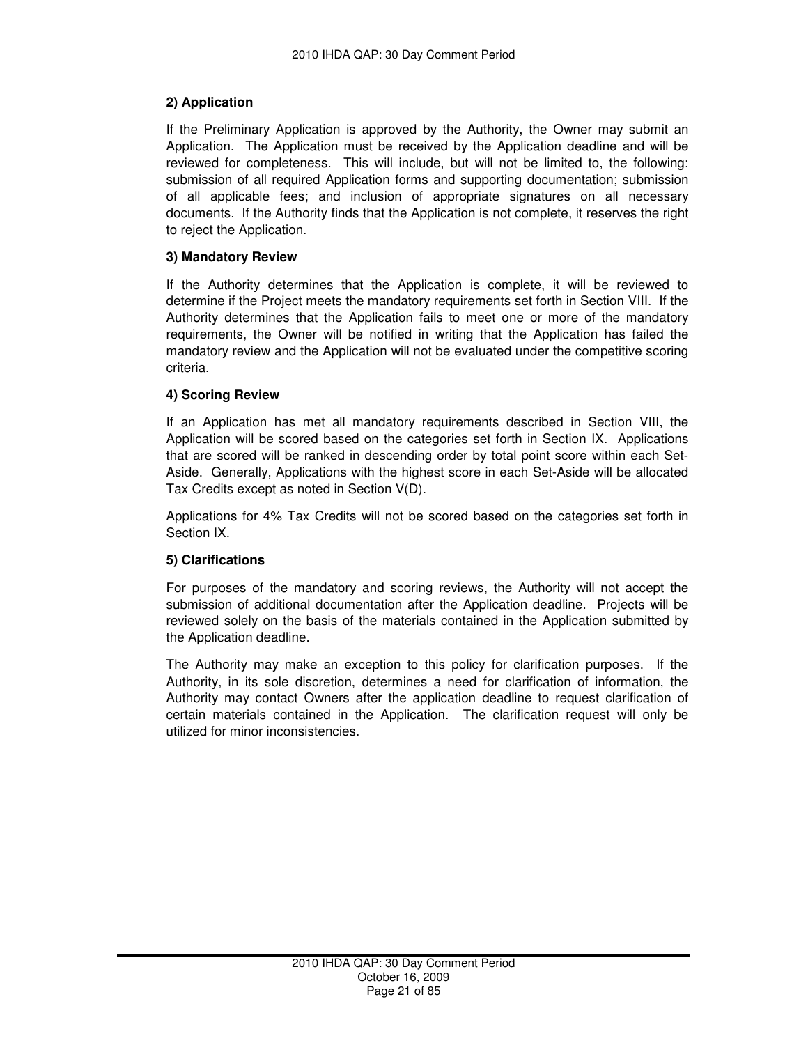**2) Application**

If the Preliminary Application is approved by the Authority, the Owner may submit an Application. The Application must be received by the Application deadline and will be reviewed for completeness. This will include, but will not be limited to, the following: submission of all required Application forms and supporting documentation; submission of all applicable fees; and inclusion of appropriate signatures on all necessary documents. If the Authority finds that the Application is not complete, it reserves the right to reject the Application.

**3) Mandatory Review**

If the Authority determines that the Application is complete, it will be reviewed to determine if the Project meets the mandatory requirements set forth in Section VIII. If the Authority determines that the Application fails to meet one or more of the mandatory requirements, the Owner will be notified in writing that the Application has failed the mandatory review and the Application will not be evaluated under the competitive scoring criteria.

**4) Scoring Review**

If an Application has met all mandatory requirements described in Section VIII, the Application will be scored based on the categories set forth in Section IX. Applications that are scored will be ranked in descending order by total point score within each Set-Aside. Generally, Applications with the highest score in each Set-Aside will be allocated Tax Credits except as noted in Section V(D).

Applications for 4% Tax Credits will not be scored based on the categories set forth in Section IX.

**5) Clarifications**

For purposes of the mandatory and scoring reviews, the Authority will not accept the submission of additional documentation after the Application deadline. Projects will be reviewed solely on the basis of the materials contained in the Application submitted by the Application deadline.

The Authority may make an exception to this policy for clarification purposes. If the Authority, in its sole discretion, determines a need for clarification of information, the Authority may contact Owners after the application deadline to request clarification of certain materials contained in the Application. The clarification request will only be utilized for minor inconsistencies.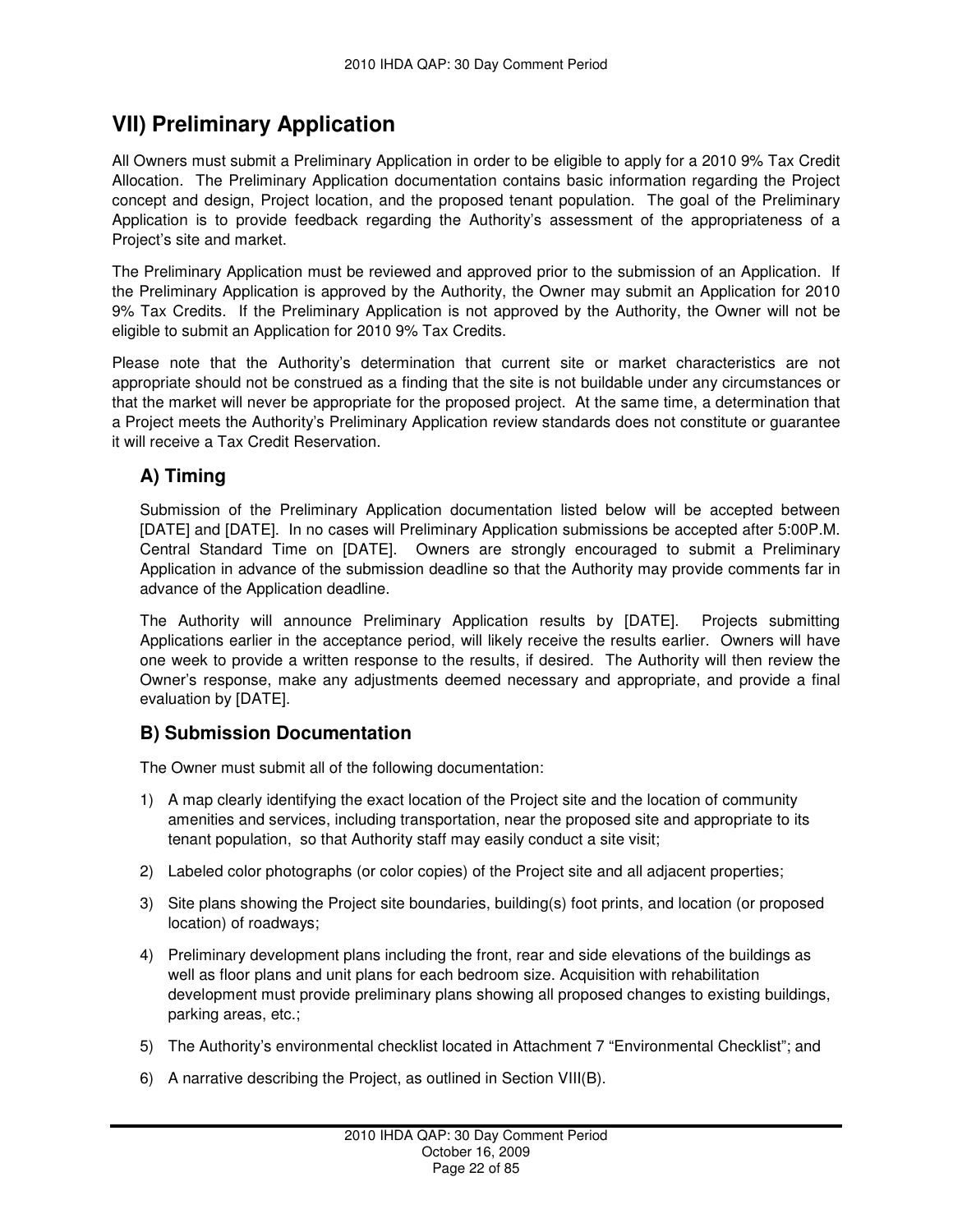## VII) Preliminary Application

All Owners must submit a Preliminary Application in order to be eligible to apply for a 2010 9% Tax Credit Allocation. The Preliminary Application documentation contains basic information regarding the Project concept and design, Project location, and the proposed tenant population. The goal of the Preliminary Application is to provide feedback regarding the Authority's assessment of the appropriateness of a Project's site and market.

The Preliminary Application must be reviewed and approved prior to the submission of an Application. If the Preliminary Application is approved by the Authority, the Owner may submit an Application for 2010 9% Tax Credits. If the Preliminary Application is not approved by the Authority, the Owner will not be eligible to submit an Application for 2010 9% Tax Credits.

Please note that the Authority's determination that current site or market characteristics are not appropriate should not be construed as a finding that the site is not buildable under any circumstances or that the market will never be appropriate for the proposed project. At the same time, a determination that a Project meets the Authority's Preliminary Application review standards does not constitute or guarantee it will receive a Tax Credit Reservation.

### A) Timing

Submission of the Preliminary Application documentation listed below will be accepted between [DATE] and [DATE]. In no cases will Preliminary Application submissions be accepted after 5:00P.M. Central Standard Time on [DATE]. Owners are strongly encouraged to submit a Preliminary Application in advance of the submission deadline so that the Authority may provide comments far in advance of the Application deadline.

The Authority will announce Preliminary Application results by [DATE]. Projects submitting Applications earlier in the acceptance period, will likely receive the results earlier. Owners will have one week to provide a written response to the results, if desired. The Authority will then review the Owner's response, make any adjustments deemed necessary and appropriate, and provide a final evaluation by [DATE].

### B) Submission Documentation

The Owner must submit all of the following documentation:

1) A map clearly identifying the exact location of the Project site and the location of community amenities and services, including transportation, near the proposed site and appropriate to its tenant population, so that Authority staff may easily conduct a site visit;
2) Labeled color photographs (or color copies) of the Project site and all adjacent properties;
3) Site plans showing the Project site boundaries, building(s) foot prints, and location (or proposed location) of roadways;
4) Preliminary development plans including the front, rear and side elevations of the buildings as well as floor plans and unit plans for each bedroom size. Acquisition with rehabilitation development must provide preliminary plans showing all proposed changes to existing buildings, parking areas, etc.;
5) The Authority's environmental checklist located in Attachment 7 "Environmental Checklist"; and
6) A narrative describing the Project, as outlined in Section VIII(B).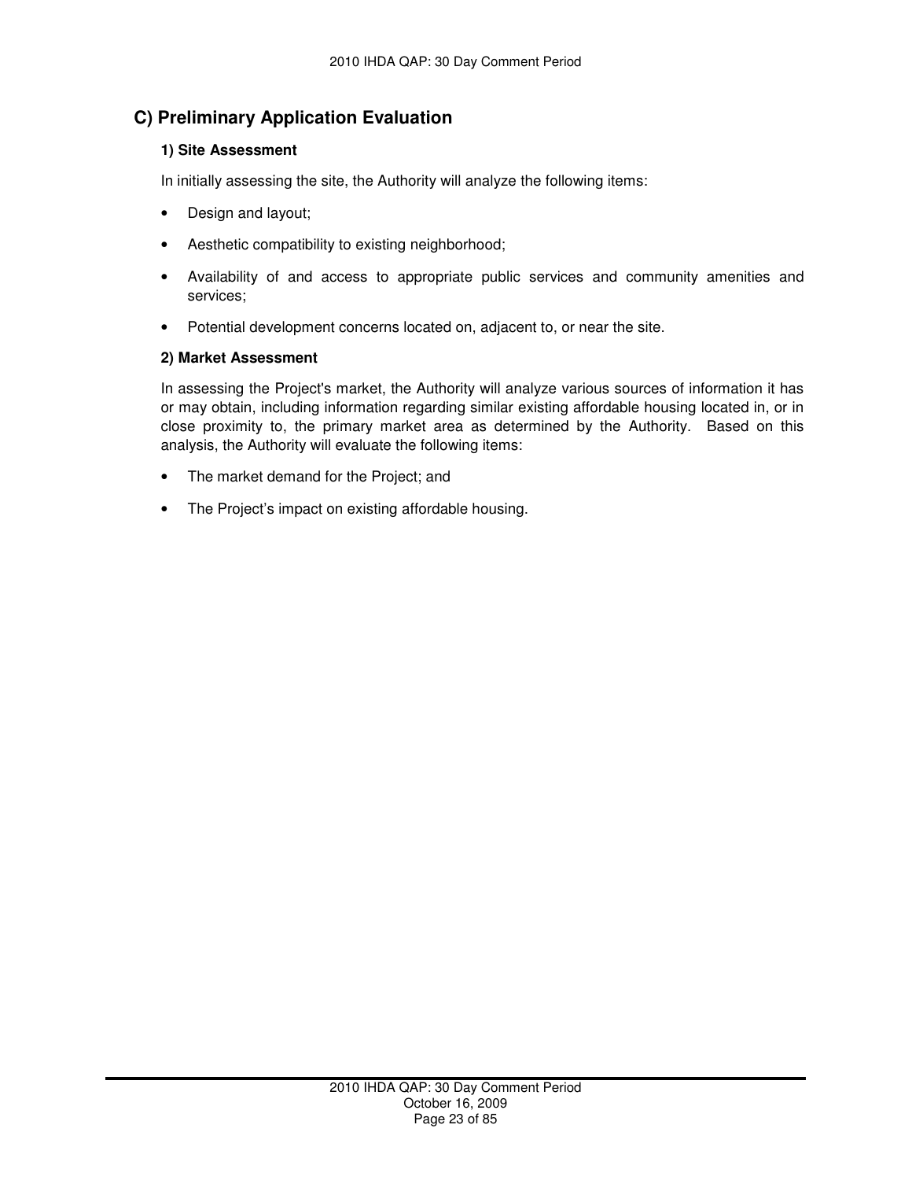## C) Preliminary Application Evaluation

### 1) Site Assessment

In initially assessing the site, the Authority will analyze the following items:

- Design and layout;
- Aesthetic compatibility to existing neighborhood;
- Availability of and access to appropriate public services and community amenities and services;
- Potential development concerns located on, adjacent to, or near the site.

### 2) Market Assessment

In assessing the Project's market, the Authority will analyze various sources of information it has or may obtain, including information regarding similar existing affordable housing located in, or in close proximity to, the primary market area as determined by the Authority. Based on this analysis, the Authority will evaluate the following items:

- The market demand for the Project; and
- The Project's impact on existing affordable housing.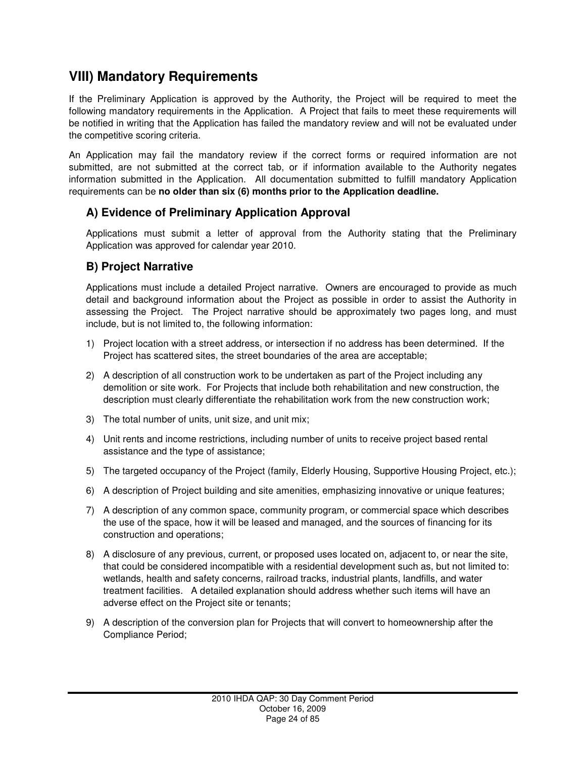## VIII) Mandatory Requirements

If the Preliminary Application is approved by the Authority, the Project will be required to meet the following mandatory requirements in the Application. A Project that fails to meet these requirements will be notified in writing that the Application has failed the mandatory review and will not be evaluated under the competitive scoring criteria.

An Application may fail the mandatory review if the correct forms or required information are not submitted, are not submitted at the correct tab, or if information available to the Authority negates information submitted in the Application. All documentation submitted to fulfill mandatory Application requirements can be **no older than six (6) months prior to the Application deadline.**

### A) Evidence of Preliminary Application Approval

Applications must submit a letter of approval from the Authority stating that the Preliminary Application was approved for calendar year 2010.

### B) Project Narrative

Applications must include a detailed Project narrative. Owners are encouraged to provide as much detail and background information about the Project as possible in order to assist the Authority in assessing the Project. The Project narrative should be approximately two pages long, and must include, but is not limited to, the following information:

1) Project location with a street address, or intersection if no address has been determined. If the Project has scattered sites, the street boundaries of the area are acceptable;
2) A description of all construction work to be undertaken as part of the Project including any demolition or site work. For Projects that include both rehabilitation and new construction, the description must clearly differentiate the rehabilitation work from the new construction work;
3) The total number of units, unit size, and unit mix;
4) Unit rents and income restrictions, including number of units to receive project based rental assistance and the type of assistance;
5) The targeted occupancy of the Project (family, Elderly Housing, Supportive Housing Project, etc.);
6) A description of Project building and site amenities, emphasizing innovative or unique features;
7) A description of any common space, community program, or commercial space which describes the use of the space, how it will be leased and managed, and the sources of financing for its construction and operations;
8) A disclosure of any previous, current, or proposed uses located on, adjacent to, or near the site, that could be considered incompatible with a residential development such as, but not limited to: wetlands, health and safety concerns, railroad tracks, industrial plants, landfills, and water treatment facilities. A detailed explanation should address whether such items will have an adverse effect on the Project site or tenants;
9) A description of the conversion plan for Projects that will convert to homeownership after the Compliance Period;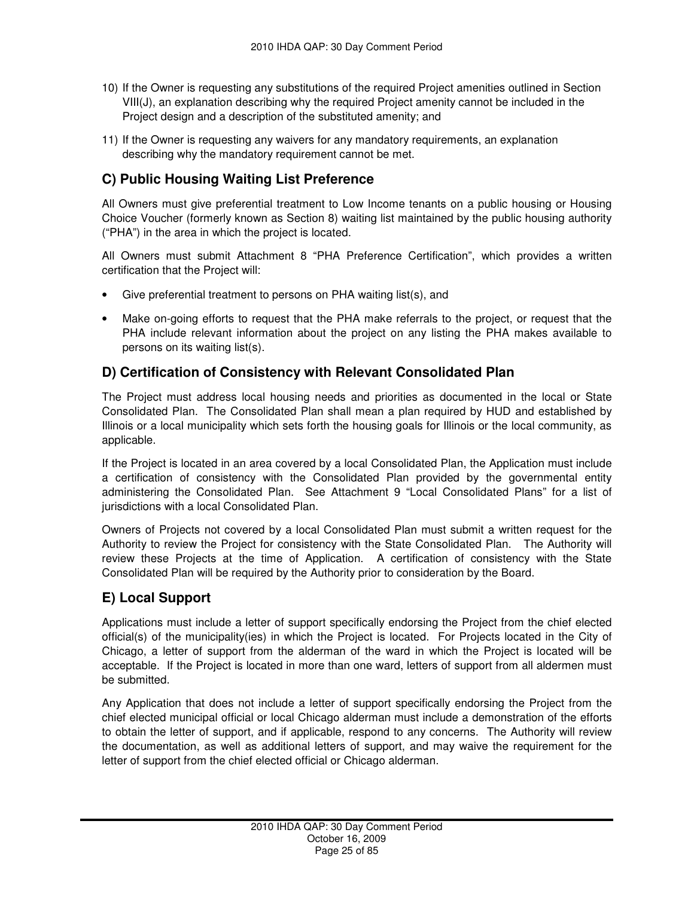10) If the Owner is requesting any substitutions of the required Project amenities outlined in Section VIII(J), an explanation describing why the required Project amenity cannot be included in the Project design and a description of the substituted amenity; and

11) If the Owner is requesting any waivers for any mandatory requirements, an explanation describing why the mandatory requirement cannot be met.

## C) Public Housing Waiting List Preference

All Owners must give preferential treatment to Low Income tenants on a public housing or Housing Choice Voucher (formerly known as Section 8) waiting list maintained by the public housing authority ("PHA") in the area in which the project is located.

All Owners must submit Attachment 8 "PHA Preference Certification", which provides a written certification that the Project will:

- Give preferential treatment to persons on PHA waiting list(s), and
- Make on-going efforts to request that the PHA make referrals to the project, or request that the PHA include relevant information about the project on any listing the PHA makes available to persons on its waiting list(s).

## D) Certification of Consistency with Relevant Consolidated Plan

The Project must address local housing needs and priorities as documented in the local or State Consolidated Plan. The Consolidated Plan shall mean a plan required by HUD and established by Illinois or a local municipality which sets forth the housing goals for Illinois or the local community, as applicable.

If the Project is located in an area covered by a local Consolidated Plan, the Application must include a certification of consistency with the Consolidated Plan provided by the governmental entity administering the Consolidated Plan. See Attachment 9 "Local Consolidated Plans" for a list of jurisdictions with a local Consolidated Plan.

Owners of Projects not covered by a local Consolidated Plan must submit a written request for the Authority to review the Project for consistency with the State Consolidated Plan. The Authority will review these Projects at the time of Application. A certification of consistency with the State Consolidated Plan will be required by the Authority prior to consideration by the Board.

## E) Local Support

Applications must include a letter of support specifically endorsing the Project from the chief elected official(s) of the municipality(ies) in which the Project is located. For Projects located in the City of Chicago, a letter of support from the alderman of the ward in which the Project is located will be acceptable. If the Project is located in more than one ward, letters of support from all aldermen must be submitted.

Any Application that does not include a letter of support specifically endorsing the Project from the chief elected municipal official or local Chicago alderman must include a demonstration of the efforts to obtain the letter of support, and if applicable, respond to any concerns. The Authority will review the documentation, as well as additional letters of support, and may waive the requirement for the letter of support from the chief elected official or Chicago alderman.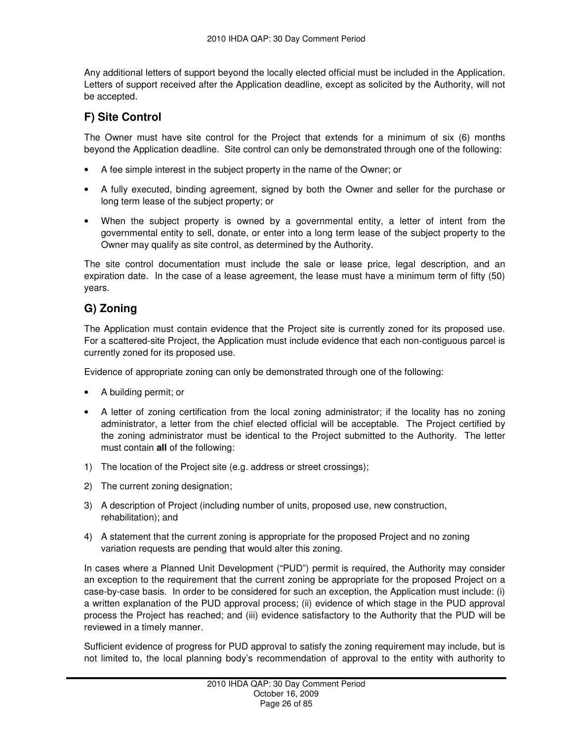Any additional letters of support beyond the locally elected official must be included in the Application. Letters of support received after the Application deadline, except as solicited by the Authority, will not be accepted.

## F) Site Control

The Owner must have site control for the Project that extends for a minimum of six (6) months beyond the Application deadline. Site control can only be demonstrated through one of the following:

- A fee simple interest in the subject property in the name of the Owner; or
- A fully executed, binding agreement, signed by both the Owner and seller for the purchase or long term lease of the subject property; or
- When the subject property is owned by a governmental entity, a letter of intent from the governmental entity to sell, donate, or enter into a long term lease of the subject property to the Owner may qualify as site control, as determined by the Authority.

The site control documentation must include the sale or lease price, legal description, and an expiration date. In the case of a lease agreement, the lease must have a minimum term of fifty (50) years.

## G) Zoning

The Application must contain evidence that the Project site is currently zoned for its proposed use. For a scattered-site Project, the Application must include evidence that each non-contiguous parcel is currently zoned for its proposed use.

Evidence of appropriate zoning can only be demonstrated through one of the following:

- A building permit; or
- A letter of zoning certification from the local zoning administrator; if the locality has no zoning administrator, a letter from the chief elected official will be acceptable. The Project certified by the zoning administrator must be identical to the Project submitted to the Authority. The letter must contain **all** of the following:

1) The location of the Project site (e.g. address or street crossings);
2) The current zoning designation;
3) A description of Project (including number of units, proposed use, new construction, rehabilitation); and
4) A statement that the current zoning is appropriate for the proposed Project and no zoning variation requests are pending that would alter this zoning.

In cases where a Planned Unit Development ("PUD") permit is required, the Authority may consider an exception to the requirement that the current zoning be appropriate for the proposed Project on a case-by-case basis. In order to be considered for such an exception, the Application must include: (i) a written explanation of the PUD approval process; (ii) evidence of which stage in the PUD approval process the Project has reached; and (iii) evidence satisfactory to the Authority that the PUD will be reviewed in a timely manner.

Sufficient evidence of progress for PUD approval to satisfy the zoning requirement may include, but is not limited to, the local planning body's recommendation of approval to the entity with authority to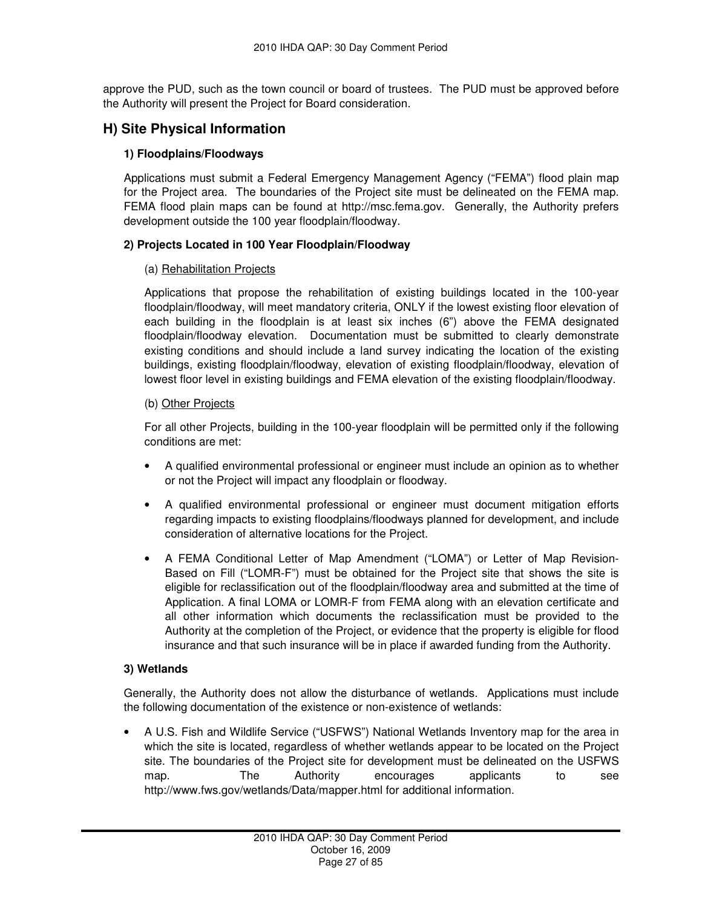approve the PUD, such as the town council or board of trustees. The PUD must be approved before the Authority will present the Project for Board consideration.

## H) Site Physical Information

### 1) Floodplains/Floodways

Applications must submit a Federal Emergency Management Agency ("FEMA") flood plain map for the Project area. The boundaries of the Project site must be delineated on the FEMA map. FEMA flood plain maps can be found at http://msc.fema.gov. Generally, the Authority prefers development outside the 100 year floodplain/floodway.

### 2) Projects Located in 100 Year Floodplain/Floodway

(a) Rehabilitation Projects

Applications that propose the rehabilitation of existing buildings located in the 100-year floodplain/floodway, will meet mandatory criteria, ONLY if the lowest existing floor elevation of each building in the floodplain is at least six inches (6") above the FEMA designated floodplain/floodway elevation. Documentation must be submitted to clearly demonstrate existing conditions and should include a land survey indicating the location of the existing buildings, existing floodplain/floodway, elevation of existing floodplain/floodway, elevation of lowest floor level in existing buildings and FEMA elevation of the existing floodplain/floodway.

(b) Other Projects

For all other Projects, building in the 100-year floodplain will be permitted only if the following conditions are met:

- A qualified environmental professional or engineer must include an opinion as to whether or not the Project will impact any floodplain or floodway.
- A qualified environmental professional or engineer must document mitigation efforts regarding impacts to existing floodplains/floodways planned for development, and include consideration of alternative locations for the Project.
- A FEMA Conditional Letter of Map Amendment ("LOMA") or Letter of Map Revision-Based on Fill ("LOMR-F") must be obtained for the Project site that shows the site is eligible for reclassification out of the floodplain/floodway area and submitted at the time of Application. A final LOMA or LOMR-F from FEMA along with an elevation certificate and all other information which documents the reclassification must be provided to the Authority at the completion of the Project, or evidence that the property is eligible for flood insurance and that such insurance will be in place if awarded funding from the Authority.

### 3) Wetlands

Generally, the Authority does not allow the disturbance of wetlands. Applications must include the following documentation of the existence or non-existence of wetlands:

- A U.S. Fish and Wildlife Service ("USFWS") National Wetlands Inventory map for the area in which the site is located, regardless of whether wetlands appear to be located on the Project site. The boundaries of the Project site for development must be delineated on the USFWS map. The Authority encourages applicants to see http://www.fws.gov/wetlands/Data/mapper.html for additional information.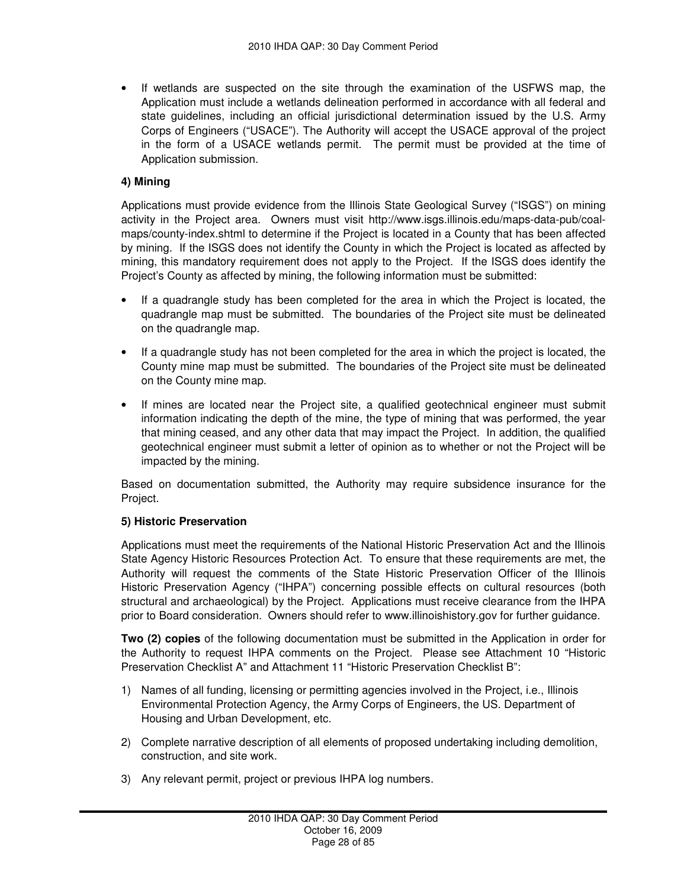- If wetlands are suspected on the site through the examination of the USFWS map, the Application must include a wetlands delineation performed in accordance with all federal and state guidelines, including an official jurisdictional determination issued by the U.S. Army Corps of Engineers ("USACE"). The Authority will accept the USACE approval of the project in the form of a USACE wetlands permit. The permit must be provided at the time of Application submission.

**4) Mining**

Applications must provide evidence from the Illinois State Geological Survey ("ISGS") on mining activity in the Project area. Owners must visit http://www.isgs.illinois.edu/maps-data-pub/coal-maps/county-index.shtml to determine if the Project is located in a County that has been affected by mining. If the ISGS does not identify the County in which the Project is located as affected by mining, this mandatory requirement does not apply to the Project. If the ISGS does identify the Project's County as affected by mining, the following information must be submitted:

- If a quadrangle study has been completed for the area in which the Project is located, the quadrangle map must be submitted. The boundaries of the Project site must be delineated on the quadrangle map.
- If a quadrangle study has not been completed for the area in which the project is located, the County mine map must be submitted. The boundaries of the Project site must be delineated on the County mine map.
- If mines are located near the Project site, a qualified geotechnical engineer must submit information indicating the depth of the mine, the type of mining that was performed, the year that mining ceased, and any other data that may impact the Project. In addition, the qualified geotechnical engineer must submit a letter of opinion as to whether or not the Project will be impacted by the mining.

Based on documentation submitted, the Authority may require subsidence insurance for the Project.

**5) Historic Preservation**

Applications must meet the requirements of the National Historic Preservation Act and the Illinois State Agency Historic Resources Protection Act. To ensure that these requirements are met, the Authority will request the comments of the State Historic Preservation Officer of the Illinois Historic Preservation Agency ("IHPA") concerning possible effects on cultural resources (both structural and archaeological) by the Project. Applications must receive clearance from the IHPA prior to Board consideration. Owners should refer to www.illinoishistory.gov for further guidance.

**Two (2) copies** of the following documentation must be submitted in the Application in order for the Authority to request IHPA comments on the Project. Please see Attachment 10 "Historic Preservation Checklist A" and Attachment 11 "Historic Preservation Checklist B":

1) Names of all funding, licensing or permitting agencies involved in the Project, i.e., Illinois Environmental Protection Agency, the Army Corps of Engineers, the US. Department of Housing and Urban Development, etc.
2) Complete narrative description of all elements of proposed undertaking including demolition, construction, and site work.
3) Any relevant permit, project or previous IHPA log numbers.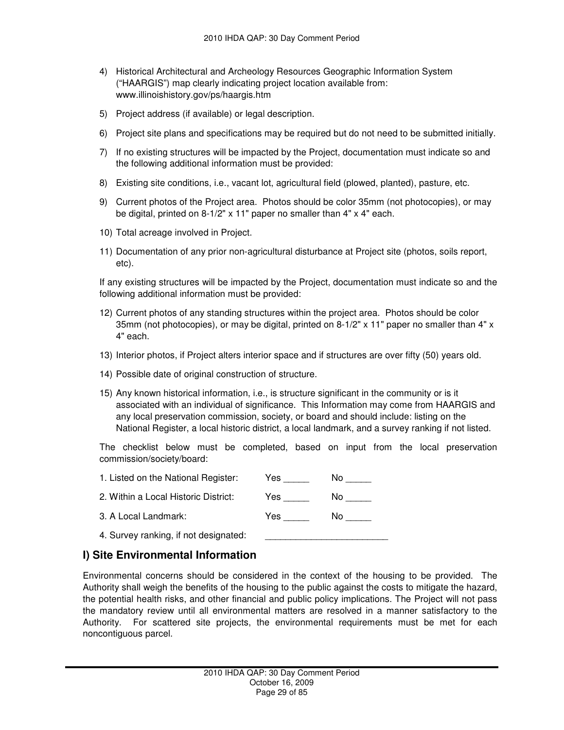4) Historical Architectural and Archeology Resources Geographic Information System ("HAARGIS") map clearly indicating project location available from: www.illinoishistory.gov/ps/haargis.htm

5) Project address (if available) or legal description.

6) Project site plans and specifications may be required but do not need to be submitted initially.

7) If no existing structures will be impacted by the Project, documentation must indicate so and the following additional information must be provided:

8) Existing site conditions, i.e., vacant lot, agricultural field (plowed, planted), pasture, etc.

9) Current photos of the Project area. Photos should be color 35mm (not photocopies), or may be digital, printed on 8-1/2" x 11" paper no smaller than 4" x 4" each.

10) Total acreage involved in Project.

11) Documentation of any prior non-agricultural disturbance at Project site (photos, soils report, etc).

If any existing structures will be impacted by the Project, documentation must indicate so and the following additional information must be provided:

12) Current photos of any standing structures within the project area. Photos should be color 35mm (not photocopies), or may be digital, printed on 8-1/2" x 11" paper no smaller than 4" x 4" each.

13) Interior photos, if Project alters interior space and if structures are over fifty (50) years old.

14) Possible date of original construction of structure.

15) Any known historical information, i.e., is structure significant in the community or is it associated with an individual of significance. This Information may come from HAARGIS and any local preservation commission, society, or board and should include: listing on the National Register, a local historic district, a local landmark, and a survey ranking if not listed.

The checklist below must be completed, based on input from the local preservation commission/society/board:

1. Listed on the National Register: Yes _____ No _____

2. Within a Local Historic District: Yes _____ No _____

3. A Local Landmark: Yes _____ No _____

4. Survey ranking, if not designated: ________________________

## I) Site Environmental Information

Environmental concerns should be considered in the context of the housing to be provided. The Authority shall weigh the benefits of the housing to the public against the costs to mitigate the hazard, the potential health risks, and other financial and public policy implications. The Project will not pass the mandatory review until all environmental matters are resolved in a manner satisfactory to the Authority. For scattered site projects, the environmental requirements must be met for each noncontiguous parcel.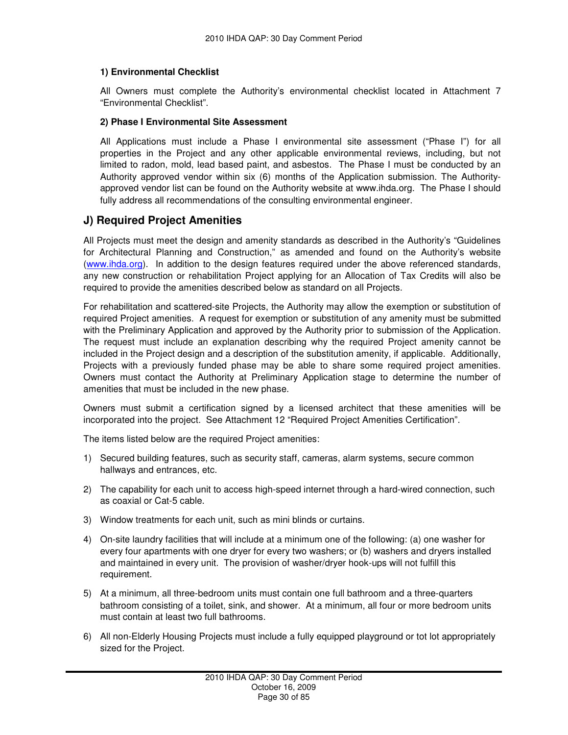**1) Environmental Checklist**

All Owners must complete the Authority's environmental checklist located in Attachment 7 "Environmental Checklist".

**2) Phase I Environmental Site Assessment**

All Applications must include a Phase I environmental site assessment ("Phase I") for all properties in the Project and any other applicable environmental reviews, including, but not limited to radon, mold, lead based paint, and asbestos. The Phase I must be conducted by an Authority approved vendor within six (6) months of the Application submission. The Authority-approved vendor list can be found on the Authority website at www.ihda.org. The Phase I should fully address all recommendations of the consulting environmental engineer.

## J) Required Project Amenities

All Projects must meet the design and amenity standards as described in the Authority's "Guidelines for Architectural Planning and Construction," as amended and found on the Authority's website (www.ihda.org). In addition to the design features required under the above referenced standards, any new construction or rehabilitation Project applying for an Allocation of Tax Credits will also be required to provide the amenities described below as standard on all Projects.

For rehabilitation and scattered-site Projects, the Authority may allow the exemption or substitution of required Project amenities. A request for exemption or substitution of any amenity must be submitted with the Preliminary Application and approved by the Authority prior to submission of the Application. The request must include an explanation describing why the required Project amenity cannot be included in the Project design and a description of the substitution amenity, if applicable. Additionally, Projects with a previously funded phase may be able to share some required project amenities. Owners must contact the Authority at Preliminary Application stage to determine the number of amenities that must be included in the new phase.

Owners must submit a certification signed by a licensed architect that these amenities will be incorporated into the project. See Attachment 12 "Required Project Amenities Certification".

The items listed below are the required Project amenities:

1) Secured building features, such as security staff, cameras, alarm systems, secure common hallways and entrances, etc.
2) The capability for each unit to access high-speed internet through a hard-wired connection, such as coaxial or Cat-5 cable.
3) Window treatments for each unit, such as mini blinds or curtains.
4) On-site laundry facilities that will include at a minimum one of the following: (a) one washer for every four apartments with one dryer for every two washers; or (b) washers and dryers installed and maintained in every unit. The provision of washer/dryer hook-ups will not fulfill this requirement.
5) At a minimum, all three-bedroom units must contain one full bathroom and a three-quarters bathroom consisting of a toilet, sink, and shower. At a minimum, all four or more bedroom units must contain at least two full bathrooms.
6) All non-Elderly Housing Projects must include a fully equipped playground or tot lot appropriately sized for the Project.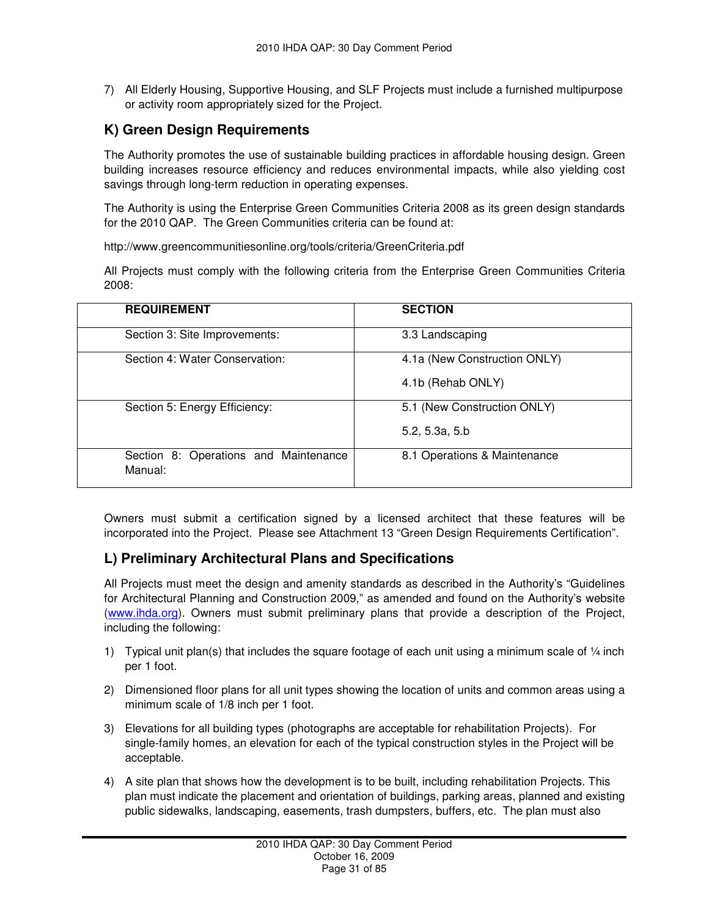7) All Elderly Housing, Supportive Housing, and SLF Projects must include a furnished multipurpose or activity room appropriately sized for the Project.

## K) Green Design Requirements

The Authority promotes the use of sustainable building practices in affordable housing design. Green building increases resource efficiency and reduces environmental impacts, while also yielding cost savings through long-term reduction in operating expenses.

The Authority is using the Enterprise Green Communities Criteria 2008 as its green design standards for the 2010 QAP. The Green Communities criteria can be found at:

http://www.greencommunitiesonline.org/tools/criteria/GreenCriteria.pdf

All Projects must comply with the following criteria from the Enterprise Green Communities Criteria 2008:

| **REQUIREMENT** | **SECTION** |
|---|---|
| Section 3: Site Improvements: | 3.3 Landscaping |
| Section 4: Water Conservation: | 4.1a (New Construction ONLY)<br>4.1b (Rehab ONLY) |
| Section 5: Energy Efficiency: | 5.1 (New Construction ONLY)<br>5.2, 5.3a, 5.b |
| Section 8: Operations and Maintenance Manual: | 8.1 Operations & Maintenance |

Owners must submit a certification signed by a licensed architect that these features will be incorporated into the Project. Please see Attachment 13 “Green Design Requirements Certification”.

## L) Preliminary Architectural Plans and Specifications

All Projects must meet the design and amenity standards as described in the Authority’s “Guidelines for Architectural Planning and Construction 2009,” as amended and found on the Authority’s website (www.ihda.org). Owners must submit preliminary plans that provide a description of the Project, including the following:

1) Typical unit plan(s) that includes the square footage of each unit using a minimum scale of ¼ inch per 1 foot.

2) Dimensioned floor plans for all unit types showing the location of units and common areas using a minimum scale of 1/8 inch per 1 foot.

3) Elevations for all building types (photographs are acceptable for rehabilitation Projects). For single-family homes, an elevation for each of the typical construction styles in the Project will be acceptable.

4) A site plan that shows how the development is to be built, including rehabilitation Projects. This plan must indicate the placement and orientation of buildings, parking areas, planned and existing public sidewalks, landscaping, easements, trash dumpsters, buffers, etc. The plan must also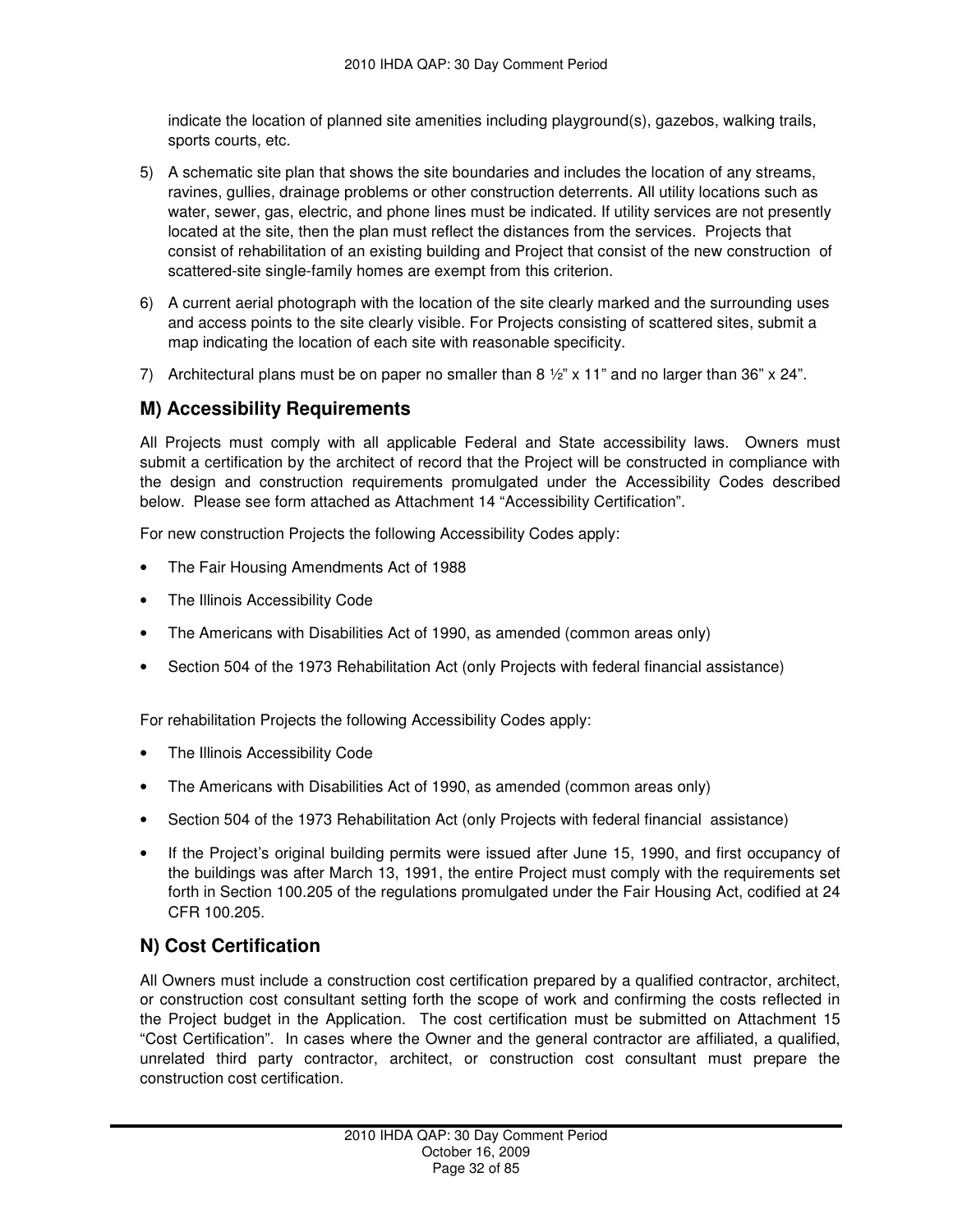indicate the location of planned site amenities including playground(s), gazebos, walking trails, sports courts, etc.

5) A schematic site plan that shows the site boundaries and includes the location of any streams, ravines, gullies, drainage problems or other construction deterrents. All utility locations such as water, sewer, gas, electric, and phone lines must be indicated. If utility services are not presently located at the site, then the plan must reflect the distances from the services. Projects that consist of rehabilitation of an existing building and Project that consist of the new construction of scattered-site single-family homes are exempt from this criterion.

6) A current aerial photograph with the location of the site clearly marked and the surrounding uses and access points to the site clearly visible. For Projects consisting of scattered sites, submit a map indicating the location of each site with reasonable specificity.

7) Architectural plans must be on paper no smaller than 8 ½" x 11" and no larger than 36" x 24".

## M) Accessibility Requirements

All Projects must comply with all applicable Federal and State accessibility laws. Owners must submit a certification by the architect of record that the Project will be constructed in compliance with the design and construction requirements promulgated under the Accessibility Codes described below. Please see form attached as Attachment 14 "Accessibility Certification".

For new construction Projects the following Accessibility Codes apply:

- The Fair Housing Amendments Act of 1988
- The Illinois Accessibility Code
- The Americans with Disabilities Act of 1990, as amended (common areas only)
- Section 504 of the 1973 Rehabilitation Act (only Projects with federal financial assistance)

For rehabilitation Projects the following Accessibility Codes apply:

- The Illinois Accessibility Code
- The Americans with Disabilities Act of 1990, as amended (common areas only)
- Section 504 of the 1973 Rehabilitation Act (only Projects with federal financial assistance)
- If the Project's original building permits were issued after June 15, 1990, and first occupancy of the buildings was after March 13, 1991, the entire Project must comply with the requirements set forth in Section 100.205 of the regulations promulgated under the Fair Housing Act, codified at 24 CFR 100.205.

## N) Cost Certification

All Owners must include a construction cost certification prepared by a qualified contractor, architect, or construction cost consultant setting forth the scope of work and confirming the costs reflected in the Project budget in the Application. The cost certification must be submitted on Attachment 15 "Cost Certification". In cases where the Owner and the general contractor are affiliated, a qualified, unrelated third party contractor, architect, or construction cost consultant must prepare the construction cost certification.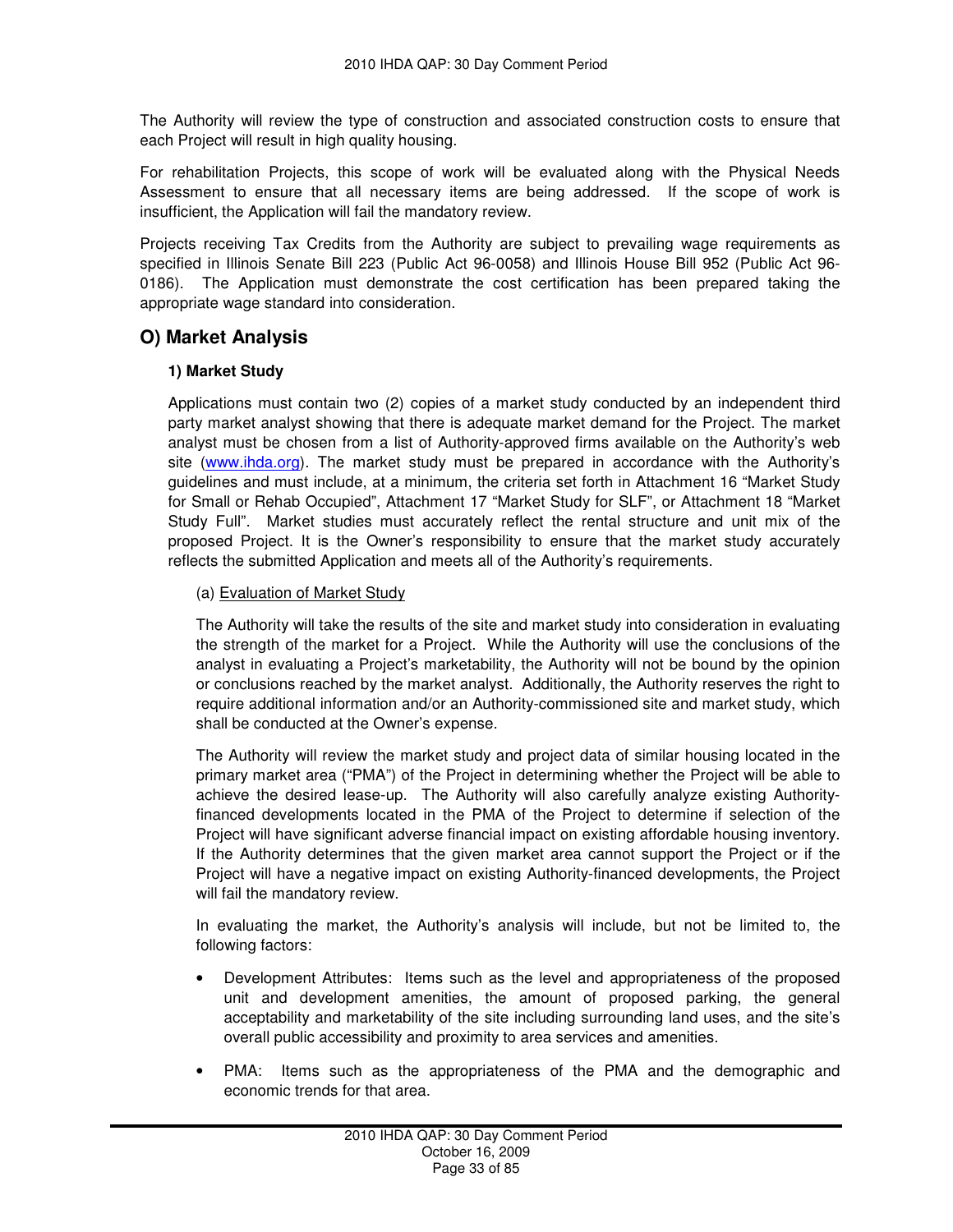The Authority will review the type of construction and associated construction costs to ensure that each Project will result in high quality housing.

For rehabilitation Projects, this scope of work will be evaluated along with the Physical Needs Assessment to ensure that all necessary items are being addressed. If the scope of work is insufficient, the Application will fail the mandatory review.

Projects receiving Tax Credits from the Authority are subject to prevailing wage requirements as specified in Illinois Senate Bill 223 (Public Act 96-0058) and Illinois House Bill 952 (Public Act 96-0186). The Application must demonstrate the cost certification has been prepared taking the appropriate wage standard into consideration.

## O) Market Analysis

### 1) Market Study

Applications must contain two (2) copies of a market study conducted by an independent third party market analyst showing that there is adequate market demand for the Project. The market analyst must be chosen from a list of Authority-approved firms available on the Authority's web site (www.ihda.org). The market study must be prepared in accordance with the Authority's guidelines and must include, at a minimum, the criteria set forth in Attachment 16 "Market Study for Small or Rehab Occupied", Attachment 17 "Market Study for SLF", or Attachment 18 "Market Study Full". Market studies must accurately reflect the rental structure and unit mix of the proposed Project. It is the Owner's responsibility to ensure that the market study accurately reflects the submitted Application and meets all of the Authority's requirements.

(a) Evaluation of Market Study

The Authority will take the results of the site and market study into consideration in evaluating the strength of the market for a Project. While the Authority will use the conclusions of the analyst in evaluating a Project's marketability, the Authority will not be bound by the opinion or conclusions reached by the market analyst. Additionally, the Authority reserves the right to require additional information and/or an Authority-commissioned site and market study, which shall be conducted at the Owner's expense.

The Authority will review the market study and project data of similar housing located in the primary market area ("PMA") of the Project in determining whether the Project will be able to achieve the desired lease-up. The Authority will also carefully analyze existing Authority-financed developments located in the PMA of the Project to determine if selection of the Project will have significant adverse financial impact on existing affordable housing inventory. If the Authority determines that the given market area cannot support the Project or if the Project will have a negative impact on existing Authority-financed developments, the Project will fail the mandatory review.

In evaluating the market, the Authority's analysis will include, but not be limited to, the following factors:

- Development Attributes: Items such as the level and appropriateness of the proposed unit and development amenities, the amount of proposed parking, the general acceptability and marketability of the site including surrounding land uses, and the site's overall public accessibility and proximity to area services and amenities.
- PMA: Items such as the appropriateness of the PMA and the demographic and economic trends for that area.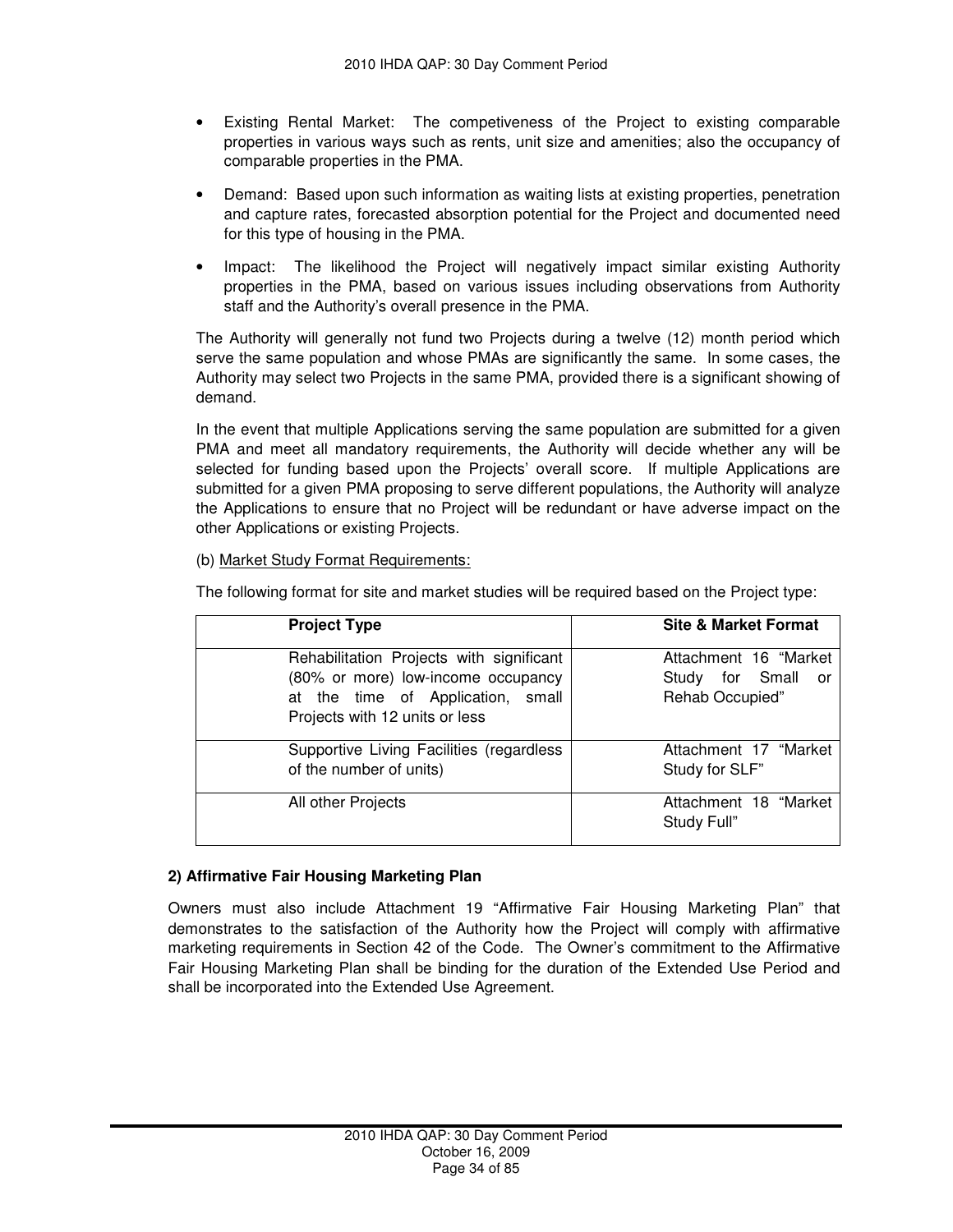- Existing Rental Market: The competiveness of the Project to existing comparable properties in various ways such as rents, unit size and amenities; also the occupancy of comparable properties in the PMA.
- Demand: Based upon such information as waiting lists at existing properties, penetration and capture rates, forecasted absorption potential for the Project and documented need for this type of housing in the PMA.
- Impact: The likelihood the Project will negatively impact similar existing Authority properties in the PMA, based on various issues including observations from Authority staff and the Authority's overall presence in the PMA.

The Authority will generally not fund two Projects during a twelve (12) month period which serve the same population and whose PMAs are significantly the same. In some cases, the Authority may select two Projects in the same PMA, provided there is a significant showing of demand.

In the event that multiple Applications serving the same population are submitted for a given PMA and meet all mandatory requirements, the Authority will decide whether any will be selected for funding based upon the Projects' overall score. If multiple Applications are submitted for a given PMA proposing to serve different populations, the Authority will analyze the Applications to ensure that no Project will be redundant or have adverse impact on the other Applications or existing Projects.

(b) Market Study Format Requirements:

The following format for site and market studies will be required based on the Project type:

| Project Type | Site & Market Format |
|---|---|
| Rehabilitation Projects with significant (80% or more) low-income occupancy at the time of Application, small Projects with 12 units or less | Attachment 16 "Market Study for Small or Rehab Occupied" |
| Supportive Living Facilities (regardless of the number of units) | Attachment 17 "Market Study for SLF" |
| All other Projects | Attachment 18 "Market Study Full" |

**2) Affirmative Fair Housing Marketing Plan**

Owners must also include Attachment 19 "Affirmative Fair Housing Marketing Plan" that demonstrates to the satisfaction of the Authority how the Project will comply with affirmative marketing requirements in Section 42 of the Code. The Owner's commitment to the Affirmative Fair Housing Marketing Plan shall be binding for the duration of the Extended Use Period and shall be incorporated into the Extended Use Agreement.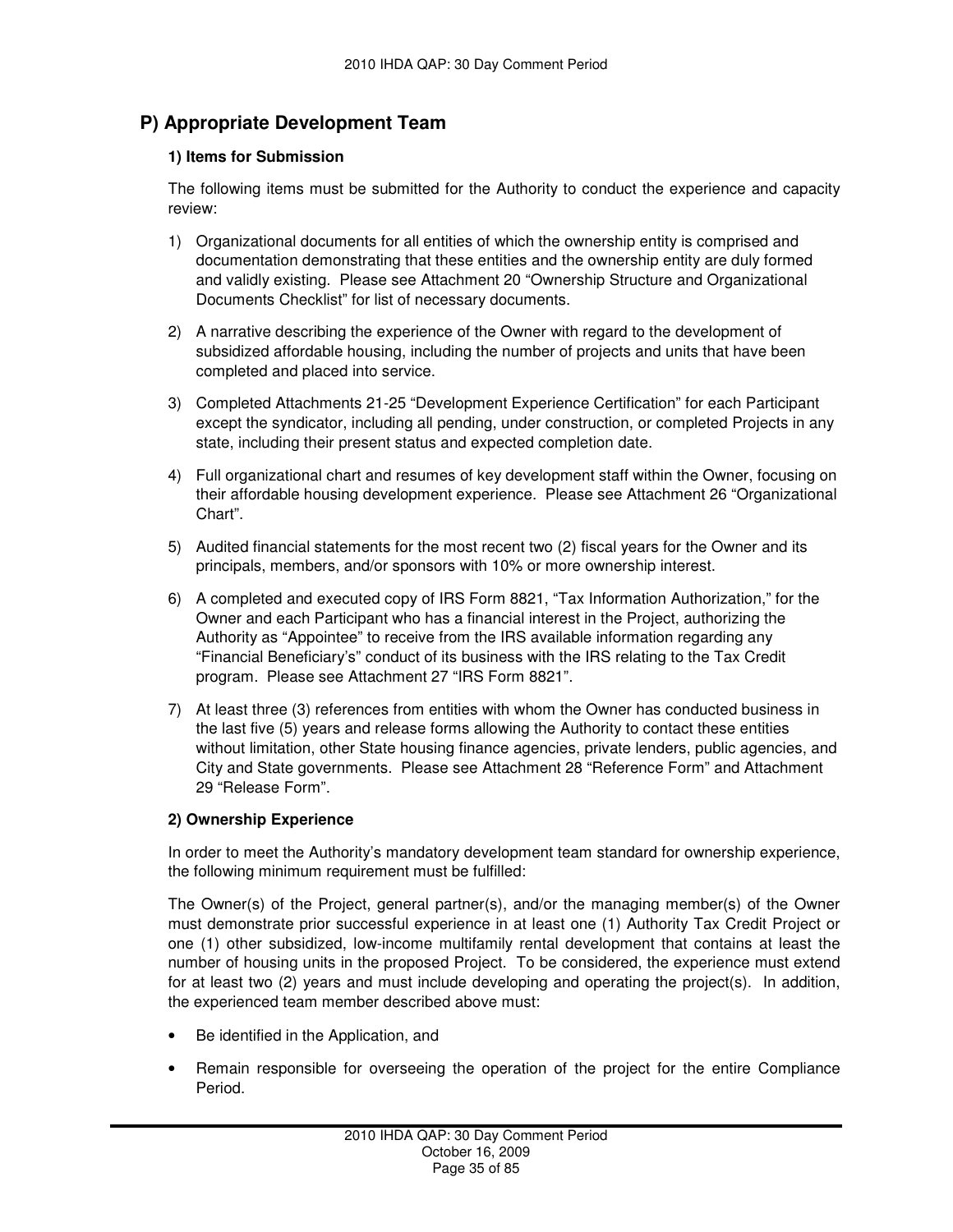## P) Appropriate Development Team

### 1) Items for Submission

The following items must be submitted for the Authority to conduct the experience and capacity review:

1) Organizational documents for all entities of which the ownership entity is comprised and documentation demonstrating that these entities and the ownership entity are duly formed and validly existing. Please see Attachment 20 "Ownership Structure and Organizational Documents Checklist" for list of necessary documents.

2) A narrative describing the experience of the Owner with regard to the development of subsidized affordable housing, including the number of projects and units that have been completed and placed into service.

3) Completed Attachments 21-25 "Development Experience Certification" for each Participant except the syndicator, including all pending, under construction, or completed Projects in any state, including their present status and expected completion date.

4) Full organizational chart and resumes of key development staff within the Owner, focusing on their affordable housing development experience. Please see Attachment 26 "Organizational Chart".

5) Audited financial statements for the most recent two (2) fiscal years for the Owner and its principals, members, and/or sponsors with 10% or more ownership interest.

6) A completed and executed copy of IRS Form 8821, "Tax Information Authorization," for the Owner and each Participant who has a financial interest in the Project, authorizing the Authority as "Appointee" to receive from the IRS available information regarding any "Financial Beneficiary's" conduct of its business with the IRS relating to the Tax Credit program. Please see Attachment 27 "IRS Form 8821".

7) At least three (3) references from entities with whom the Owner has conducted business in the last five (5) years and release forms allowing the Authority to contact these entities without limitation, other State housing finance agencies, private lenders, public agencies, and City and State governments. Please see Attachment 28 "Reference Form" and Attachment 29 "Release Form".

### 2) Ownership Experience

In order to meet the Authority's mandatory development team standard for ownership experience, the following minimum requirement must be fulfilled:

The Owner(s) of the Project, general partner(s), and/or the managing member(s) of the Owner must demonstrate prior successful experience in at least one (1) Authority Tax Credit Project or one (1) other subsidized, low-income multifamily rental development that contains at least the number of housing units in the proposed Project. To be considered, the experience must extend for at least two (2) years and must include developing and operating the project(s). In addition, the experienced team member described above must:

- Be identified in the Application, and
- Remain responsible for overseeing the operation of the project for the entire Compliance Period.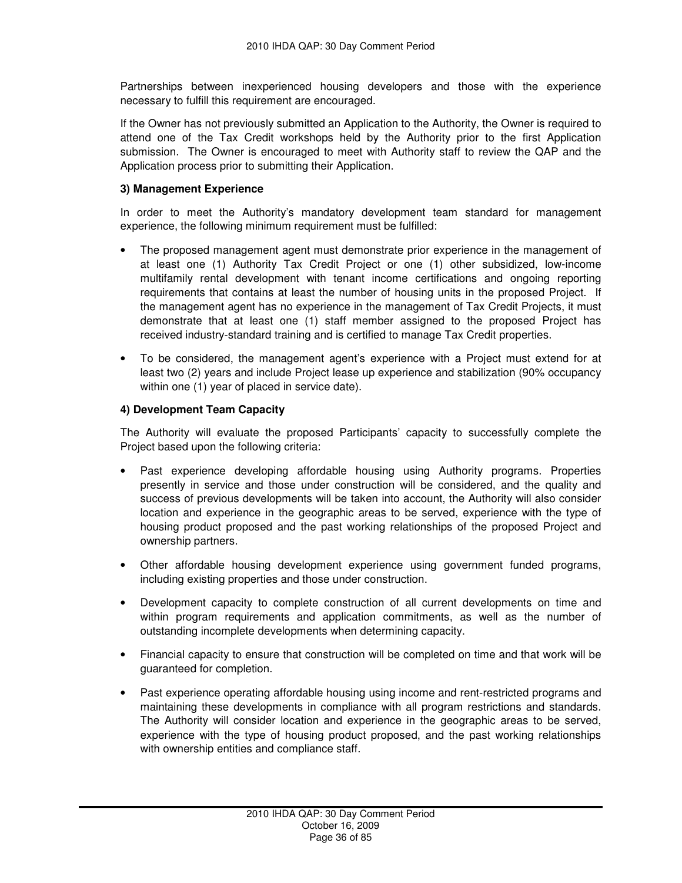Partnerships between inexperienced housing developers and those with the experience necessary to fulfill this requirement are encouraged.

If the Owner has not previously submitted an Application to the Authority, the Owner is required to attend one of the Tax Credit workshops held by the Authority prior to the first Application submission. The Owner is encouraged to meet with Authority staff to review the QAP and the Application process prior to submitting their Application.

**3) Management Experience**

In order to meet the Authority's mandatory development team standard for management experience, the following minimum requirement must be fulfilled:

- The proposed management agent must demonstrate prior experience in the management of at least one (1) Authority Tax Credit Project or one (1) other subsidized, low-income multifamily rental development with tenant income certifications and ongoing reporting requirements that contains at least the number of housing units in the proposed Project. If the management agent has no experience in the management of Tax Credit Projects, it must demonstrate that at least one (1) staff member assigned to the proposed Project has received industry-standard training and is certified to manage Tax Credit properties.
- To be considered, the management agent's experience with a Project must extend for at least two (2) years and include Project lease up experience and stabilization (90% occupancy within one (1) year of placed in service date).

**4) Development Team Capacity**

The Authority will evaluate the proposed Participants' capacity to successfully complete the Project based upon the following criteria:

- Past experience developing affordable housing using Authority programs. Properties presently in service and those under construction will be considered, and the quality and success of previous developments will be taken into account, the Authority will also consider location and experience in the geographic areas to be served, experience with the type of housing product proposed and the past working relationships of the proposed Project and ownership partners.
- Other affordable housing development experience using government funded programs, including existing properties and those under construction.
- Development capacity to complete construction of all current developments on time and within program requirements and application commitments, as well as the number of outstanding incomplete developments when determining capacity.
- Financial capacity to ensure that construction will be completed on time and that work will be guaranteed for completion.
- Past experience operating affordable housing using income and rent-restricted programs and maintaining these developments in compliance with all program restrictions and standards. The Authority will consider location and experience in the geographic areas to be served, experience with the type of housing product proposed, and the past working relationships with ownership entities and compliance staff.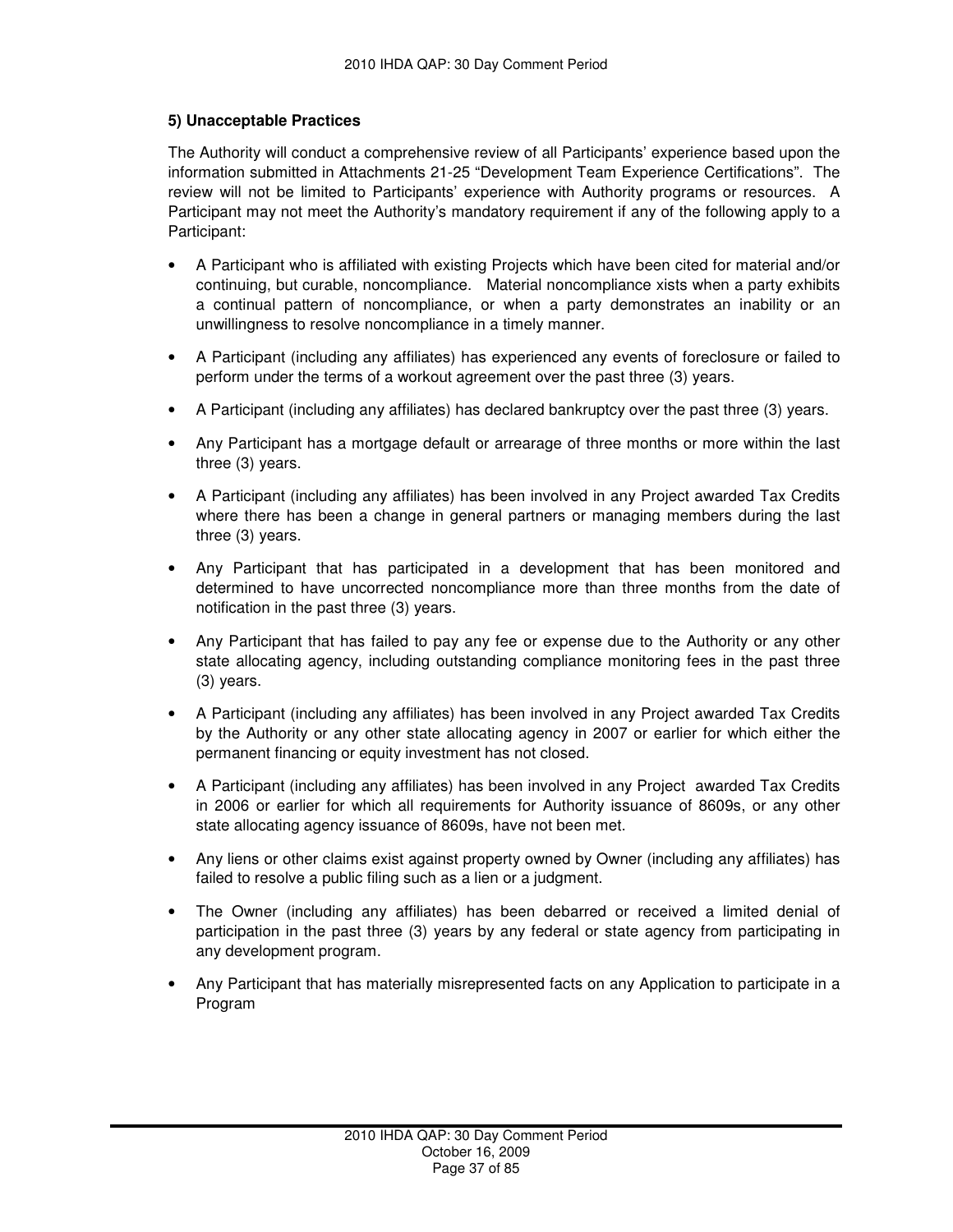### 5) Unacceptable Practices

The Authority will conduct a comprehensive review of all Participants' experience based upon the information submitted in Attachments 21-25 "Development Team Experience Certifications". The review will not be limited to Participants' experience with Authority programs or resources. A Participant may not meet the Authority's mandatory requirement if any of the following apply to a Participant:

- A Participant who is affiliated with existing Projects which have been cited for material and/or continuing, but curable, noncompliance. Material noncompliance xists when a party exhibits a continual pattern of noncompliance, or when a party demonstrates an inability or an unwillingness to resolve noncompliance in a timely manner.
- A Participant (including any affiliates) has experienced any events of foreclosure or failed to perform under the terms of a workout agreement over the past three (3) years.
- A Participant (including any affiliates) has declared bankruptcy over the past three (3) years.
- Any Participant has a mortgage default or arrearage of three months or more within the last three (3) years.
- A Participant (including any affiliates) has been involved in any Project awarded Tax Credits where there has been a change in general partners or managing members during the last three (3) years.
- Any Participant that has participated in a development that has been monitored and determined to have uncorrected noncompliance more than three months from the date of notification in the past three (3) years.
- Any Participant that has failed to pay any fee or expense due to the Authority or any other state allocating agency, including outstanding compliance monitoring fees in the past three (3) years.
- A Participant (including any affiliates) has been involved in any Project awarded Tax Credits by the Authority or any other state allocating agency in 2007 or earlier for which either the permanent financing or equity investment has not closed.
- A Participant (including any affiliates) has been involved in any Project awarded Tax Credits in 2006 or earlier for which all requirements for Authority issuance of 8609s, or any other state allocating agency issuance of 8609s, have not been met.
- Any liens or other claims exist against property owned by Owner (including any affiliates) has failed to resolve a public filing such as a lien or a judgment.
- The Owner (including any affiliates) has been debarred or received a limited denial of participation in the past three (3) years by any federal or state agency from participating in any development program.
- Any Participant that has materially misrepresented facts on any Application to participate in a Program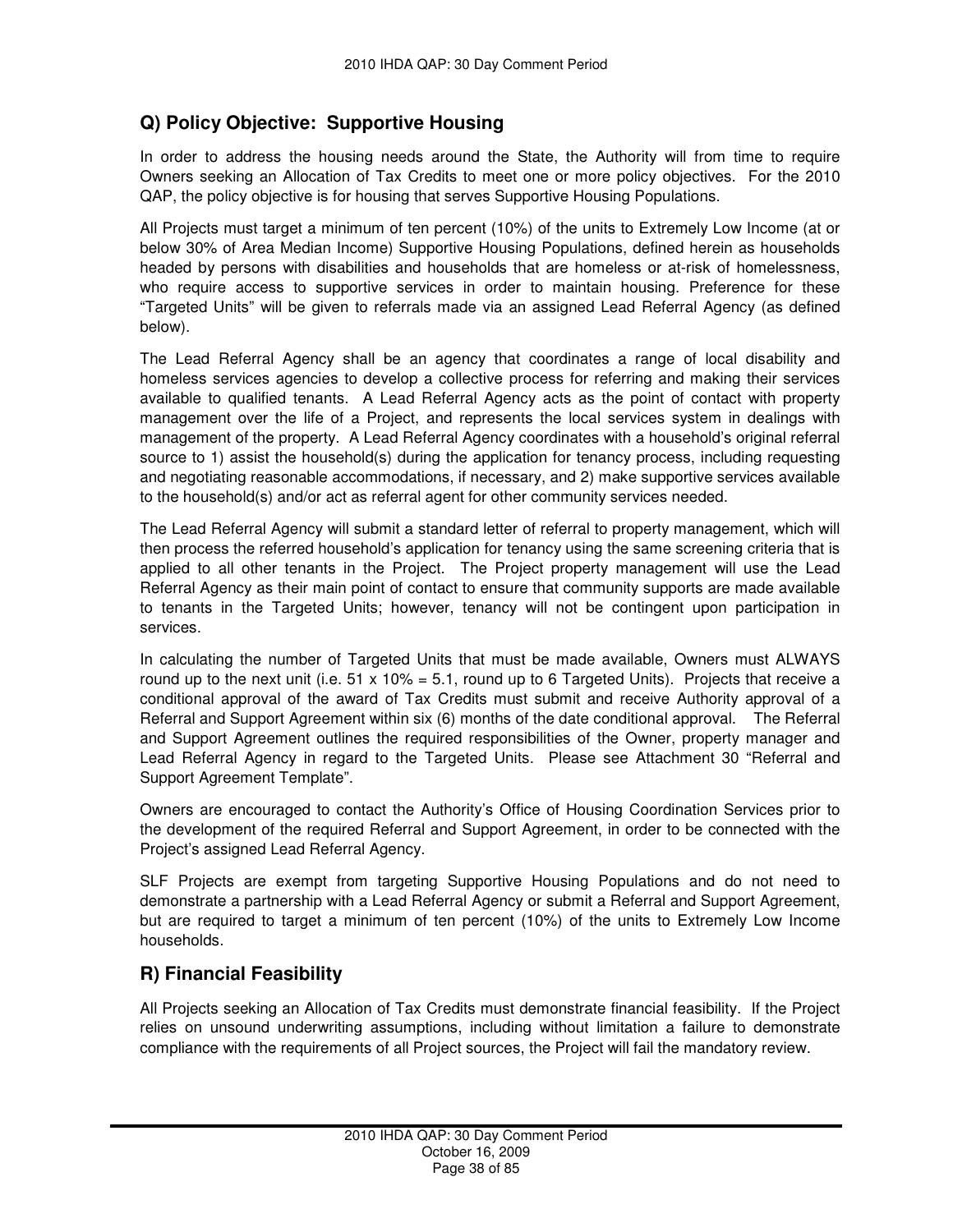## Q) Policy Objective: Supportive Housing

In order to address the housing needs around the State, the Authority will from time to require Owners seeking an Allocation of Tax Credits to meet one or more policy objectives. For the 2010 QAP, the policy objective is for housing that serves Supportive Housing Populations.

All Projects must target a minimum of ten percent (10%) of the units to Extremely Low Income (at or below 30% of Area Median Income) Supportive Housing Populations, defined herein as households headed by persons with disabilities and households that are homeless or at-risk of homelessness, who require access to supportive services in order to maintain housing. Preference for these "Targeted Units" will be given to referrals made via an assigned Lead Referral Agency (as defined below).

The Lead Referral Agency shall be an agency that coordinates a range of local disability and homeless services agencies to develop a collective process for referring and making their services available to qualified tenants. A Lead Referral Agency acts as the point of contact with property management over the life of a Project, and represents the local services system in dealings with management of the property. A Lead Referral Agency coordinates with a household's original referral source to 1) assist the household(s) during the application for tenancy process, including requesting and negotiating reasonable accommodations, if necessary, and 2) make supportive services available to the household(s) and/or act as referral agent for other community services needed.

The Lead Referral Agency will submit a standard letter of referral to property management, which will then process the referred household's application for tenancy using the same screening criteria that is applied to all other tenants in the Project. The Project property management will use the Lead Referral Agency as their main point of contact to ensure that community supports are made available to tenants in the Targeted Units; however, tenancy will not be contingent upon participation in services.

In calculating the number of Targeted Units that must be made available, Owners must ALWAYS round up to the next unit (i.e. 51 x 10% = 5.1, round up to 6 Targeted Units). Projects that receive a conditional approval of the award of Tax Credits must submit and receive Authority approval of a Referral and Support Agreement within six (6) months of the date conditional approval. The Referral and Support Agreement outlines the required responsibilities of the Owner, property manager and Lead Referral Agency in regard to the Targeted Units. Please see Attachment 30 "Referral and Support Agreement Template".

Owners are encouraged to contact the Authority's Office of Housing Coordination Services prior to the development of the required Referral and Support Agreement, in order to be connected with the Project's assigned Lead Referral Agency.

SLF Projects are exempt from targeting Supportive Housing Populations and do not need to demonstrate a partnership with a Lead Referral Agency or submit a Referral and Support Agreement, but are required to target a minimum of ten percent (10%) of the units to Extremely Low Income households.

## R) Financial Feasibility

All Projects seeking an Allocation of Tax Credits must demonstrate financial feasibility. If the Project relies on unsound underwriting assumptions, including without limitation a failure to demonstrate compliance with the requirements of all Project sources, the Project will fail the mandatory review.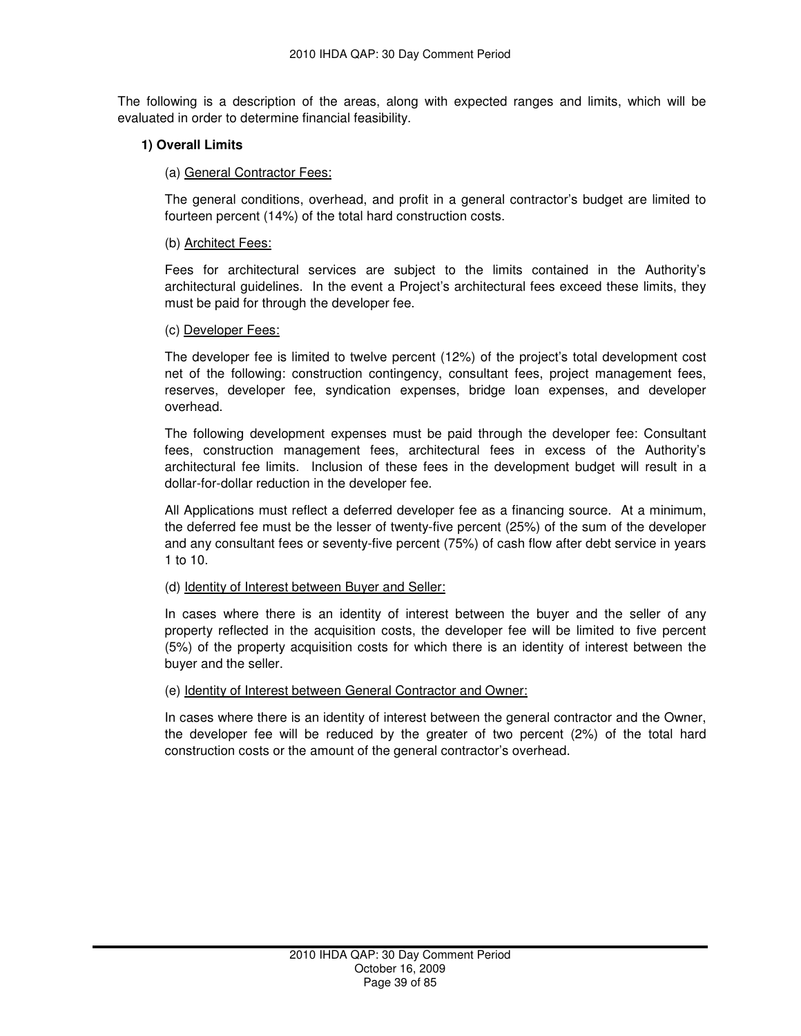The following is a description of the areas, along with expected ranges and limits, which will be evaluated in order to determine financial feasibility.

**1) Overall Limits**

(a) General Contractor Fees:

The general conditions, overhead, and profit in a general contractor's budget are limited to fourteen percent (14%) of the total hard construction costs.

(b) Architect Fees:

Fees for architectural services are subject to the limits contained in the Authority's architectural guidelines. In the event a Project's architectural fees exceed these limits, they must be paid for through the developer fee.

(c) Developer Fees:

The developer fee is limited to twelve percent (12%) of the project's total development cost net of the following: construction contingency, consultant fees, project management fees, reserves, developer fee, syndication expenses, bridge loan expenses, and developer overhead.

The following development expenses must be paid through the developer fee: Consultant fees, construction management fees, architectural fees in excess of the Authority's architectural fee limits. Inclusion of these fees in the development budget will result in a dollar-for-dollar reduction in the developer fee.

All Applications must reflect a deferred developer fee as a financing source. At a minimum, the deferred fee must be the lesser of twenty-five percent (25%) of the sum of the developer and any consultant fees or seventy-five percent (75%) of cash flow after debt service in years 1 to 10.

(d) Identity of Interest between Buyer and Seller:

In cases where there is an identity of interest between the buyer and the seller of any property reflected in the acquisition costs, the developer fee will be limited to five percent (5%) of the property acquisition costs for which there is an identity of interest between the buyer and the seller.

(e) Identity of Interest between General Contractor and Owner:

In cases where there is an identity of interest between the general contractor and the Owner, the developer fee will be reduced by the greater of two percent (2%) of the total hard construction costs or the amount of the general contractor's overhead.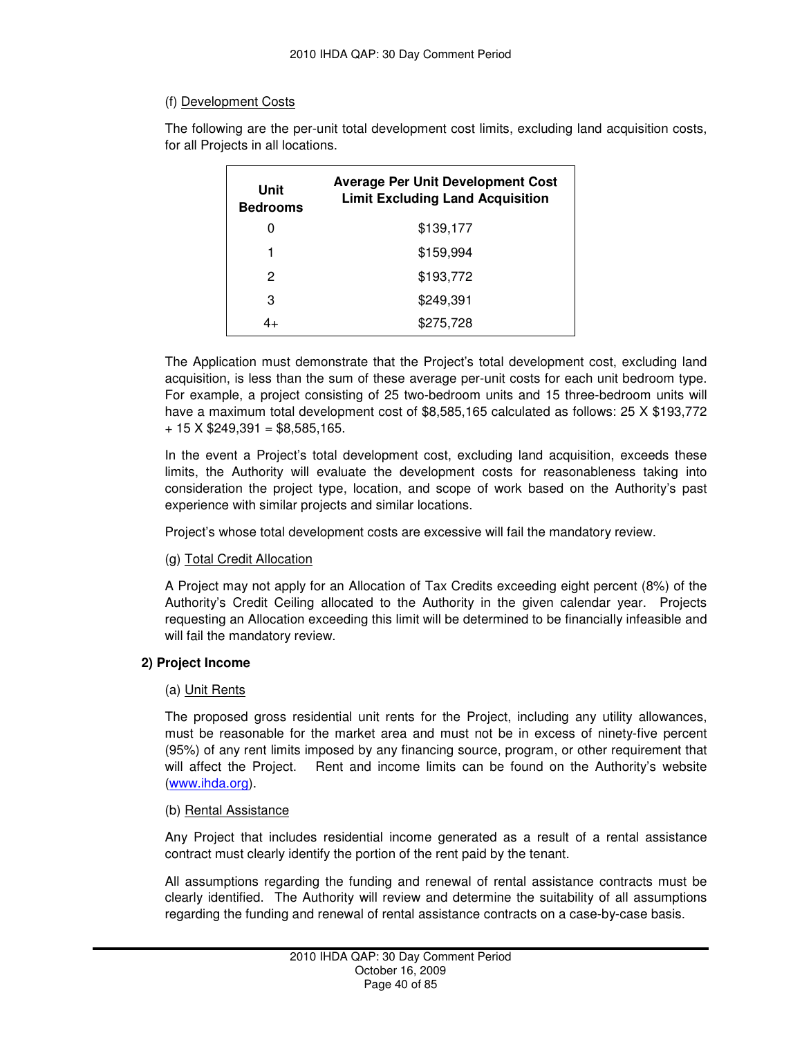(f) Development Costs

The following are the per-unit total development cost limits, excluding land acquisition costs, for all Projects in all locations.

| Unit Bedrooms | Average Per Unit Development Cost Limit Excluding Land Acquisition |
|---|---|
| 0 | $139,177 |
| 1 | $159,994 |
| 2 | $193,772 |
| 3 | $249,391 |
| 4+ | $275,728 |

The Application must demonstrate that the Project's total development cost, excluding land acquisition, is less than the sum of these average per-unit costs for each unit bedroom type. For example, a project consisting of 25 two-bedroom units and 15 three-bedroom units will have a maximum total development cost of $8,585,165 calculated as follows: 25 X $193,772 + 15 X $249,391 = $8,585,165.

In the event a Project's total development cost, excluding land acquisition, exceeds these limits, the Authority will evaluate the development costs for reasonableness taking into consideration the project type, location, and scope of work based on the Authority's past experience with similar projects and similar locations.

Project's whose total development costs are excessive will fail the mandatory review.

(g) Total Credit Allocation

A Project may not apply for an Allocation of Tax Credits exceeding eight percent (8%) of the Authority's Credit Ceiling allocated to the Authority in the given calendar year. Projects requesting an Allocation exceeding this limit will be determined to be financially infeasible and will fail the mandatory review.

**2) Project Income**

(a) Unit Rents

The proposed gross residential unit rents for the Project, including any utility allowances, must be reasonable for the market area and must not be in excess of ninety-five percent (95%) of any rent limits imposed by any financing source, program, or other requirement that will affect the Project. Rent and income limits can be found on the Authority's website (www.ihda.org).

(b) Rental Assistance

Any Project that includes residential income generated as a result of a rental assistance contract must clearly identify the portion of the rent paid by the tenant.

All assumptions regarding the funding and renewal of rental assistance contracts must be clearly identified. The Authority will review and determine the suitability of all assumptions regarding the funding and renewal of rental assistance contracts on a case-by-case basis.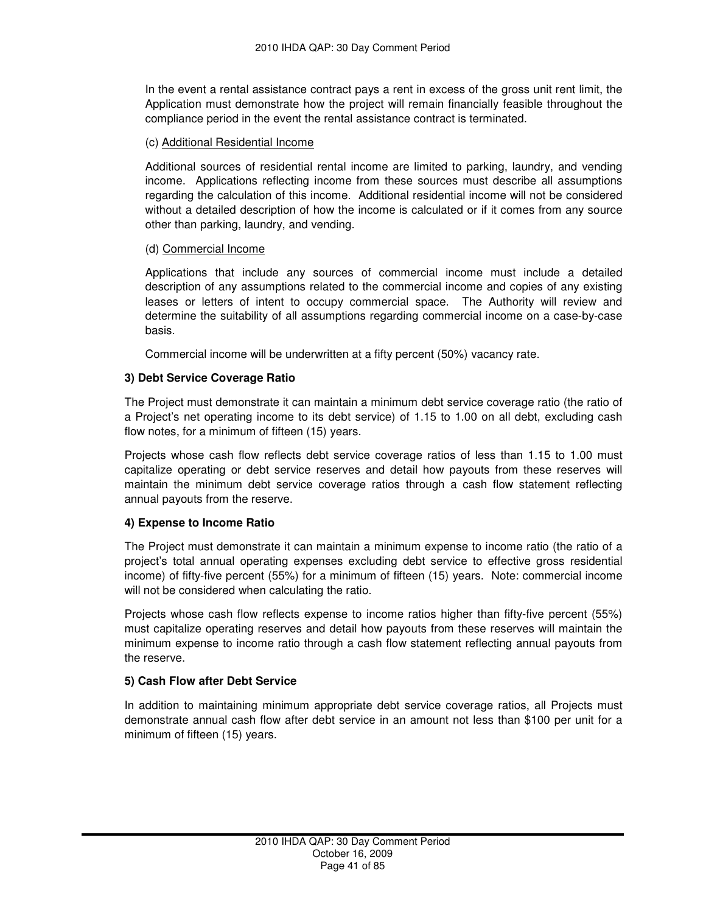In the event a rental assistance contract pays a rent in excess of the gross unit rent limit, the Application must demonstrate how the project will remain financially feasible throughout the compliance period in the event the rental assistance contract is terminated.

(c) Additional Residential Income

Additional sources of residential rental income are limited to parking, laundry, and vending income. Applications reflecting income from these sources must describe all assumptions regarding the calculation of this income. Additional residential income will not be considered without a detailed description of how the income is calculated or if it comes from any source other than parking, laundry, and vending.

(d) Commercial Income

Applications that include any sources of commercial income must include a detailed description of any assumptions related to the commercial income and copies of any existing leases or letters of intent to occupy commercial space. The Authority will review and determine the suitability of all assumptions regarding commercial income on a case-by-case basis.

Commercial income will be underwritten at a fifty percent (50%) vacancy rate.

**3) Debt Service Coverage Ratio**

The Project must demonstrate it can maintain a minimum debt service coverage ratio (the ratio of a Project's net operating income to its debt service) of 1.15 to 1.00 on all debt, excluding cash flow notes, for a minimum of fifteen (15) years.

Projects whose cash flow reflects debt service coverage ratios of less than 1.15 to 1.00 must capitalize operating or debt service reserves and detail how payouts from these reserves will maintain the minimum debt service coverage ratios through a cash flow statement reflecting annual payouts from the reserve.

**4) Expense to Income Ratio**

The Project must demonstrate it can maintain a minimum expense to income ratio (the ratio of a project's total annual operating expenses excluding debt service to effective gross residential income) of fifty-five percent (55%) for a minimum of fifteen (15) years. Note: commercial income will not be considered when calculating the ratio.

Projects whose cash flow reflects expense to income ratios higher than fifty-five percent (55%) must capitalize operating reserves and detail how payouts from these reserves will maintain the minimum expense to income ratio through a cash flow statement reflecting annual payouts from the reserve.

**5) Cash Flow after Debt Service**

In addition to maintaining minimum appropriate debt service coverage ratios, all Projects must demonstrate annual cash flow after debt service in an amount not less than $100 per unit for a minimum of fifteen (15) years.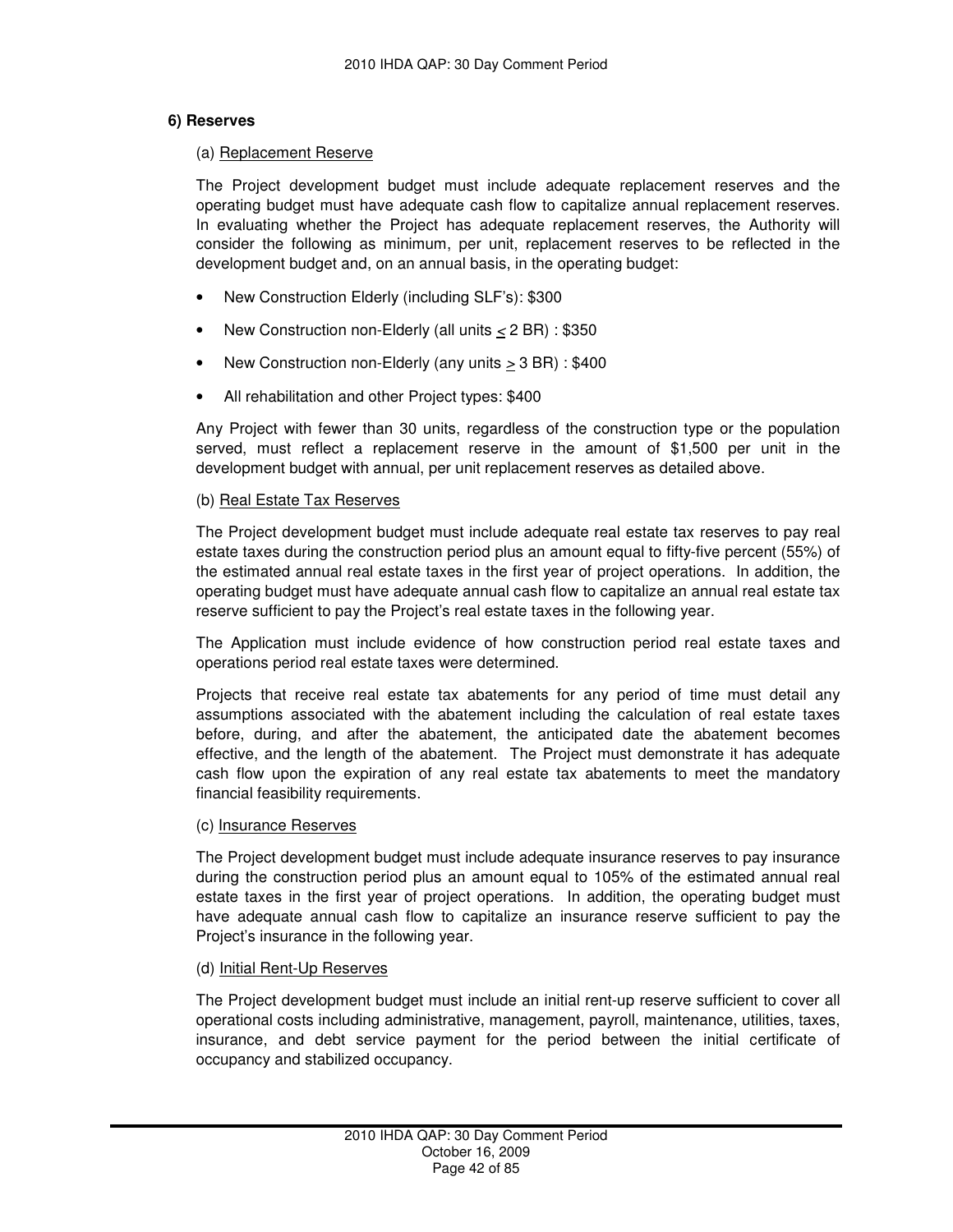### 6) Reserves

(a) Replacement Reserve

The Project development budget must include adequate replacement reserves and the operating budget must have adequate cash flow to capitalize annual replacement reserves. In evaluating whether the Project has adequate replacement reserves, the Authority will consider the following as minimum, per unit, replacement reserves to be reflected in the development budget and, on an annual basis, in the operating budget:

- New Construction Elderly (including SLF's): $300
- New Construction non-Elderly (all units ≤ 2 BR) : $350
- New Construction non-Elderly (any units ≥ 3 BR) : $400
- All rehabilitation and other Project types: $400

Any Project with fewer than 30 units, regardless of the construction type or the population served, must reflect a replacement reserve in the amount of $1,500 per unit in the development budget with annual, per unit replacement reserves as detailed above.

(b) Real Estate Tax Reserves

The Project development budget must include adequate real estate tax reserves to pay real estate taxes during the construction period plus an amount equal to fifty-five percent (55%) of the estimated annual real estate taxes in the first year of project operations. In addition, the operating budget must have adequate annual cash flow to capitalize an annual real estate tax reserve sufficient to pay the Project's real estate taxes in the following year.

The Application must include evidence of how construction period real estate taxes and operations period real estate taxes were determined.

Projects that receive real estate tax abatements for any period of time must detail any assumptions associated with the abatement including the calculation of real estate taxes before, during, and after the abatement, the anticipated date the abatement becomes effective, and the length of the abatement. The Project must demonstrate it has adequate cash flow upon the expiration of any real estate tax abatements to meet the mandatory financial feasibility requirements.

(c) Insurance Reserves

The Project development budget must include adequate insurance reserves to pay insurance during the construction period plus an amount equal to 105% of the estimated annual real estate taxes in the first year of project operations. In addition, the operating budget must have adequate annual cash flow to capitalize an insurance reserve sufficient to pay the Project's insurance in the following year.

(d) Initial Rent-Up Reserves

The Project development budget must include an initial rent-up reserve sufficient to cover all operational costs including administrative, management, payroll, maintenance, utilities, taxes, insurance, and debt service payment for the period between the initial certificate of occupancy and stabilized occupancy.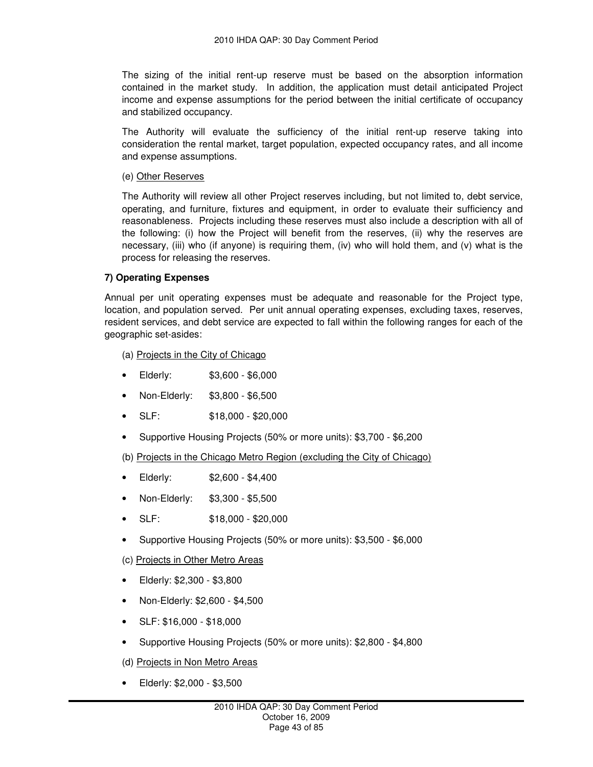The sizing of the initial rent-up reserve must be based on the absorption information contained in the market study. In addition, the application must detail anticipated Project income and expense assumptions for the period between the initial certificate of occupancy and stabilized occupancy.

The Authority will evaluate the sufficiency of the initial rent-up reserve taking into consideration the rental market, target population, expected occupancy rates, and all income and expense assumptions.

(e) Other Reserves

The Authority will review all other Project reserves including, but not limited to, debt service, operating, and furniture, fixtures and equipment, in order to evaluate their sufficiency and reasonableness. Projects including these reserves must also include a description with all of the following: (i) how the Project will benefit from the reserves, (ii) why the reserves are necessary, (iii) who (if anyone) is requiring them, (iv) who will hold them, and (v) what is the process for releasing the reserves.

**7) Operating Expenses**

Annual per unit operating expenses must be adequate and reasonable for the Project type, location, and population served. Per unit annual operating expenses, excluding taxes, reserves, resident services, and debt service are expected to fall within the following ranges for each of the geographic set-asides:

(a) Projects in the City of Chicago

- Elderly: $3,600 - $6,000
- Non-Elderly: $3,800 - $6,500
- SLF: $18,000 - $20,000
- Supportive Housing Projects (50% or more units): $3,700 - $6,200

(b) Projects in the Chicago Metro Region (excluding the City of Chicago)

- Elderly: $2,600 - $4,400
- Non-Elderly: $3,300 - $5,500
- SLF: $18,000 - $20,000
- Supportive Housing Projects (50% or more units): $3,500 - $6,000

(c) Projects in Other Metro Areas

- Elderly: $2,300 - $3,800
- Non-Elderly: $2,600 - $4,500
- SLF: $16,000 - $18,000
- Supportive Housing Projects (50% or more units): $2,800 - $4,800

(d) Projects in Non Metro Areas

- Elderly: $2,000 - $3,500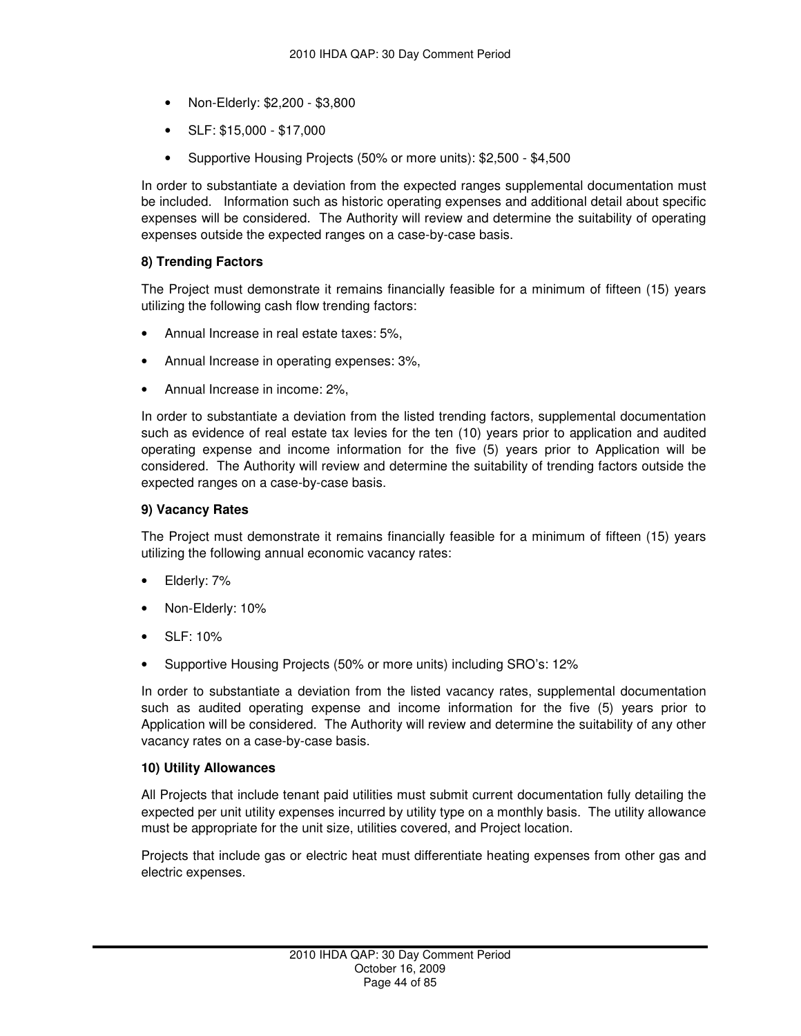- Non-Elderly: $2,200 - $3,800
- SLF: $15,000 - $17,000
- Supportive Housing Projects (50% or more units): $2,500 - $4,500

In order to substantiate a deviation from the expected ranges supplemental documentation must be included. Information such as historic operating expenses and additional detail about specific expenses will be considered. The Authority will review and determine the suitability of operating expenses outside the expected ranges on a case-by-case basis.

**8) Trending Factors**

The Project must demonstrate it remains financially feasible for a minimum of fifteen (15) years utilizing the following cash flow trending factors:

- Annual Increase in real estate taxes: 5%,
- Annual Increase in operating expenses: 3%,
- Annual Increase in income: 2%,

In order to substantiate a deviation from the listed trending factors, supplemental documentation such as evidence of real estate tax levies for the ten (10) years prior to application and audited operating expense and income information for the five (5) years prior to Application will be considered. The Authority will review and determine the suitability of trending factors outside the expected ranges on a case-by-case basis.

**9) Vacancy Rates**

The Project must demonstrate it remains financially feasible for a minimum of fifteen (15) years utilizing the following annual economic vacancy rates:

- Elderly: 7%
- Non-Elderly: 10%
- SLF: 10%
- Supportive Housing Projects (50% or more units) including SRO's: 12%

In order to substantiate a deviation from the listed vacancy rates, supplemental documentation such as audited operating expense and income information for the five (5) years prior to Application will be considered. The Authority will review and determine the suitability of any other vacancy rates on a case-by-case basis.

**10) Utility Allowances**

All Projects that include tenant paid utilities must submit current documentation fully detailing the expected per unit utility expenses incurred by utility type on a monthly basis. The utility allowance must be appropriate for the unit size, utilities covered, and Project location.

Projects that include gas or electric heat must differentiate heating expenses from other gas and electric expenses.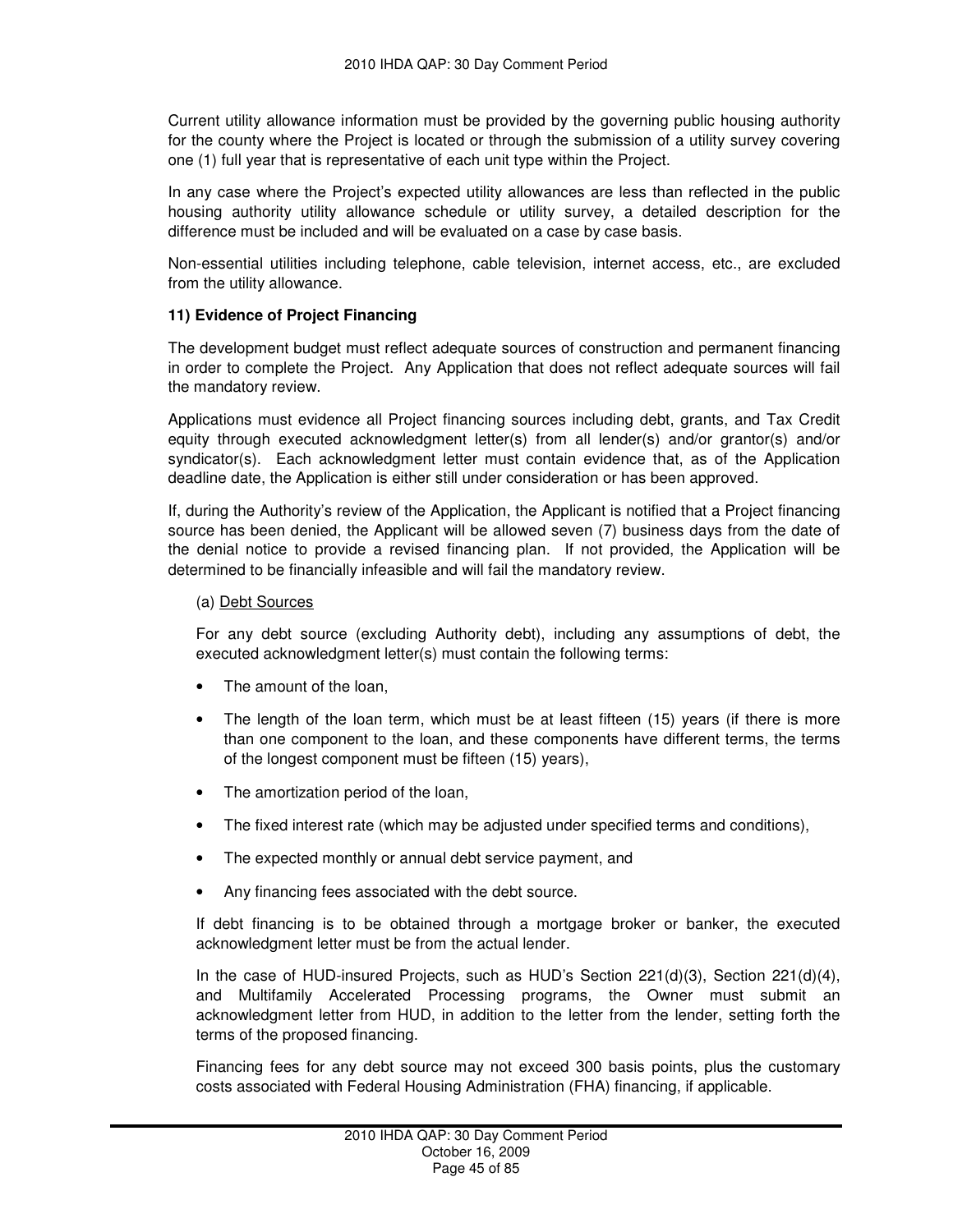Current utility allowance information must be provided by the governing public housing authority for the county where the Project is located or through the submission of a utility survey covering one (1) full year that is representative of each unit type within the Project.

In any case where the Project's expected utility allowances are less than reflected in the public housing authority utility allowance schedule or utility survey, a detailed description for the difference must be included and will be evaluated on a case by case basis.

Non-essential utilities including telephone, cable television, internet access, etc., are excluded from the utility allowance.

**11) Evidence of Project Financing**

The development budget must reflect adequate sources of construction and permanent financing in order to complete the Project. Any Application that does not reflect adequate sources will fail the mandatory review.

Applications must evidence all Project financing sources including debt, grants, and Tax Credit equity through executed acknowledgment letter(s) from all lender(s) and/or grantor(s) and/or syndicator(s). Each acknowledgment letter must contain evidence that, as of the Application deadline date, the Application is either still under consideration or has been approved.

If, during the Authority's review of the Application, the Applicant is notified that a Project financing source has been denied, the Applicant will be allowed seven (7) business days from the date of the denial notice to provide a revised financing plan. If not provided, the Application will be determined to be financially infeasible and will fail the mandatory review.

(a) Debt Sources

For any debt source (excluding Authority debt), including any assumptions of debt, the executed acknowledgment letter(s) must contain the following terms:

- The amount of the loan,
- The length of the loan term, which must be at least fifteen (15) years (if there is more than one component to the loan, and these components have different terms, the terms of the longest component must be fifteen (15) years),
- The amortization period of the loan,
- The fixed interest rate (which may be adjusted under specified terms and conditions),
- The expected monthly or annual debt service payment, and
- Any financing fees associated with the debt source.

If debt financing is to be obtained through a mortgage broker or banker, the executed acknowledgment letter must be from the actual lender.

In the case of HUD-insured Projects, such as HUD's Section 221(d)(3), Section 221(d)(4), and Multifamily Accelerated Processing programs, the Owner must submit an acknowledgment letter from HUD, in addition to the letter from the lender, setting forth the terms of the proposed financing.

Financing fees for any debt source may not exceed 300 basis points, plus the customary costs associated with Federal Housing Administration (FHA) financing, if applicable.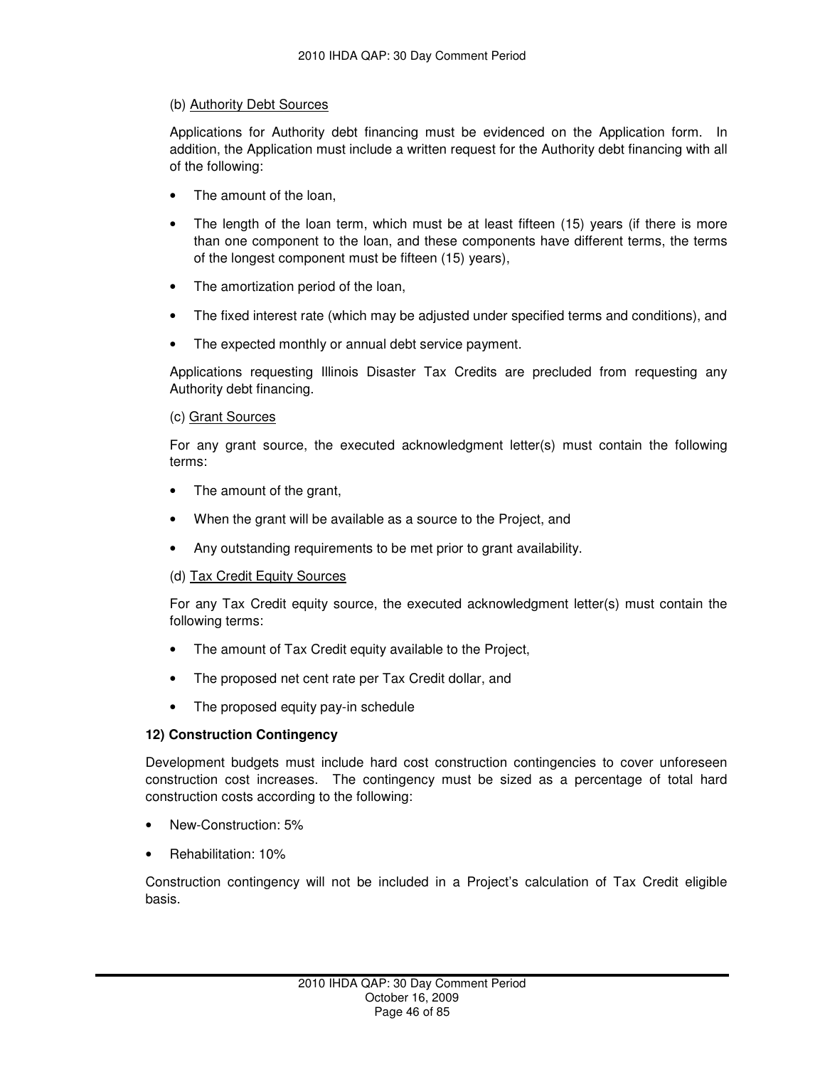(b) Authority Debt Sources

Applications for Authority debt financing must be evidenced on the Application form. In addition, the Application must include a written request for the Authority debt financing with all of the following:

- The amount of the loan,
- The length of the loan term, which must be at least fifteen (15) years (if there is more than one component to the loan, and these components have different terms, the terms of the longest component must be fifteen (15) years),
- The amortization period of the loan,
- The fixed interest rate (which may be adjusted under specified terms and conditions), and
- The expected monthly or annual debt service payment.

Applications requesting Illinois Disaster Tax Credits are precluded from requesting any Authority debt financing.

(c) Grant Sources

For any grant source, the executed acknowledgment letter(s) must contain the following terms:

- The amount of the grant,
- When the grant will be available as a source to the Project, and
- Any outstanding requirements to be met prior to grant availability.

(d) Tax Credit Equity Sources

For any Tax Credit equity source, the executed acknowledgment letter(s) must contain the following terms:

- The amount of Tax Credit equity available to the Project,
- The proposed net cent rate per Tax Credit dollar, and
- The proposed equity pay-in schedule

**12) Construction Contingency**

Development budgets must include hard cost construction contingencies to cover unforeseen construction cost increases. The contingency must be sized as a percentage of total hard construction costs according to the following:

- New-Construction: 5%
- Rehabilitation: 10%

Construction contingency will not be included in a Project's calculation of Tax Credit eligible basis.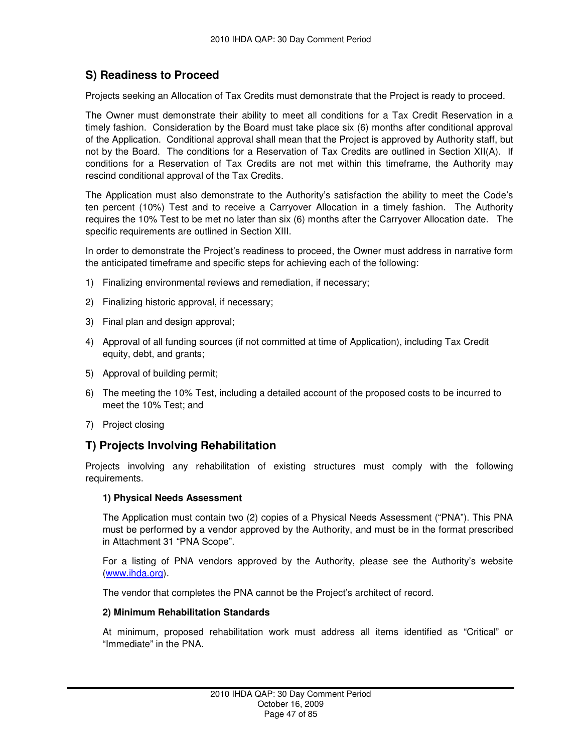## S) Readiness to Proceed

Projects seeking an Allocation of Tax Credits must demonstrate that the Project is ready to proceed.

The Owner must demonstrate their ability to meet all conditions for a Tax Credit Reservation in a timely fashion. Consideration by the Board must take place six (6) months after conditional approval of the Application. Conditional approval shall mean that the Project is approved by Authority staff, but not by the Board. The conditions for a Reservation of Tax Credits are outlined in Section XII(A). If conditions for a Reservation of Tax Credits are not met within this timeframe, the Authority may rescind conditional approval of the Tax Credits.

The Application must also demonstrate to the Authority's satisfaction the ability to meet the Code's ten percent (10%) Test and to receive a Carryover Allocation in a timely fashion. The Authority requires the 10% Test to be met no later than six (6) months after the Carryover Allocation date. The specific requirements are outlined in Section XIII.

In order to demonstrate the Project's readiness to proceed, the Owner must address in narrative form the anticipated timeframe and specific steps for achieving each of the following:

1) Finalizing environmental reviews and remediation, if necessary;
2) Finalizing historic approval, if necessary;
3) Final plan and design approval;
4) Approval of all funding sources (if not committed at time of Application), including Tax Credit equity, debt, and grants;
5) Approval of building permit;
6) The meeting the 10% Test, including a detailed account of the proposed costs to be incurred to meet the 10% Test; and
7) Project closing

## T) Projects Involving Rehabilitation

Projects involving any rehabilitation of existing structures must comply with the following requirements.

### 1) Physical Needs Assessment

The Application must contain two (2) copies of a Physical Needs Assessment ("PNA"). This PNA must be performed by a vendor approved by the Authority, and must be in the format prescribed in Attachment 31 "PNA Scope".

For a listing of PNA vendors approved by the Authority, please see the Authority's website (www.ihda.org).

The vendor that completes the PNA cannot be the Project's architect of record.

### 2) Minimum Rehabilitation Standards

At minimum, proposed rehabilitation work must address all items identified as "Critical" or "Immediate" in the PNA.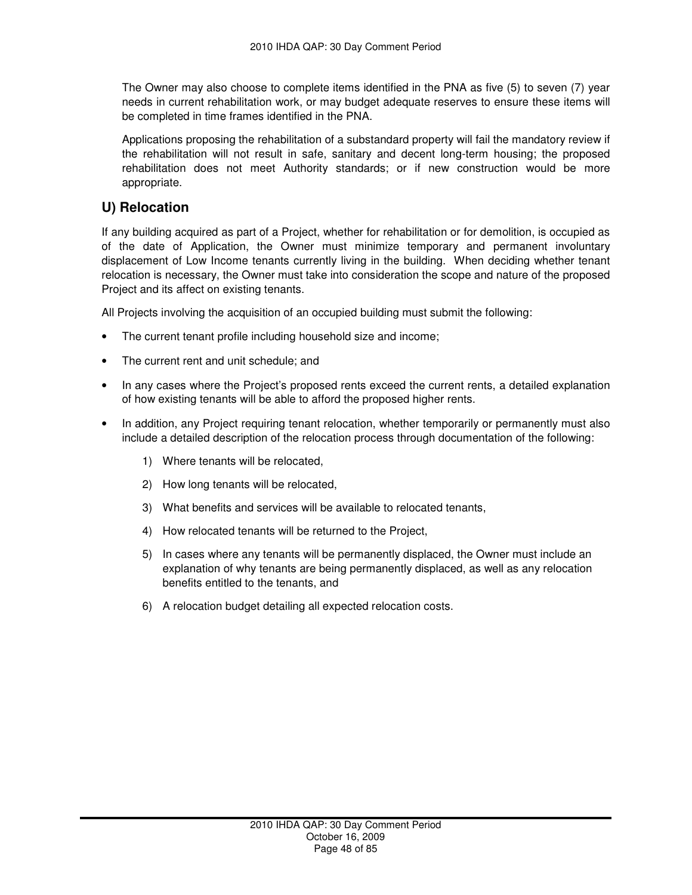The Owner may also choose to complete items identified in the PNA as five (5) to seven (7) year needs in current rehabilitation work, or may budget adequate reserves to ensure these items will be completed in time frames identified in the PNA.

Applications proposing the rehabilitation of a substandard property will fail the mandatory review if the rehabilitation will not result in safe, sanitary and decent long-term housing; the proposed rehabilitation does not meet Authority standards; or if new construction would be more appropriate.

## U) Relocation

If any building acquired as part of a Project, whether for rehabilitation or for demolition, is occupied as of the date of Application, the Owner must minimize temporary and permanent involuntary displacement of Low Income tenants currently living in the building. When deciding whether tenant relocation is necessary, the Owner must take into consideration the scope and nature of the proposed Project and its affect on existing tenants.

All Projects involving the acquisition of an occupied building must submit the following:

- The current tenant profile including household size and income;
- The current rent and unit schedule; and
- In any cases where the Project's proposed rents exceed the current rents, a detailed explanation of how existing tenants will be able to afford the proposed higher rents.
- In addition, any Project requiring tenant relocation, whether temporarily or permanently must also include a detailed description of the relocation process through documentation of the following:
    1) Where tenants will be relocated,
    2) How long tenants will be relocated,
    3) What benefits and services will be available to relocated tenants,
    4) How relocated tenants will be returned to the Project,
    5) In cases where any tenants will be permanently displaced, the Owner must include an explanation of why tenants are being permanently displaced, as well as any relocation benefits entitled to the tenants, and
    6) A relocation budget detailing all expected relocation costs.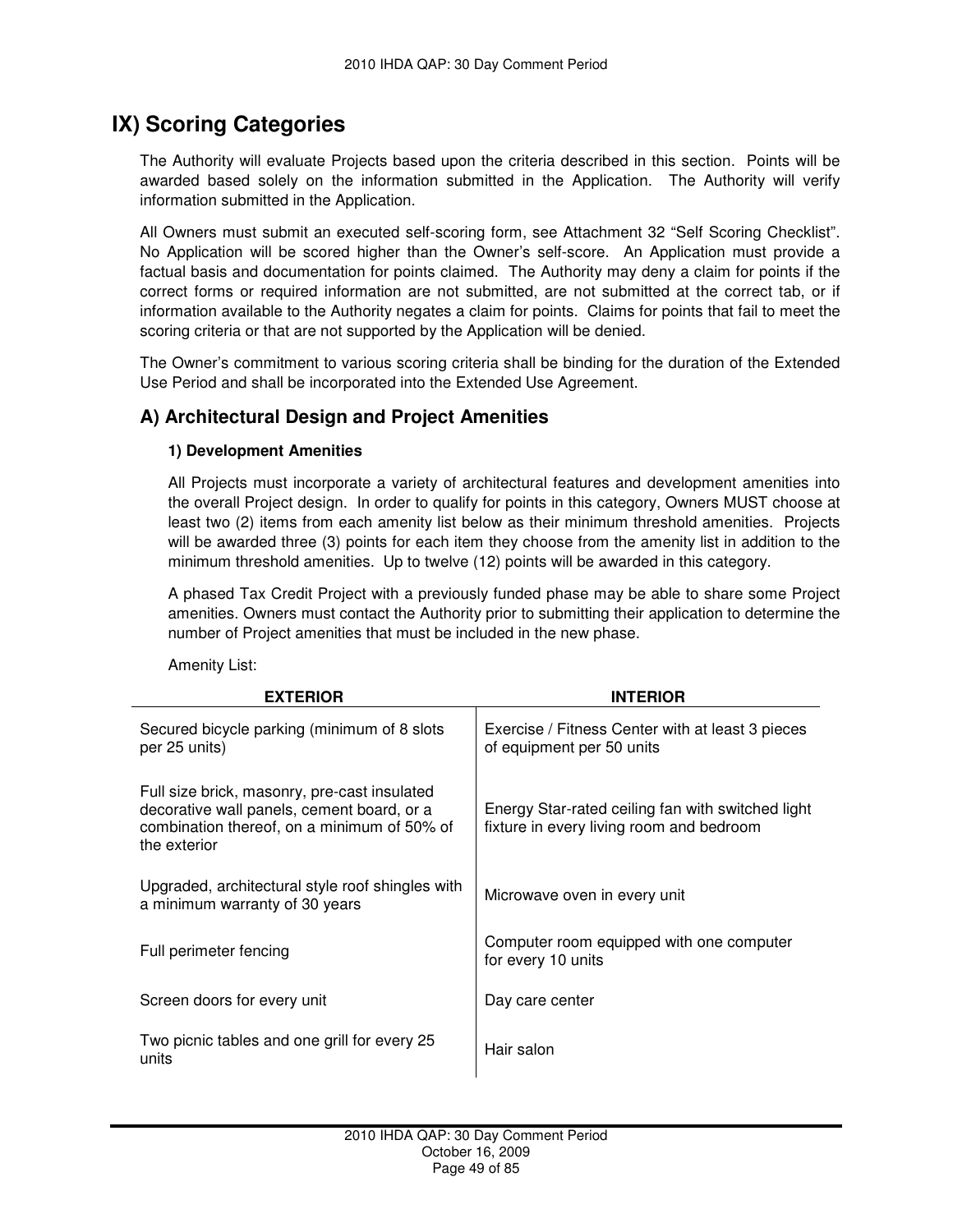# IX) Scoring Categories

The Authority will evaluate Projects based upon the criteria described in this section. Points will be awarded based solely on the information submitted in the Application. The Authority will verify information submitted in the Application.

All Owners must submit an executed self-scoring form, see Attachment 32 "Self Scoring Checklist". No Application will be scored higher than the Owner's self-score. An Application must provide a factual basis and documentation for points claimed. The Authority may deny a claim for points if the correct forms or required information are not submitted, are not submitted at the correct tab, or if information available to the Authority negates a claim for points. Claims for points that fail to meet the scoring criteria or that are not supported by the Application will be denied.

The Owner's commitment to various scoring criteria shall be binding for the duration of the Extended Use Period and shall be incorporated into the Extended Use Agreement.

## A) Architectural Design and Project Amenities

### 1) Development Amenities

All Projects must incorporate a variety of architectural features and development amenities into the overall Project design. In order to qualify for points in this category, Owners MUST choose at least two (2) items from each amenity list below as their minimum threshold amenities. Projects will be awarded three (3) points for each item they choose from the amenity list in addition to the minimum threshold amenities. Up to twelve (12) points will be awarded in this category.

A phased Tax Credit Project with a previously funded phase may be able to share some Project amenities. Owners must contact the Authority prior to submitting their application to determine the number of Project amenities that must be included in the new phase.

Amenity List:

| EXTERIOR | INTERIOR |
|---|---|
| Secured bicycle parking (minimum of 8 slots per 25 units) | Exercise / Fitness Center with at least 3 pieces of equipment per 50 units |
| Full size brick, masonry, pre-cast insulated decorative wall panels, cement board, or a combination thereof, on a minimum of 50% of the exterior | Energy Star-rated ceiling fan with switched light fixture in every living room and bedroom |
| Upgraded, architectural style roof shingles with a minimum warranty of 30 years | Microwave oven in every unit |
| Full perimeter fencing | Computer room equipped with one computer for every 10 units |
| Screen doors for every unit | Day care center |
| Two picnic tables and one grill for every 25 units | Hair salon |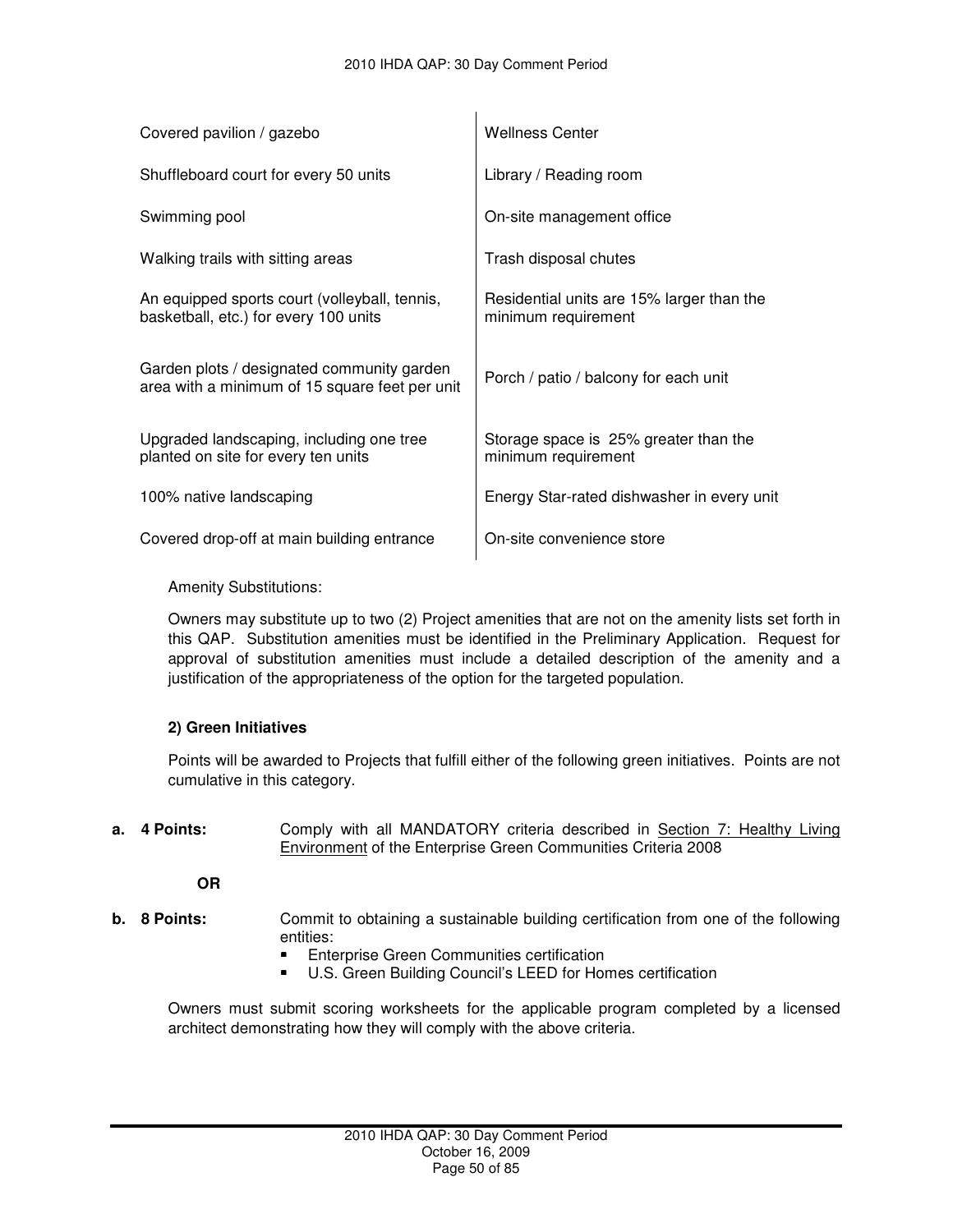| | |
|---|---|
| Covered pavilion / gazebo | Wellness Center |
| Shuffleboard court for every 50 units | Library / Reading room |
| Swimming pool | On-site management office |
| Walking trails with sitting areas | Trash disposal chutes |
| An equipped sports court (volleyball, tennis, basketball, etc.) for every 100 units | Residential units are 15% larger than the minimum requirement |
| Garden plots / designated community garden area with a minimum of 15 square feet per unit | Porch / patio / balcony for each unit |
| Upgraded landscaping, including one tree planted on site for every ten units | Storage space is 25% greater than the minimum requirement |
| 100% native landscaping | Energy Star-rated dishwasher in every unit |
| Covered drop-off at main building entrance | On-site convenience store |

Amenity Substitutions:

Owners may substitute up to two (2) Project amenities that are not on the amenity lists set forth in this QAP. Substitution amenities must be identified in the Preliminary Application. Request for approval of substitution amenities must include a detailed description of the amenity and a justification of the appropriateness of the option for the targeted population.

**2) Green Initiatives**

Points will be awarded to Projects that fulfill either of the following green initiatives. Points are not cumulative in this category.

**a. 4 Points:** Comply with all MANDATORY criteria described in Section 7: Healthy Living Environment of the Enterprise Green Communities Criteria 2008

**OR**

**b. 8 Points:** Commit to obtaining a sustainable building certification from one of the following entities:

- Enterprise Green Communities certification
- U.S. Green Building Council's LEED for Homes certification

Owners must submit scoring worksheets for the applicable program completed by a licensed architect demonstrating how they will comply with the above criteria.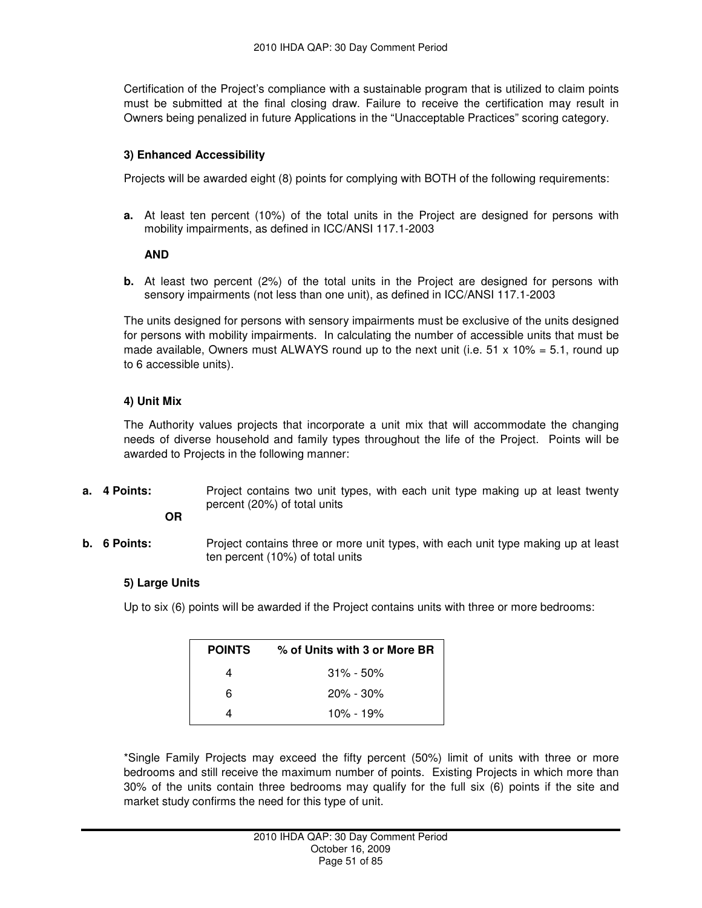Certification of the Project's compliance with a sustainable program that is utilized to claim points must be submitted at the final closing draw. Failure to receive the certification may result in Owners being penalized in future Applications in the "Unacceptable Practices" scoring category.

#### 3) Enhanced Accessibility

Projects will be awarded eight (8) points for complying with BOTH of the following requirements:

**a.** At least ten percent (10%) of the total units in the Project are designed for persons with mobility impairments, as defined in ICC/ANSI 117.1-2003

**AND**

**b.** At least two percent (2%) of the total units in the Project are designed for persons with sensory impairments (not less than one unit), as defined in ICC/ANSI 117.1-2003

The units designed for persons with sensory impairments must be exclusive of the units designed for persons with mobility impairments. In calculating the number of accessible units that must be made available, Owners must ALWAYS round up to the next unit (i.e. 51 x 10% = 5.1, round up to 6 accessible units).

#### 4) Unit Mix

The Authority values projects that incorporate a unit mix that will accommodate the changing needs of diverse household and family types throughout the life of the Project. Points will be awarded to Projects in the following manner:

**a. 4 Points:** Project contains two unit types, with each unit type making up at least twenty percent (20%) of total units

**OR**

**b. 6 Points:** Project contains three or more unit types, with each unit type making up at least ten percent (10%) of total units

#### 5) Large Units

Up to six (6) points will be awarded if the Project contains units with three or more bedrooms:

| POINTS | % of Units with 3 or More BR |
|---|---|
| 4 | 31% - 50% |
| 6 | 20% - 30% |
| 4 | 10% - 19% |

*Single Family Projects may exceed the fifty percent (50%) limit of units with three or more bedrooms and still receive the maximum number of points. Existing Projects in which more than 30% of the units contain three bedrooms may qualify for the full six (6) points if the site and market study confirms the need for this type of unit.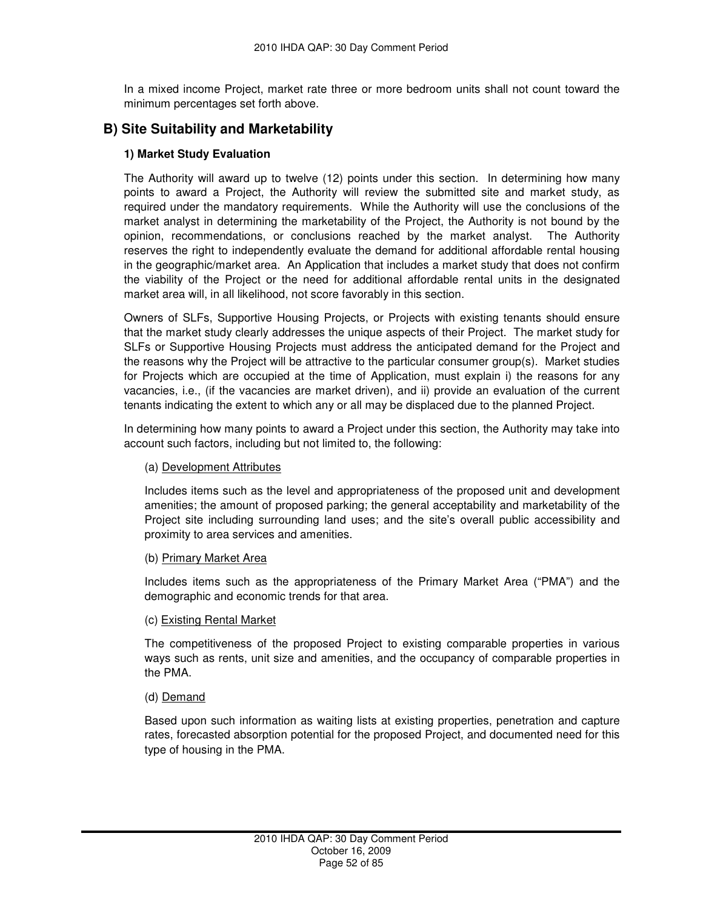In a mixed income Project, market rate three or more bedroom units shall not count toward the minimum percentages set forth above.

## B) Site Suitability and Marketability

### 1) Market Study Evaluation

The Authority will award up to twelve (12) points under this section. In determining how many points to award a Project, the Authority will review the submitted site and market study, as required under the mandatory requirements. While the Authority will use the conclusions of the market analyst in determining the marketability of the Project, the Authority is not bound by the opinion, recommendations, or conclusions reached by the market analyst. The Authority reserves the right to independently evaluate the demand for additional affordable rental housing in the geographic/market area. An Application that includes a market study that does not confirm the viability of the Project or the need for additional affordable rental units in the designated market area will, in all likelihood, not score favorably in this section.

Owners of SLFs, Supportive Housing Projects, or Projects with existing tenants should ensure that the market study clearly addresses the unique aspects of their Project. The market study for SLFs or Supportive Housing Projects must address the anticipated demand for the Project and the reasons why the Project will be attractive to the particular consumer group(s). Market studies for Projects which are occupied at the time of Application, must explain i) the reasons for any vacancies, i.e., (if the vacancies are market driven), and ii) provide an evaluation of the current tenants indicating the extent to which any or all may be displaced due to the planned Project.

In determining how many points to award a Project under this section, the Authority may take into account such factors, including but not limited to, the following:

(a) Development Attributes

Includes items such as the level and appropriateness of the proposed unit and development amenities; the amount of proposed parking; the general acceptability and marketability of the Project site including surrounding land uses; and the site's overall public accessibility and proximity to area services and amenities.

(b) Primary Market Area

Includes items such as the appropriateness of the Primary Market Area ("PMA") and the demographic and economic trends for that area.

(c) Existing Rental Market

The competitiveness of the proposed Project to existing comparable properties in various ways such as rents, unit size and amenities, and the occupancy of comparable properties in the PMA.

(d) Demand

Based upon such information as waiting lists at existing properties, penetration and capture rates, forecasted absorption potential for the proposed Project, and documented need for this type of housing in the PMA.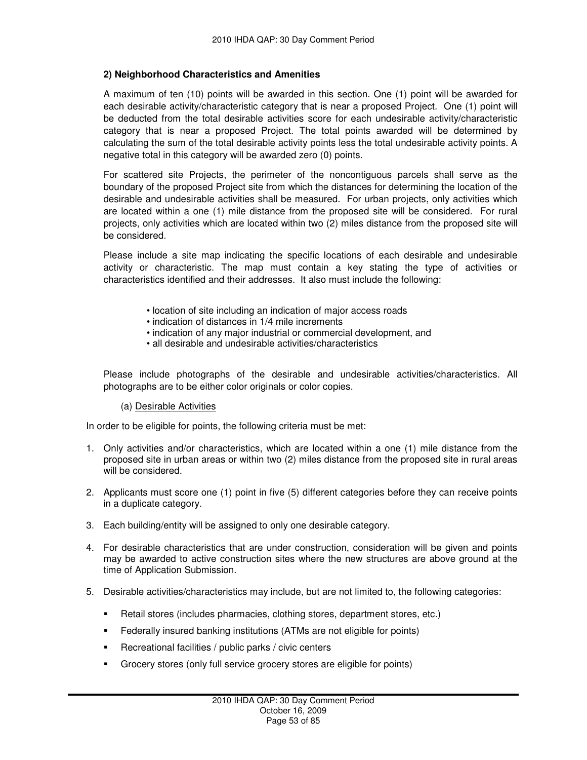### 2) Neighborhood Characteristics and Amenities

A maximum of ten (10) points will be awarded in this section. One (1) point will be awarded for each desirable activity/characteristic category that is near a proposed Project. One (1) point will be deducted from the total desirable activities score for each undesirable activity/characteristic category that is near a proposed Project. The total points awarded will be determined by calculating the sum of the total desirable activity points less the total undesirable activity points. A negative total in this category will be awarded zero (0) points.

For scattered site Projects, the perimeter of the noncontiguous parcels shall serve as the boundary of the proposed Project site from which the distances for determining the location of the desirable and undesirable activities shall be measured. For urban projects, only activities which are located within a one (1) mile distance from the proposed site will be considered. For rural projects, only activities which are located within two (2) miles distance from the proposed site will be considered.

Please include a site map indicating the specific locations of each desirable and undesirable activity or characteristic. The map must contain a key stating the type of activities or characteristics identified and their addresses. It also must include the following:

- location of site including an indication of major access roads
- indication of distances in 1/4 mile increments
- indication of any major industrial or commercial development, and
- all desirable and undesirable activities/characteristics

Please include photographs of the desirable and undesirable activities/characteristics. All photographs are to be either color originals or color copies.

(a) Desirable Activities

In order to be eligible for points, the following criteria must be met:

1. Only activities and/or characteristics, which are located within a one (1) mile distance from the proposed site in urban areas or within two (2) miles distance from the proposed site in rural areas will be considered.

2. Applicants must score one (1) point in five (5) different categories before they can receive points in a duplicate category.

3. Each building/entity will be assigned to only one desirable category.

4. For desirable characteristics that are under construction, consideration will be given and points may be awarded to active construction sites where the new structures are above ground at the time of Application Submission.

5. Desirable activities/characteristics may include, but are not limited to, the following categories:

   - Retail stores (includes pharmacies, clothing stores, department stores, etc.)
   - Federally insured banking institutions (ATMs are not eligible for points)
   - Recreational facilities / public parks / civic centers
   - Grocery stores (only full service grocery stores are eligible for points)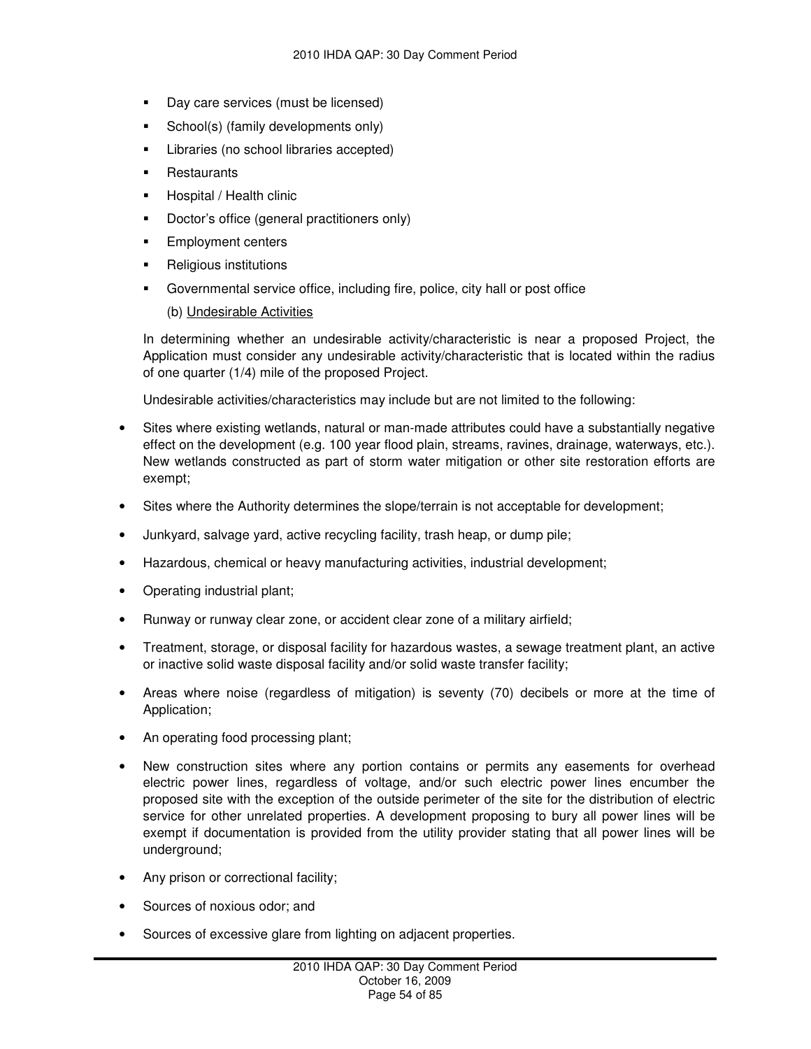- Day care services (must be licensed)
- School(s) (family developments only)
- Libraries (no school libraries accepted)
- Restaurants
- Hospital / Health clinic
- Doctor's office (general practitioners only)
- Employment centers
- Religious institutions
- Governmental service office, including fire, police, city hall or post office

(b) Undesirable Activities

In determining whether an undesirable activity/characteristic is near a proposed Project, the Application must consider any undesirable activity/characteristic that is located within the radius of one quarter (1/4) mile of the proposed Project.

Undesirable activities/characteristics may include but are not limited to the following:

- Sites where existing wetlands, natural or man-made attributes could have a substantially negative effect on the development (e.g. 100 year flood plain, streams, ravines, drainage, waterways, etc.). New wetlands constructed as part of storm water mitigation or other site restoration efforts are exempt;
- Sites where the Authority determines the slope/terrain is not acceptable for development;
- Junkyard, salvage yard, active recycling facility, trash heap, or dump pile;
- Hazardous, chemical or heavy manufacturing activities, industrial development;
- Operating industrial plant;
- Runway or runway clear zone, or accident clear zone of a military airfield;
- Treatment, storage, or disposal facility for hazardous wastes, a sewage treatment plant, an active or inactive solid waste disposal facility and/or solid waste transfer facility;
- Areas where noise (regardless of mitigation) is seventy (70) decibels or more at the time of Application;
- An operating food processing plant;
- New construction sites where any portion contains or permits any easements for overhead electric power lines, regardless of voltage, and/or such electric power lines encumber the proposed site with the exception of the outside perimeter of the site for the distribution of electric service for other unrelated properties. A development proposing to bury all power lines will be exempt if documentation is provided from the utility provider stating that all power lines will be underground;
- Any prison or correctional facility;
- Sources of noxious odor; and
- Sources of excessive glare from lighting on adjacent properties.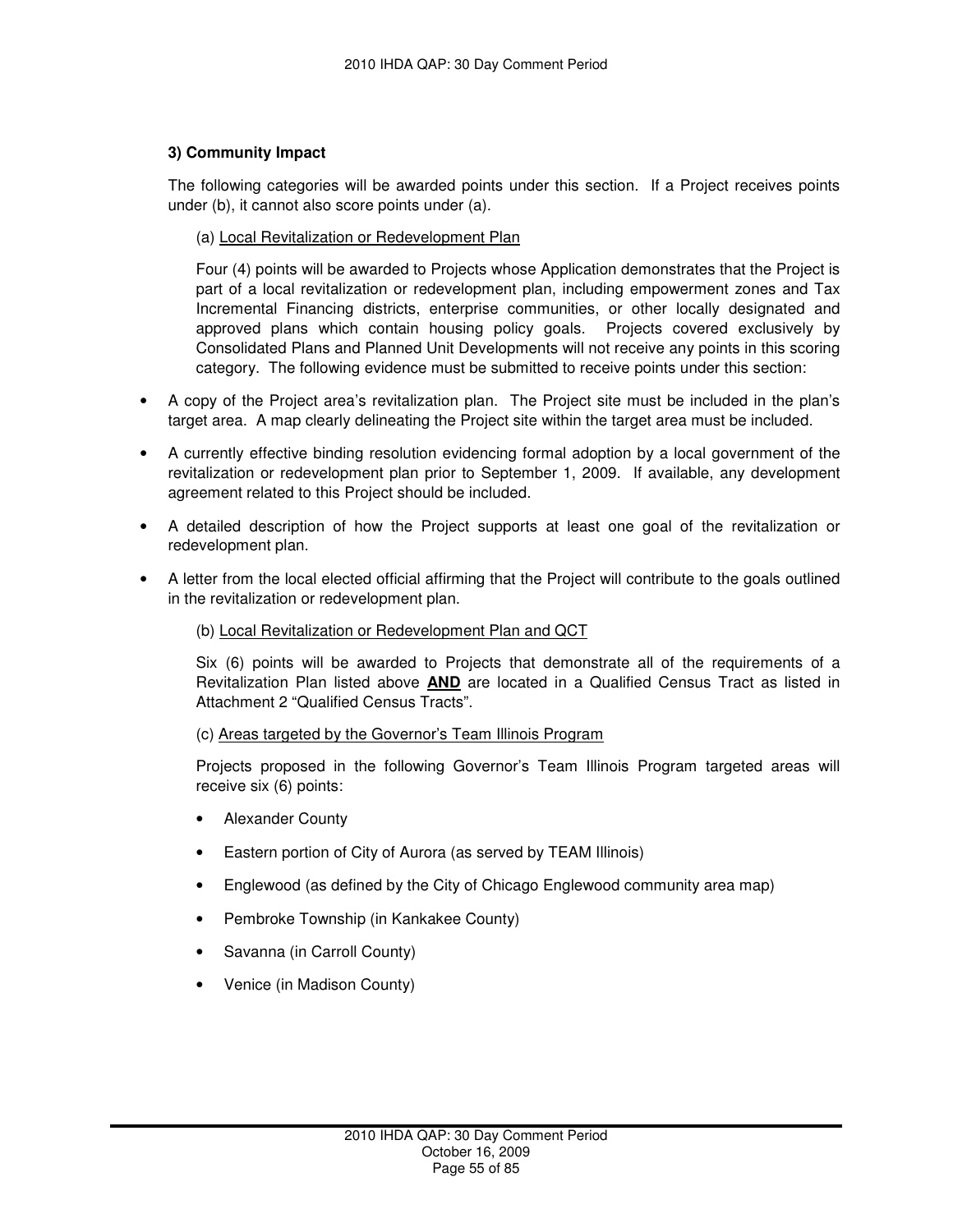### 3) Community Impact

The following categories will be awarded points under this section. If a Project receives points under (b), it cannot also score points under (a).

(a) Local Revitalization or Redevelopment Plan

Four (4) points will be awarded to Projects whose Application demonstrates that the Project is part of a local revitalization or redevelopment plan, including empowerment zones and Tax Incremental Financing districts, enterprise communities, or other locally designated and approved plans which contain housing policy goals. Projects covered exclusively by Consolidated Plans and Planned Unit Developments will not receive any points in this scoring category. The following evidence must be submitted to receive points under this section:

- A copy of the Project area's revitalization plan. The Project site must be included in the plan's target area. A map clearly delineating the Project site within the target area must be included.
- A currently effective binding resolution evidencing formal adoption by a local government of the revitalization or redevelopment plan prior to September 1, 2009. If available, any development agreement related to this Project should be included.
- A detailed description of how the Project supports at least one goal of the revitalization or redevelopment plan.
- A letter from the local elected official affirming that the Project will contribute to the goals outlined in the revitalization or redevelopment plan.

(b) Local Revitalization or Redevelopment Plan and QCT

Six (6) points will be awarded to Projects that demonstrate all of the requirements of a Revitalization Plan listed above **AND** are located in a Qualified Census Tract as listed in Attachment 2 "Qualified Census Tracts".

(c) Areas targeted by the Governor's Team Illinois Program

Projects proposed in the following Governor's Team Illinois Program targeted areas will receive six (6) points:

- Alexander County
- Eastern portion of City of Aurora (as served by TEAM Illinois)
- Englewood (as defined by the City of Chicago Englewood community area map)
- Pembroke Township (in Kankakee County)
- Savanna (in Carroll County)
- Venice (in Madison County)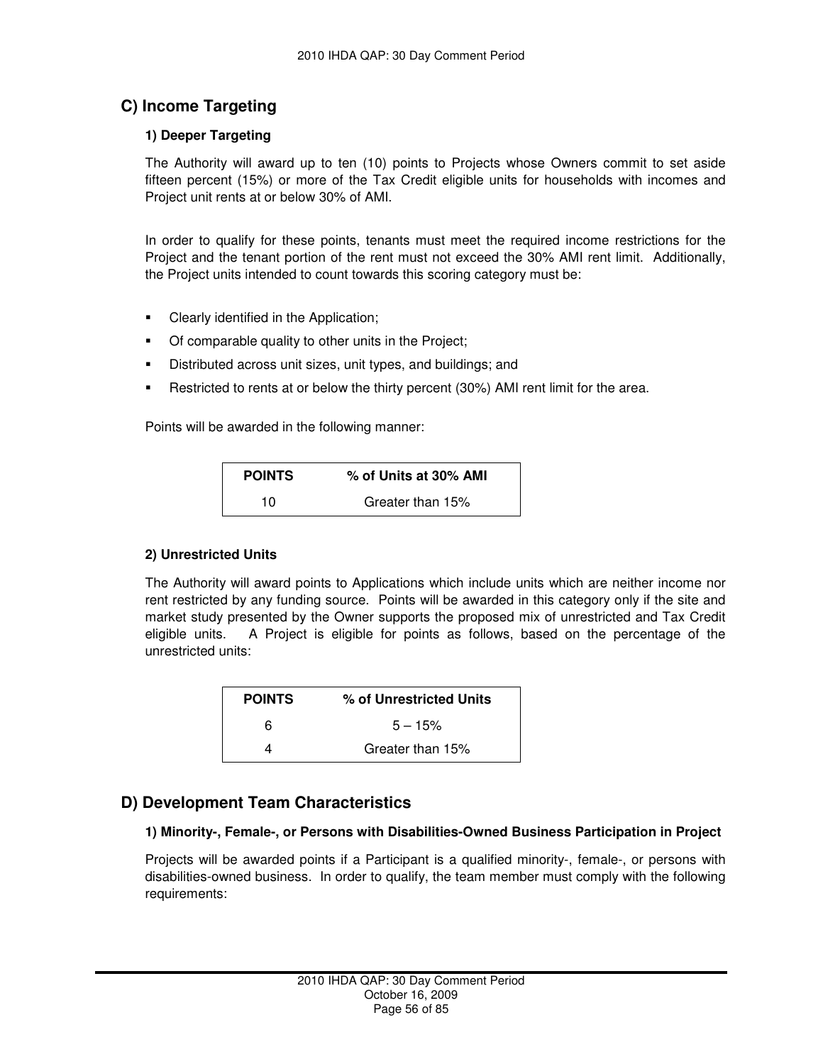## C) Income Targeting

### 1) Deeper Targeting

The Authority will award up to ten (10) points to Projects whose Owners commit to set aside fifteen percent (15%) or more of the Tax Credit eligible units for households with incomes and Project unit rents at or below 30% of AMI.

In order to qualify for these points, tenants must meet the required income restrictions for the Project and the tenant portion of the rent must not exceed the 30% AMI rent limit. Additionally, the Project units intended to count towards this scoring category must be:

- Clearly identified in the Application;
- Of comparable quality to other units in the Project;
- Distributed across unit sizes, unit types, and buildings; and
- Restricted to rents at or below the thirty percent (30%) AMI rent limit for the area.

Points will be awarded in the following manner:

| POINTS | % of Units at 30% AMI |
|---|---|
| 10 | Greater than 15% |

### 2) Unrestricted Units

The Authority will award points to Applications which include units which are neither income nor rent restricted by any funding source. Points will be awarded in this category only if the site and market study presented by the Owner supports the proposed mix of unrestricted and Tax Credit eligible units. A Project is eligible for points as follows, based on the percentage of the unrestricted units:

| POINTS | % of Unrestricted Units |
|---|---|
| 6 | 5 – 15% |
| 4 | Greater than 15% |

## D) Development Team Characteristics

### 1) Minority-, Female-, or Persons with Disabilities-Owned Business Participation in Project

Projects will be awarded points if a Participant is a qualified minority-, female-, or persons with disabilities-owned business. In order to qualify, the team member must comply with the following requirements: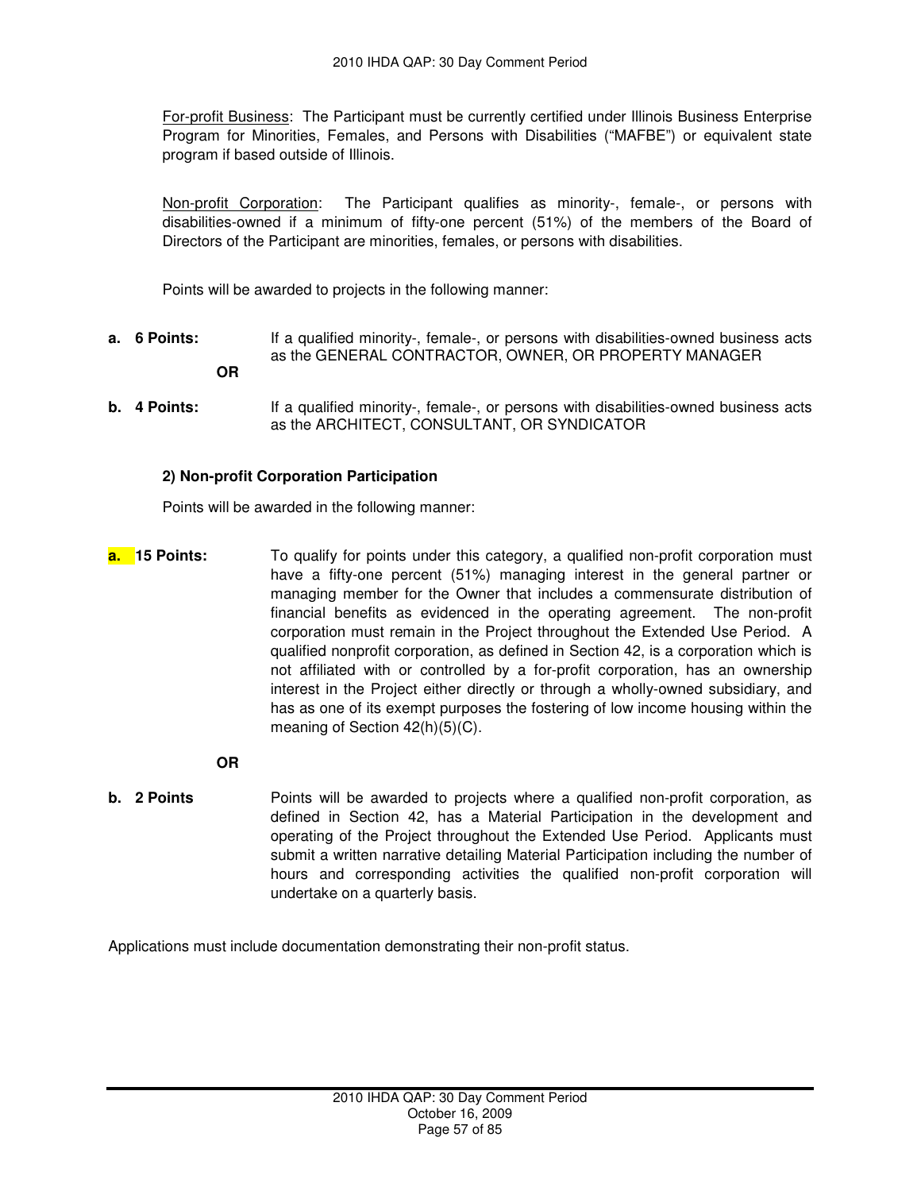For-profit Business: The Participant must be currently certified under Illinois Business Enterprise Program for Minorities, Females, and Persons with Disabilities ("MAFBE") or equivalent state program if based outside of Illinois.

Non-profit Corporation: The Participant qualifies as minority-, female-, or persons with disabilities-owned if a minimum of fifty-one percent (51%) of the members of the Board of Directors of the Participant are minorities, females, or persons with disabilities.

Points will be awarded to projects in the following manner:

**a. 6 Points:** If a qualified minority-, female-, or persons with disabilities-owned business acts as the GENERAL CONTRACTOR, OWNER, OR PROPERTY MANAGER

**OR**

**b. 4 Points:** If a qualified minority-, female-, or persons with disabilities-owned business acts as the ARCHITECT, CONSULTANT, OR SYNDICATOR

**2) Non-profit Corporation Participation**

Points will be awarded in the following manner:

**a. 15 Points:** To qualify for points under this category, a qualified non-profit corporation must have a fifty-one percent (51%) managing interest in the general partner or managing member for the Owner that includes a commensurate distribution of financial benefits as evidenced in the operating agreement. The non-profit corporation must remain in the Project throughout the Extended Use Period. A qualified nonprofit corporation, as defined in Section 42, is a corporation which is not affiliated with or controlled by a for-profit corporation, has an ownership interest in the Project either directly or through a wholly-owned subsidiary, and has as one of its exempt purposes the fostering of low income housing within the meaning of Section 42(h)(5)(C).

**OR**

**b. 2 Points** Points will be awarded to projects where a qualified non-profit corporation, as defined in Section 42, has a Material Participation in the development and operating of the Project throughout the Extended Use Period. Applicants must submit a written narrative detailing Material Participation including the number of hours and corresponding activities the qualified non-profit corporation will undertake on a quarterly basis.

Applications must include documentation demonstrating their non-profit status.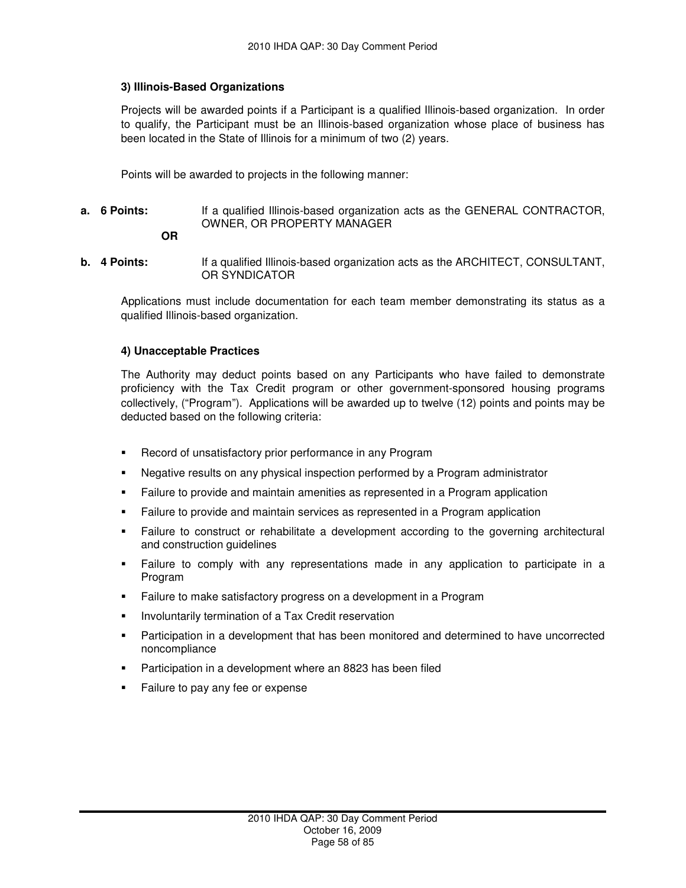### 3) Illinois-Based Organizations

Projects will be awarded points if a Participant is a qualified Illinois-based organization. In order to qualify, the Participant must be an Illinois-based organization whose place of business has been located in the State of Illinois for a minimum of two (2) years.

Points will be awarded to projects in the following manner:

**a. 6 Points:** If a qualified Illinois-based organization acts as the GENERAL CONTRACTOR, OWNER, OR PROPERTY MANAGER

**OR**

**b. 4 Points:** If a qualified Illinois-based organization acts as the ARCHITECT, CONSULTANT, OR SYNDICATOR

Applications must include documentation for each team member demonstrating its status as a qualified Illinois-based organization.

### 4) Unacceptable Practices

The Authority may deduct points based on any Participants who have failed to demonstrate proficiency with the Tax Credit program or other government-sponsored housing programs collectively, ("Program"). Applications will be awarded up to twelve (12) points and points may be deducted based on the following criteria:

- Record of unsatisfactory prior performance in any Program
- Negative results on any physical inspection performed by a Program administrator
- Failure to provide and maintain amenities as represented in a Program application
- Failure to provide and maintain services as represented in a Program application
- Failure to construct or rehabilitate a development according to the governing architectural and construction guidelines
- Failure to comply with any representations made in any application to participate in a Program
- Failure to make satisfactory progress on a development in a Program
- Involuntarily termination of a Tax Credit reservation
- Participation in a development that has been monitored and determined to have uncorrected noncompliance
- Participation in a development where an 8823 has been filed
- Failure to pay any fee or expense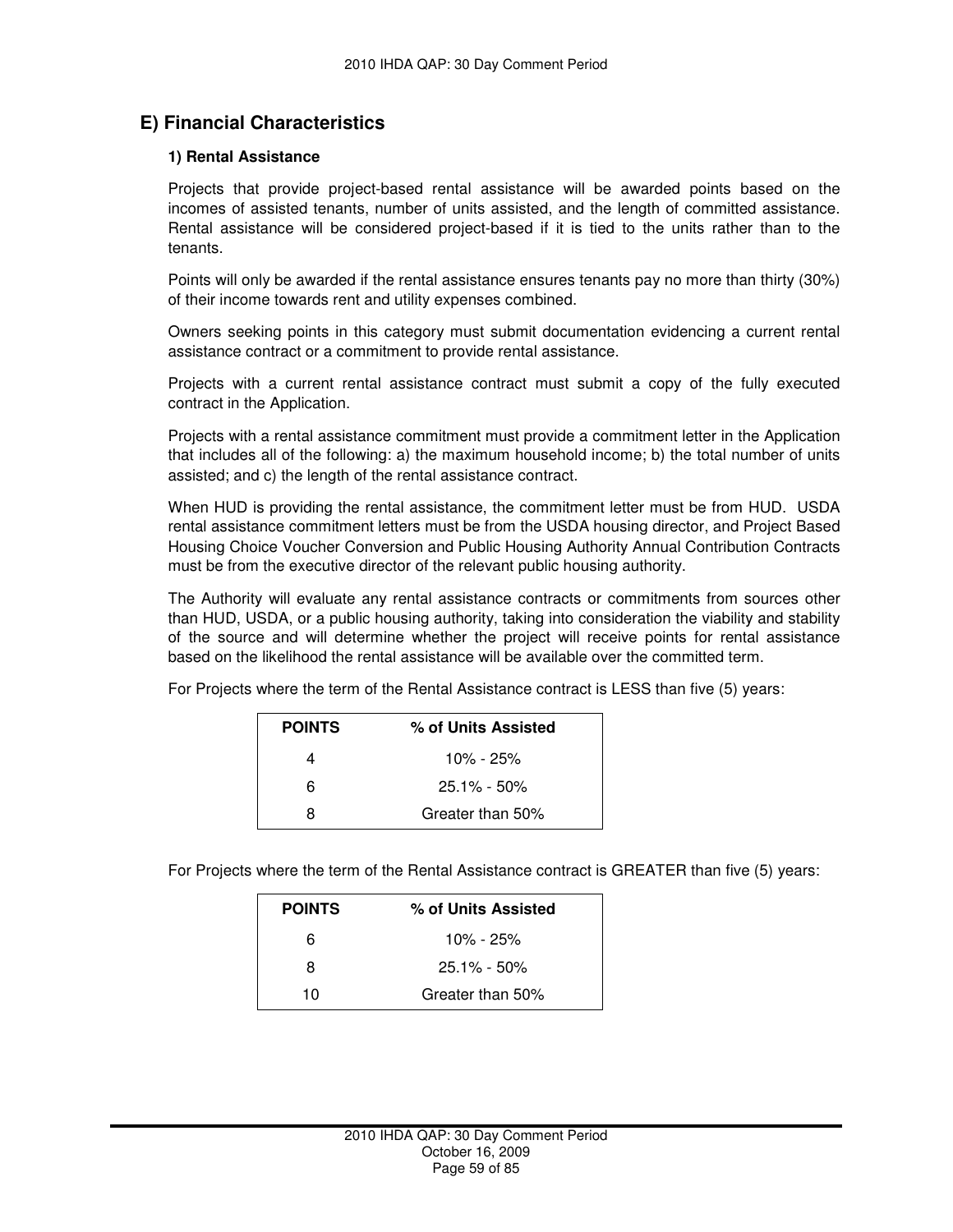## E) Financial Characteristics

### 1) Rental Assistance

Projects that provide project-based rental assistance will be awarded points based on the incomes of assisted tenants, number of units assisted, and the length of committed assistance. Rental assistance will be considered project-based if it is tied to the units rather than to the tenants.

Points will only be awarded if the rental assistance ensures tenants pay no more than thirty (30%) of their income towards rent and utility expenses combined.

Owners seeking points in this category must submit documentation evidencing a current rental assistance contract or a commitment to provide rental assistance.

Projects with a current rental assistance contract must submit a copy of the fully executed contract in the Application.

Projects with a rental assistance commitment must provide a commitment letter in the Application that includes all of the following: a) the maximum household income; b) the total number of units assisted; and c) the length of the rental assistance contract.

When HUD is providing the rental assistance, the commitment letter must be from HUD. USDA rental assistance commitment letters must be from the USDA housing director, and Project Based Housing Choice Voucher Conversion and Public Housing Authority Annual Contribution Contracts must be from the executive director of the relevant public housing authority.

The Authority will evaluate any rental assistance contracts or commitments from sources other than HUD, USDA, or a public housing authority, taking into consideration the viability and stability of the source and will determine whether the project will receive points for rental assistance based on the likelihood the rental assistance will be available over the committed term.

For Projects where the term of the Rental Assistance contract is LESS than five (5) years:

| POINTS | % of Units Assisted |
|---|---|
| 4 | 10% - 25% |
| 6 | 25.1% - 50% |
| 8 | Greater than 50% |

For Projects where the term of the Rental Assistance contract is GREATER than five (5) years:

| POINTS | % of Units Assisted |
|---|---|
| 6 | 10% - 25% |
| 8 | 25.1% - 50% |
| 10 | Greater than 50% |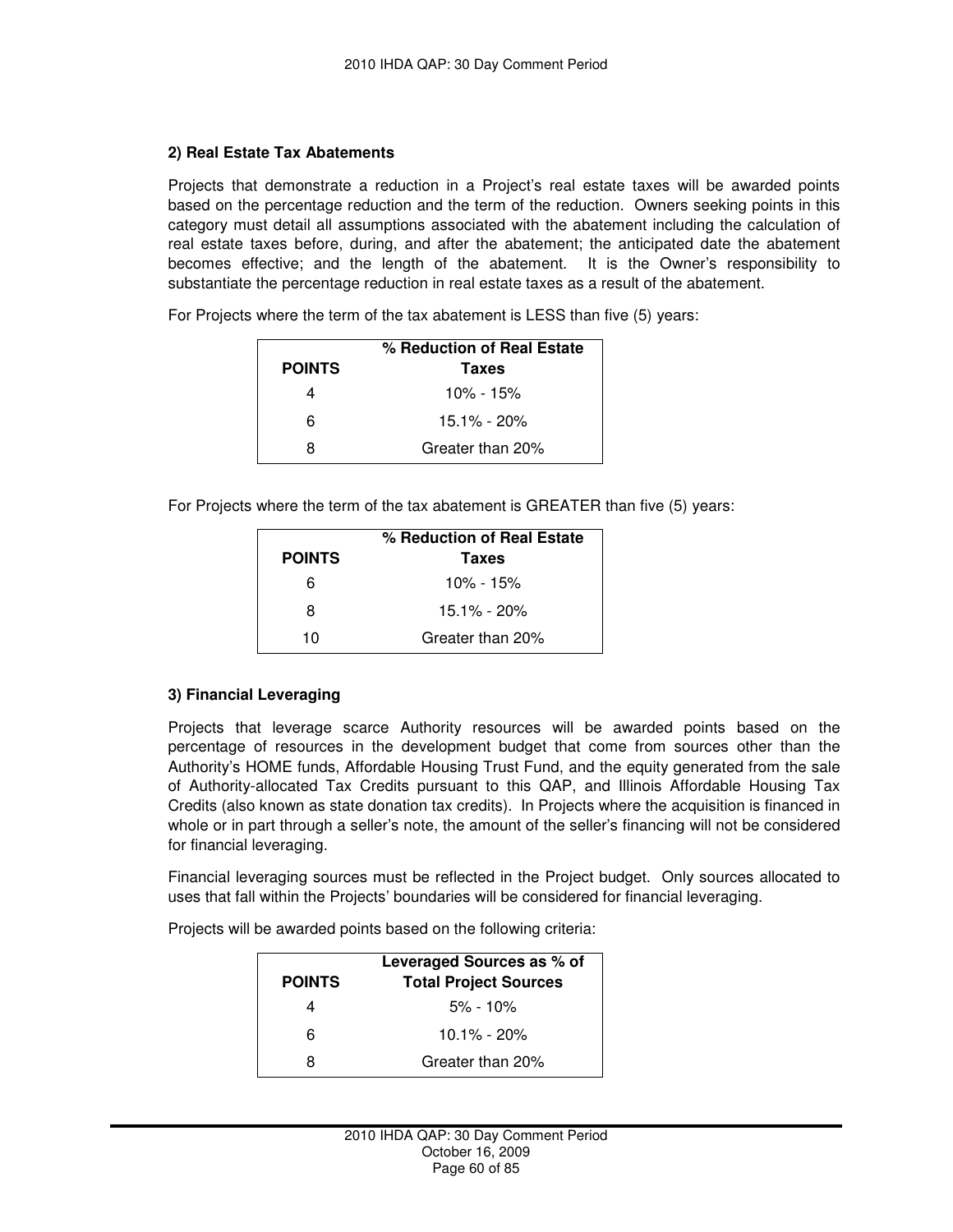### 2) Real Estate Tax Abatements

Projects that demonstrate a reduction in a Project's real estate taxes will be awarded points based on the percentage reduction and the term of the reduction. Owners seeking points in this category must detail all assumptions associated with the abatement including the calculation of real estate taxes before, during, and after the abatement; the anticipated date the abatement becomes effective; and the length of the abatement. It is the Owner's responsibility to substantiate the percentage reduction in real estate taxes as a result of the abatement.

For Projects where the term of the tax abatement is LESS than five (5) years:

| POINTS | % Reduction of Real Estate Taxes |
|---|---|
| 4 | 10% - 15% |
| 6 | 15.1% - 20% |
| 8 | Greater than 20% |

For Projects where the term of the tax abatement is GREATER than five (5) years:

| POINTS | % Reduction of Real Estate Taxes |
|---|---|
| 6 | 10% - 15% |
| 8 | 15.1% - 20% |
| 10 | Greater than 20% |

### 3) Financial Leveraging

Projects that leverage scarce Authority resources will be awarded points based on the percentage of resources in the development budget that come from sources other than the Authority's HOME funds, Affordable Housing Trust Fund, and the equity generated from the sale of Authority-allocated Tax Credits pursuant to this QAP, and Illinois Affordable Housing Tax Credits (also known as state donation tax credits). In Projects where the acquisition is financed in whole or in part through a seller's note, the amount of the seller's financing will not be considered for financial leveraging.

Financial leveraging sources must be reflected in the Project budget. Only sources allocated to uses that fall within the Projects' boundaries will be considered for financial leveraging.

Projects will be awarded points based on the following criteria:

| POINTS | Leveraged Sources as % of Total Project Sources |
|---|---|
| 4 | 5% - 10% |
| 6 | 10.1% - 20% |
| 8 | Greater than 20% |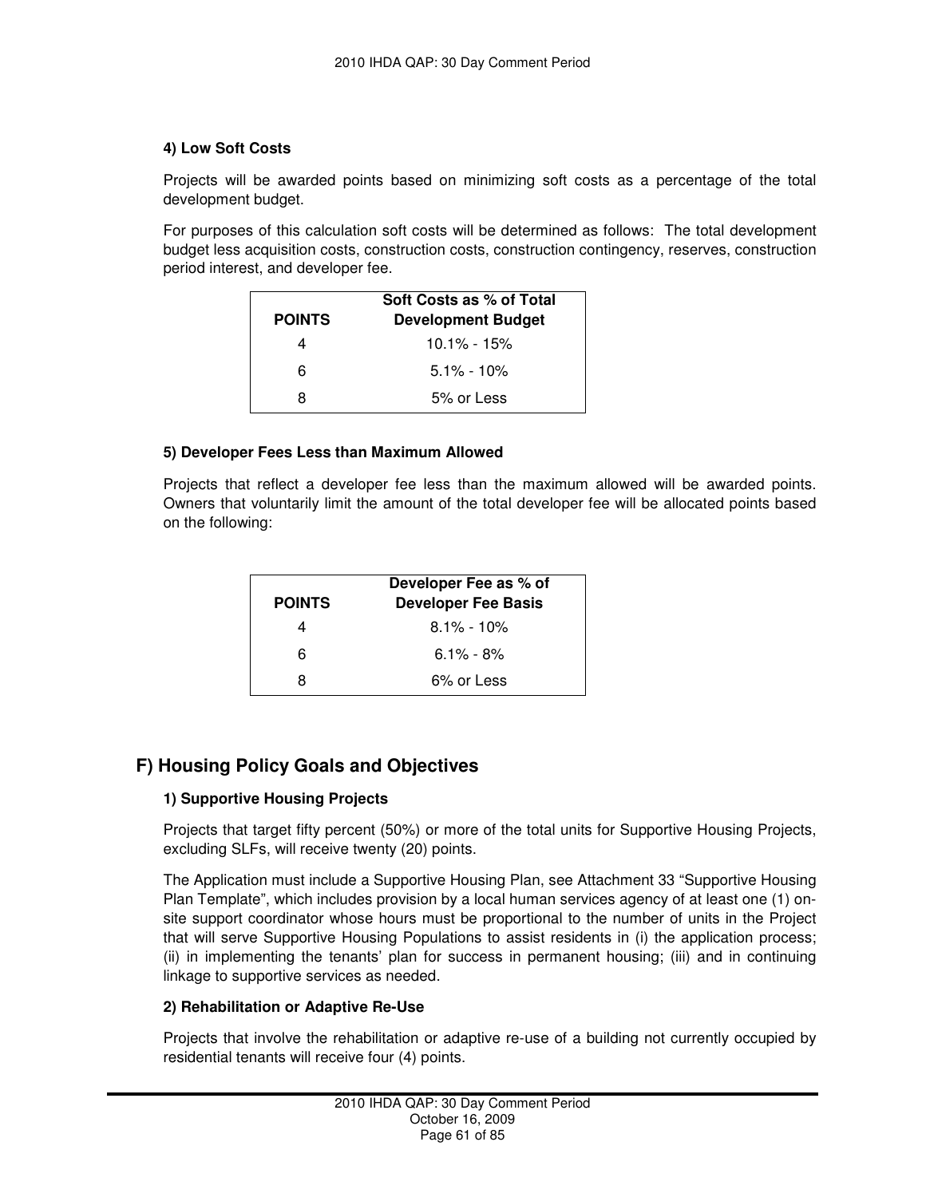#### 4) Low Soft Costs

Projects will be awarded points based on minimizing soft costs as a percentage of the total development budget.

For purposes of this calculation soft costs will be determined as follows: The total development budget less acquisition costs, construction costs, construction contingency, reserves, construction period interest, and developer fee.

| POINTS | Soft Costs as % of Total Development Budget |
|---|---|
| 4 | 10.1% - 15% |
| 6 | 5.1% - 10% |
| 8 | 5% or Less |

#### 5) Developer Fees Less than Maximum Allowed

Projects that reflect a developer fee less than the maximum allowed will be awarded points. Owners that voluntarily limit the amount of the total developer fee will be allocated points based on the following:

| POINTS | Developer Fee as % of Developer Fee Basis |
|---|---|
| 4 | 8.1% - 10% |
| 6 | 6.1% - 8% |
| 8 | 6% or Less |

## F) Housing Policy Goals and Objectives

#### 1) Supportive Housing Projects

Projects that target fifty percent (50%) or more of the total units for Supportive Housing Projects, excluding SLFs, will receive twenty (20) points.

The Application must include a Supportive Housing Plan, see Attachment 33 "Supportive Housing Plan Template", which includes provision by a local human services agency of at least one (1) on-site support coordinator whose hours must be proportional to the number of units in the Project that will serve Supportive Housing Populations to assist residents in (i) the application process; (ii) in implementing the tenants' plan for success in permanent housing; (iii) and in continuing linkage to supportive services as needed.

#### 2) Rehabilitation or Adaptive Re-Use

Projects that involve the rehabilitation or adaptive re-use of a building not currently occupied by residential tenants will receive four (4) points.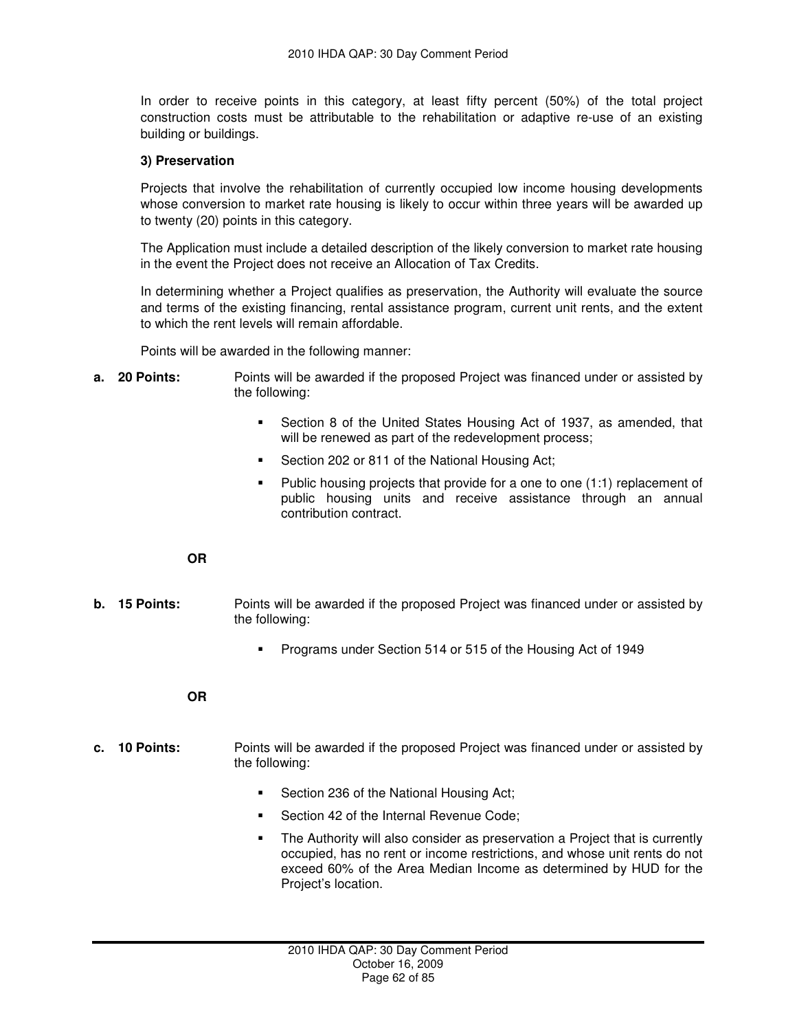In order to receive points in this category, at least fifty percent (50%) of the total project construction costs must be attributable to the rehabilitation or adaptive re-use of an existing building or buildings.

**3) Preservation**

Projects that involve the rehabilitation of currently occupied low income housing developments whose conversion to market rate housing is likely to occur within three years will be awarded up to twenty (20) points in this category.

The Application must include a detailed description of the likely conversion to market rate housing in the event the Project does not receive an Allocation of Tax Credits.

In determining whether a Project qualifies as preservation, the Authority will evaluate the source and terms of the existing financing, rental assistance program, current unit rents, and the extent to which the rent levels will remain affordable.

Points will be awarded in the following manner:

**a. 20 Points:** Points will be awarded if the proposed Project was financed under or assisted by the following:

- Section 8 of the United States Housing Act of 1937, as amended, that will be renewed as part of the redevelopment process;
- Section 202 or 811 of the National Housing Act;
- Public housing projects that provide for a one to one (1:1) replacement of public housing units and receive assistance through an annual contribution contract.

**OR**

**b. 15 Points:** Points will be awarded if the proposed Project was financed under or assisted by the following:

- Programs under Section 514 or 515 of the Housing Act of 1949

**OR**

**c. 10 Points:** Points will be awarded if the proposed Project was financed under or assisted by the following:

- Section 236 of the National Housing Act;
- Section 42 of the Internal Revenue Code;
- The Authority will also consider as preservation a Project that is currently occupied, has no rent or income restrictions, and whose unit rents do not exceed 60% of the Area Median Income as determined by HUD for the Project's location.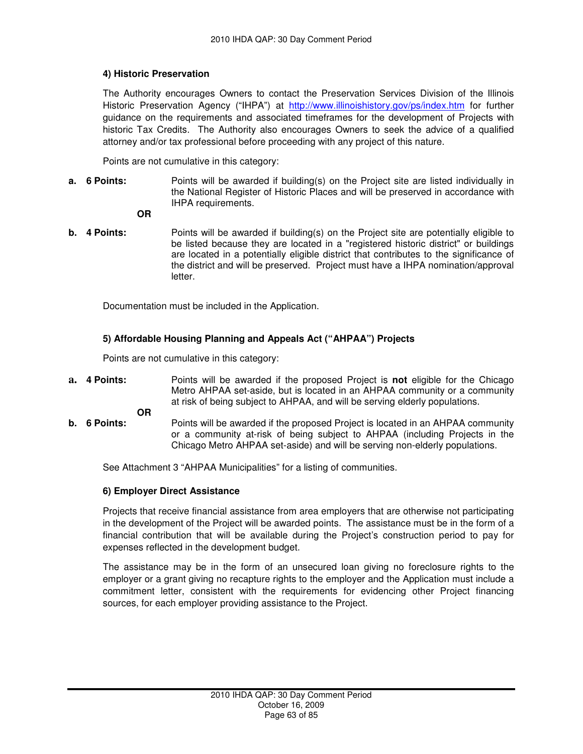### 4) Historic Preservation

The Authority encourages Owners to contact the Preservation Services Division of the Illinois Historic Preservation Agency ("IHPA") at http://www.illinoishistory.gov/ps/index.htm for further guidance on the requirements and associated timeframes for the development of Projects with historic Tax Credits. The Authority also encourages Owners to seek the advice of a qualified attorney and/or tax professional before proceeding with any project of this nature.

Points are not cumulative in this category:

**a. 6 Points:** Points will be awarded if building(s) on the Project site are listed individually in the National Register of Historic Places and will be preserved in accordance with IHPA requirements.

**OR**

**b. 4 Points:** Points will be awarded if building(s) on the Project site are potentially eligible to be listed because they are located in a "registered historic district" or buildings are located in a potentially eligible district that contributes to the significance of the district and will be preserved. Project must have a IHPA nomination/approval letter.

Documentation must be included in the Application.

### 5) Affordable Housing Planning and Appeals Act ("AHPAA") Projects

Points are not cumulative in this category:

**a. 4 Points:** Points will be awarded if the proposed Project is **not** eligible for the Chicago Metro AHPAA set-aside, but is located in an AHPAA community or a community at risk of being subject to AHPAA, and will be serving elderly populations.

**OR**

**b. 6 Points:** Points will be awarded if the proposed Project is located in an AHPAA community or a community at-risk of being subject to AHPAA (including Projects in the Chicago Metro AHPAA set-aside) and will be serving non-elderly populations.

See Attachment 3 "AHPAA Municipalities" for a listing of communities.

### 6) Employer Direct Assistance

Projects that receive financial assistance from area employers that are otherwise not participating in the development of the Project will be awarded points. The assistance must be in the form of a financial contribution that will be available during the Project's construction period to pay for expenses reflected in the development budget.

The assistance may be in the form of an unsecured loan giving no foreclosure rights to the employer or a grant giving no recapture rights to the employer and the Application must include a commitment letter, consistent with the requirements for evidencing other Project financing sources, for each employer providing assistance to the Project.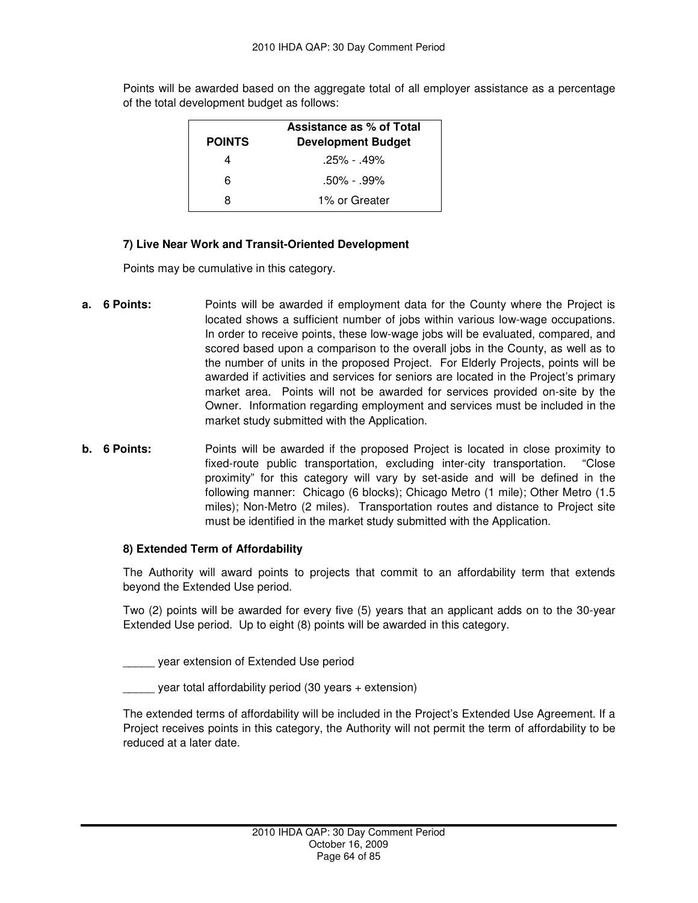Points will be awarded based on the aggregate total of all employer assistance as a percentage of the total development budget as follows:

| POINTS | Assistance as % of Total Development Budget |
|---|---|
| 4 | .25% - .49% |
| 6 | .50% - .99% |
| 8 | 1% or Greater |

**7) Live Near Work and Transit-Oriented Development**

Points may be cumulative in this category.

**a. 6 Points:** Points will be awarded if employment data for the County where the Project is located shows a sufficient number of jobs within various low-wage occupations. In order to receive points, these low-wage jobs will be evaluated, compared, and scored based upon a comparison to the overall jobs in the County, as well as to the number of units in the proposed Project. For Elderly Projects, points will be awarded if activities and services for seniors are located in the Project's primary market area. Points will not be awarded for services provided on-site by the Owner. Information regarding employment and services must be included in the market study submitted with the Application.

**b. 6 Points:** Points will be awarded if the proposed Project is located in close proximity to fixed-route public transportation, excluding inter-city transportation. "Close proximity" for this category will vary by set-aside and will be defined in the following manner: Chicago (6 blocks); Chicago Metro (1 mile); Other Metro (1.5 miles); Non-Metro (2 miles). Transportation routes and distance to Project site must be identified in the market study submitted with the Application.

**8) Extended Term of Affordability**

The Authority will award points to projects that commit to an affordability term that extends beyond the Extended Use period.

Two (2) points will be awarded for every five (5) years that an applicant adds on to the 30-year Extended Use period. Up to eight (8) points will be awarded in this category.

_____ year extension of Extended Use period

_____ year total affordability period (30 years + extension)

The extended terms of affordability will be included in the Project's Extended Use Agreement. If a Project receives points in this category, the Authority will not permit the term of affordability to be reduced at a later date.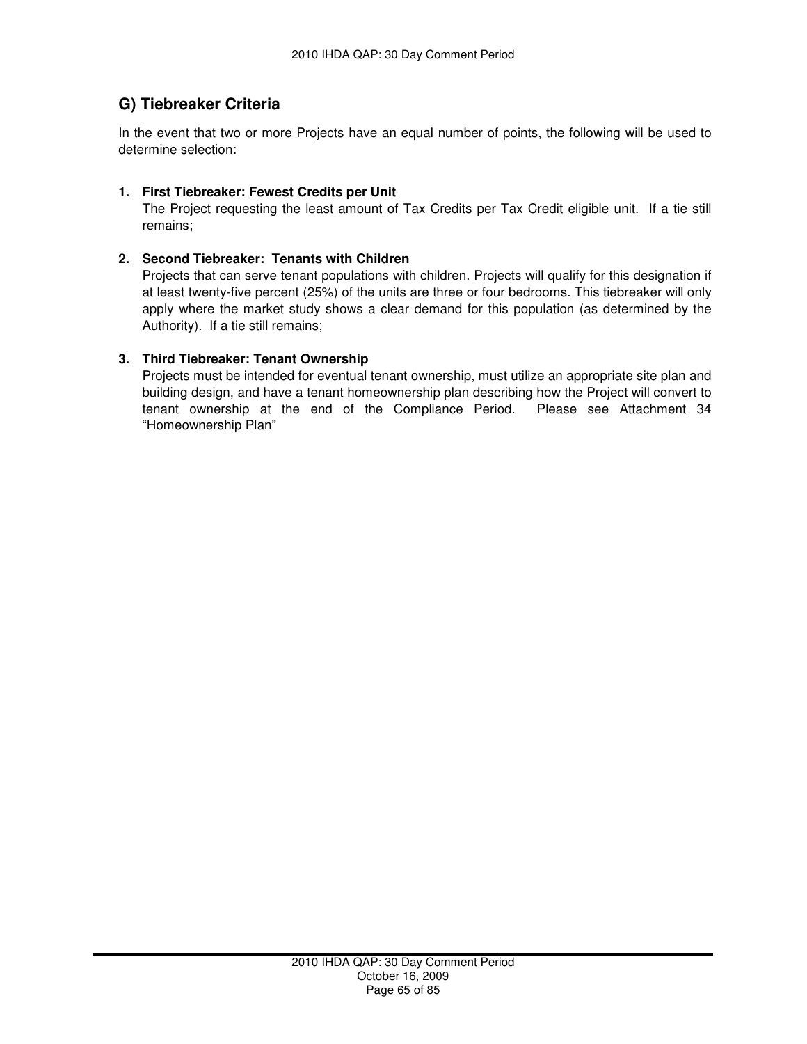## G) Tiebreaker Criteria

In the event that two or more Projects have an equal number of points, the following will be used to determine selection:

1. **First Tiebreaker: Fewest Credits per Unit**
   The Project requesting the least amount of Tax Credits per Tax Credit eligible unit. If a tie still remains;

2. **Second Tiebreaker: Tenants with Children**
   Projects that can serve tenant populations with children. Projects will qualify for this designation if at least twenty-five percent (25%) of the units are three or four bedrooms. This tiebreaker will only apply where the market study shows a clear demand for this population (as determined by the Authority). If a tie still remains;

3. **Third Tiebreaker: Tenant Ownership**
   Projects must be intended for eventual tenant ownership, must utilize an appropriate site plan and building design, and have a tenant homeownership plan describing how the Project will convert to tenant ownership at the end of the Compliance Period. Please see Attachment 34 "Homeownership Plan"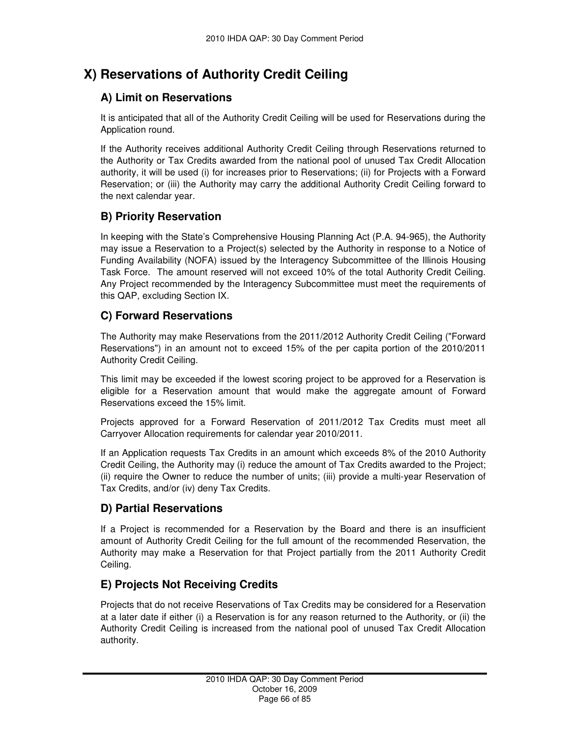# X) Reservations of Authority Credit Ceiling

## A) Limit on Reservations

It is anticipated that all of the Authority Credit Ceiling will be used for Reservations during the Application round.

If the Authority receives additional Authority Credit Ceiling through Reservations returned to the Authority or Tax Credits awarded from the national pool of unused Tax Credit Allocation authority, it will be used (i) for increases prior to Reservations; (ii) for Projects with a Forward Reservation; or (iii) the Authority may carry the additional Authority Credit Ceiling forward to the next calendar year.

## B) Priority Reservation

In keeping with the State's Comprehensive Housing Planning Act (P.A. 94-965), the Authority may issue a Reservation to a Project(s) selected by the Authority in response to a Notice of Funding Availability (NOFA) issued by the Interagency Subcommittee of the Illinois Housing Task Force. The amount reserved will not exceed 10% of the total Authority Credit Ceiling. Any Project recommended by the Interagency Subcommittee must meet the requirements of this QAP, excluding Section IX.

## C) Forward Reservations

The Authority may make Reservations from the 2011/2012 Authority Credit Ceiling ("Forward Reservations") in an amount not to exceed 15% of the per capita portion of the 2010/2011 Authority Credit Ceiling.

This limit may be exceeded if the lowest scoring project to be approved for a Reservation is eligible for a Reservation amount that would make the aggregate amount of Forward Reservations exceed the 15% limit.

Projects approved for a Forward Reservation of 2011/2012 Tax Credits must meet all Carryover Allocation requirements for calendar year 2010/2011.

If an Application requests Tax Credits in an amount which exceeds 8% of the 2010 Authority Credit Ceiling, the Authority may (i) reduce the amount of Tax Credits awarded to the Project; (ii) require the Owner to reduce the number of units; (iii) provide a multi-year Reservation of Tax Credits, and/or (iv) deny Tax Credits.

## D) Partial Reservations

If a Project is recommended for a Reservation by the Board and there is an insufficient amount of Authority Credit Ceiling for the full amount of the recommended Reservation, the Authority may make a Reservation for that Project partially from the 2011 Authority Credit Ceiling.

## E) Projects Not Receiving Credits

Projects that do not receive Reservations of Tax Credits may be considered for a Reservation at a later date if either (i) a Reservation is for any reason returned to the Authority, or (ii) the Authority Credit Ceiling is increased from the national pool of unused Tax Credit Allocation authority.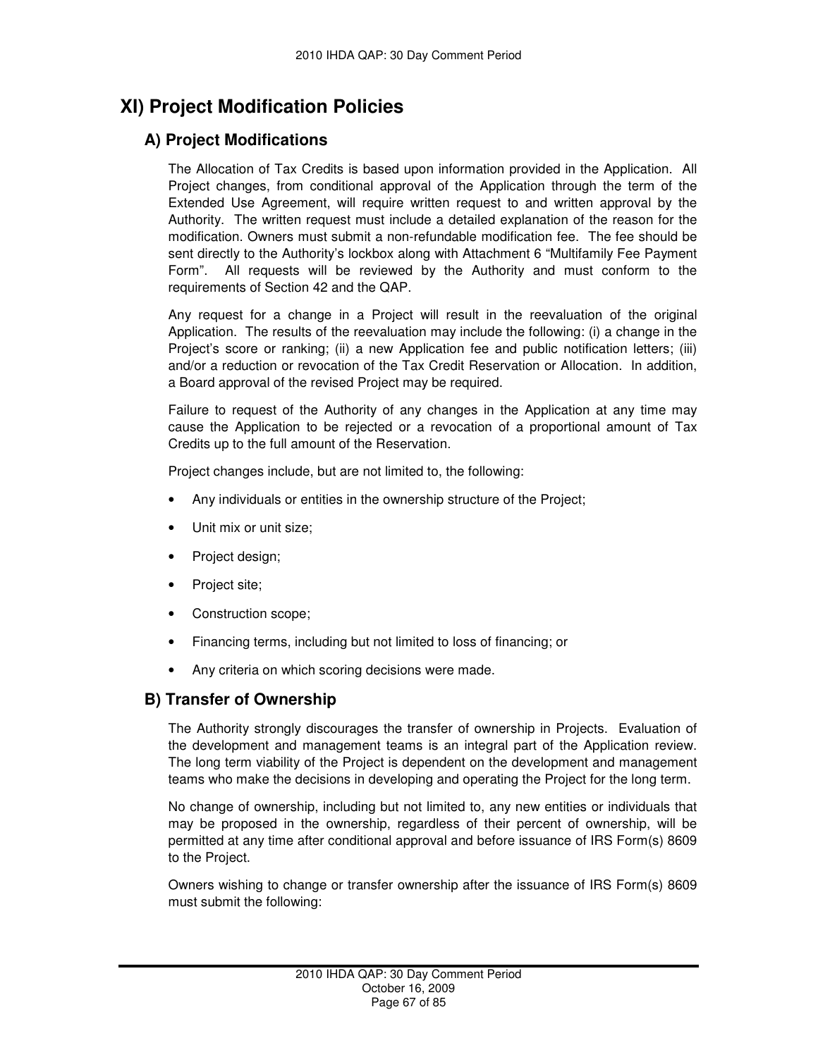# XI) Project Modification Policies

## A) Project Modifications

The Allocation of Tax Credits is based upon information provided in the Application. All Project changes, from conditional approval of the Application through the term of the Extended Use Agreement, will require written request to and written approval by the Authority. The written request must include a detailed explanation of the reason for the modification. Owners must submit a non-refundable modification fee. The fee should be sent directly to the Authority's lockbox along with Attachment 6 "Multifamily Fee Payment Form". All requests will be reviewed by the Authority and must conform to the requirements of Section 42 and the QAP.

Any request for a change in a Project will result in the reevaluation of the original Application. The results of the reevaluation may include the following: (i) a change in the Project's score or ranking; (ii) a new Application fee and public notification letters; (iii) and/or a reduction or revocation of the Tax Credit Reservation or Allocation. In addition, a Board approval of the revised Project may be required.

Failure to request of the Authority of any changes in the Application at any time may cause the Application to be rejected or a revocation of a proportional amount of Tax Credits up to the full amount of the Reservation.

Project changes include, but are not limited to, the following:

- Any individuals or entities in the ownership structure of the Project;
- Unit mix or unit size;
- Project design;
- Project site;
- Construction scope;
- Financing terms, including but not limited to loss of financing; or
- Any criteria on which scoring decisions were made.

## B) Transfer of Ownership

The Authority strongly discourages the transfer of ownership in Projects. Evaluation of the development and management teams is an integral part of the Application review. The long term viability of the Project is dependent on the development and management teams who make the decisions in developing and operating the Project for the long term.

No change of ownership, including but not limited to, any new entities or individuals that may be proposed in the ownership, regardless of their percent of ownership, will be permitted at any time after conditional approval and before issuance of IRS Form(s) 8609 to the Project.

Owners wishing to change or transfer ownership after the issuance of IRS Form(s) 8609 must submit the following: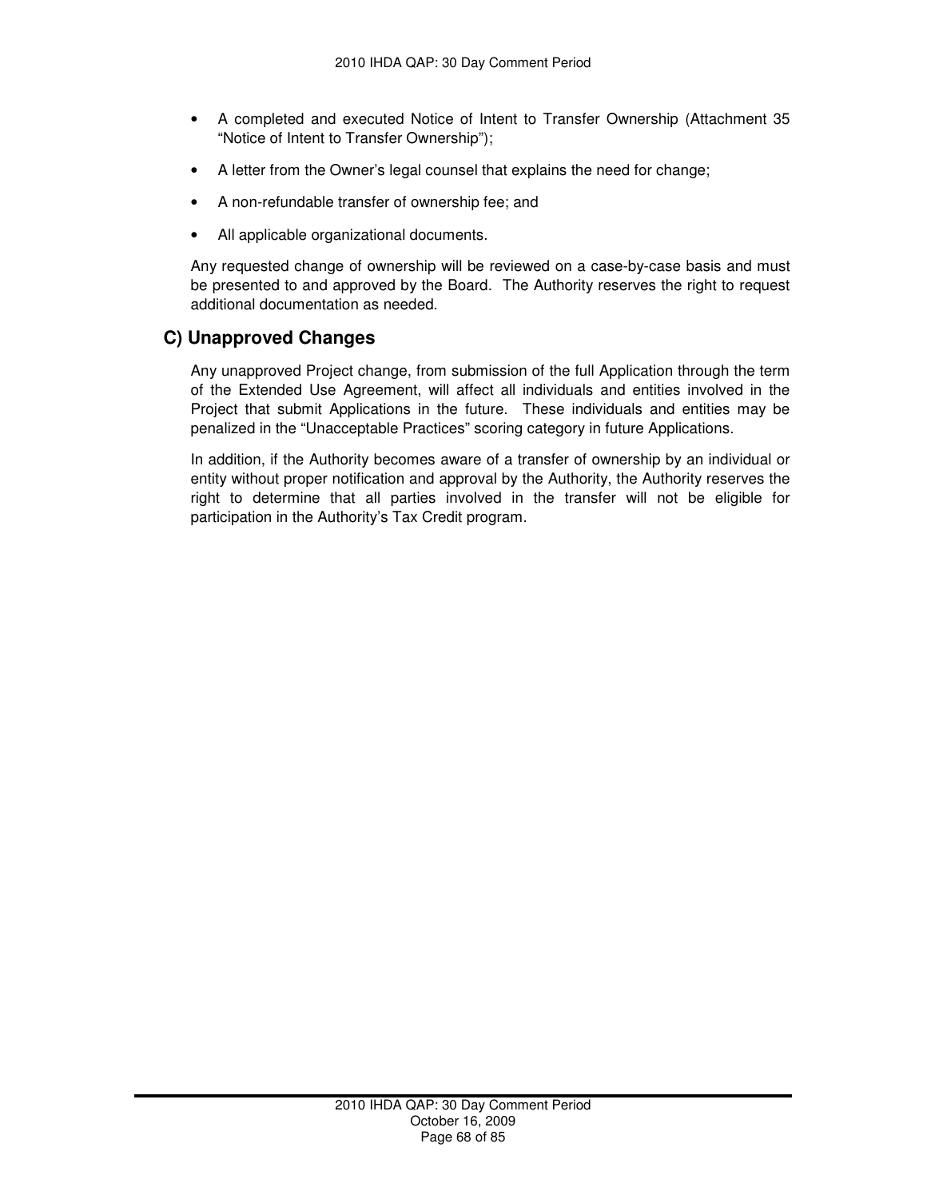- A completed and executed Notice of Intent to Transfer Ownership (Attachment 35 "Notice of Intent to Transfer Ownership");
- A letter from the Owner's legal counsel that explains the need for change;
- A non-refundable transfer of ownership fee; and
- All applicable organizational documents.

Any requested change of ownership will be reviewed on a case-by-case basis and must be presented to and approved by the Board. The Authority reserves the right to request additional documentation as needed.

## C) Unapproved Changes

Any unapproved Project change, from submission of the full Application through the term of the Extended Use Agreement, will affect all individuals and entities involved in the Project that submit Applications in the future. These individuals and entities may be penalized in the "Unacceptable Practices" scoring category in future Applications.

In addition, if the Authority becomes aware of a transfer of ownership by an individual or entity without proper notification and approval by the Authority, the Authority reserves the right to determine that all parties involved in the transfer will not be eligible for participation in the Authority's Tax Credit program.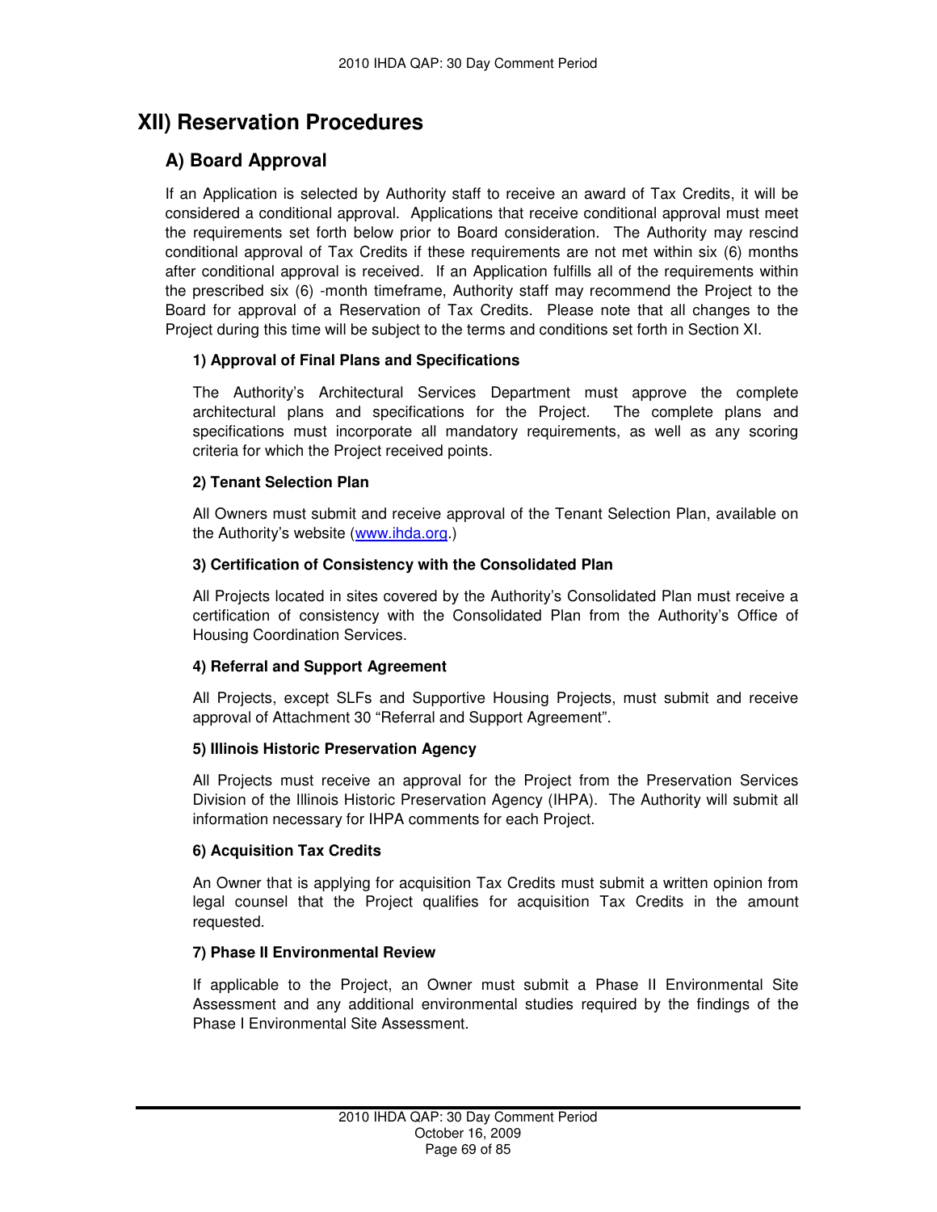## XII) Reservation Procedures

### A) Board Approval

If an Application is selected by Authority staff to receive an award of Tax Credits, it will be considered a conditional approval. Applications that receive conditional approval must meet the requirements set forth below prior to Board consideration. The Authority may rescind conditional approval of Tax Credits if these requirements are not met within six (6) months after conditional approval is received. If an Application fulfills all of the requirements within the prescribed six (6) -month timeframe, Authority staff may recommend the Project to the Board for approval of a Reservation of Tax Credits. Please note that all changes to the Project during this time will be subject to the terms and conditions set forth in Section XI.

#### 1) Approval of Final Plans and Specifications

The Authority's Architectural Services Department must approve the complete architectural plans and specifications for the Project. The complete plans and specifications must incorporate all mandatory requirements, as well as any scoring criteria for which the Project received points.

#### 2) Tenant Selection Plan

All Owners must submit and receive approval of the Tenant Selection Plan, available on the Authority's website (www.ihda.org.)

#### 3) Certification of Consistency with the Consolidated Plan

All Projects located in sites covered by the Authority's Consolidated Plan must receive a certification of consistency with the Consolidated Plan from the Authority's Office of Housing Coordination Services.

#### 4) Referral and Support Agreement

All Projects, except SLFs and Supportive Housing Projects, must submit and receive approval of Attachment 30 "Referral and Support Agreement".

#### 5) Illinois Historic Preservation Agency

All Projects must receive an approval for the Project from the Preservation Services Division of the Illinois Historic Preservation Agency (IHPA). The Authority will submit all information necessary for IHPA comments for each Project.

#### 6) Acquisition Tax Credits

An Owner that is applying for acquisition Tax Credits must submit a written opinion from legal counsel that the Project qualifies for acquisition Tax Credits in the amount requested.

#### 7) Phase II Environmental Review

If applicable to the Project, an Owner must submit a Phase II Environmental Site Assessment and any additional environmental studies required by the findings of the Phase I Environmental Site Assessment.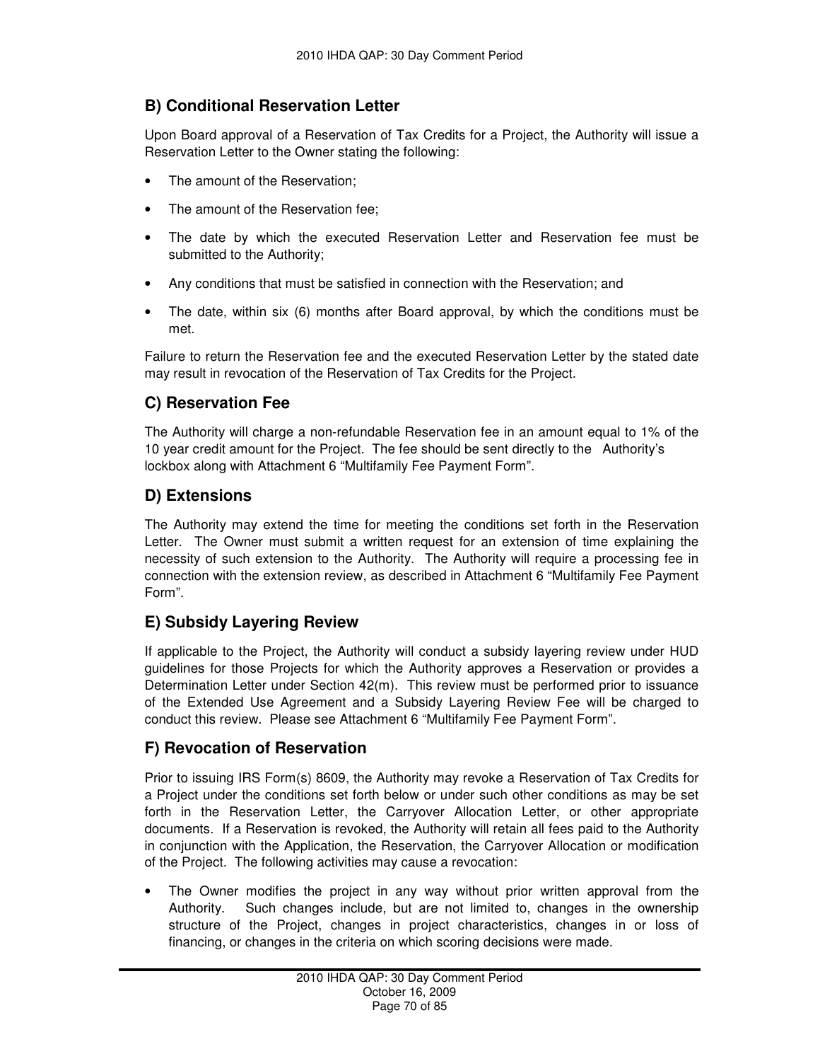## B) Conditional Reservation Letter

Upon Board approval of a Reservation of Tax Credits for a Project, the Authority will issue a Reservation Letter to the Owner stating the following:

- The amount of the Reservation;
- The amount of the Reservation fee;
- The date by which the executed Reservation Letter and Reservation fee must be submitted to the Authority;
- Any conditions that must be satisfied in connection with the Reservation; and
- The date, within six (6) months after Board approval, by which the conditions must be met.

Failure to return the Reservation fee and the executed Reservation Letter by the stated date may result in revocation of the Reservation of Tax Credits for the Project.

## C) Reservation Fee

The Authority will charge a non-refundable Reservation fee in an amount equal to 1% of the 10 year credit amount for the Project. The fee should be sent directly to the Authority's lockbox along with Attachment 6 "Multifamily Fee Payment Form".

## D) Extensions

The Authority may extend the time for meeting the conditions set forth in the Reservation Letter. The Owner must submit a written request for an extension of time explaining the necessity of such extension to the Authority. The Authority will require a processing fee in connection with the extension review, as described in Attachment 6 "Multifamily Fee Payment Form".

## E) Subsidy Layering Review

If applicable to the Project, the Authority will conduct a subsidy layering review under HUD guidelines for those Projects for which the Authority approves a Reservation or provides a Determination Letter under Section 42(m). This review must be performed prior to issuance of the Extended Use Agreement and a Subsidy Layering Review Fee will be charged to conduct this review. Please see Attachment 6 "Multifamily Fee Payment Form".

## F) Revocation of Reservation

Prior to issuing IRS Form(s) 8609, the Authority may revoke a Reservation of Tax Credits for a Project under the conditions set forth below or under such other conditions as may be set forth in the Reservation Letter, the Carryover Allocation Letter, or other appropriate documents. If a Reservation is revoked, the Authority will retain all fees paid to the Authority in conjunction with the Application, the Reservation, the Carryover Allocation or modification of the Project. The following activities may cause a revocation:

- The Owner modifies the project in any way without prior written approval from the Authority. Such changes include, but are not limited to, changes in the ownership structure of the Project, changes in project characteristics, changes in or loss of financing, or changes in the criteria on which scoring decisions were made.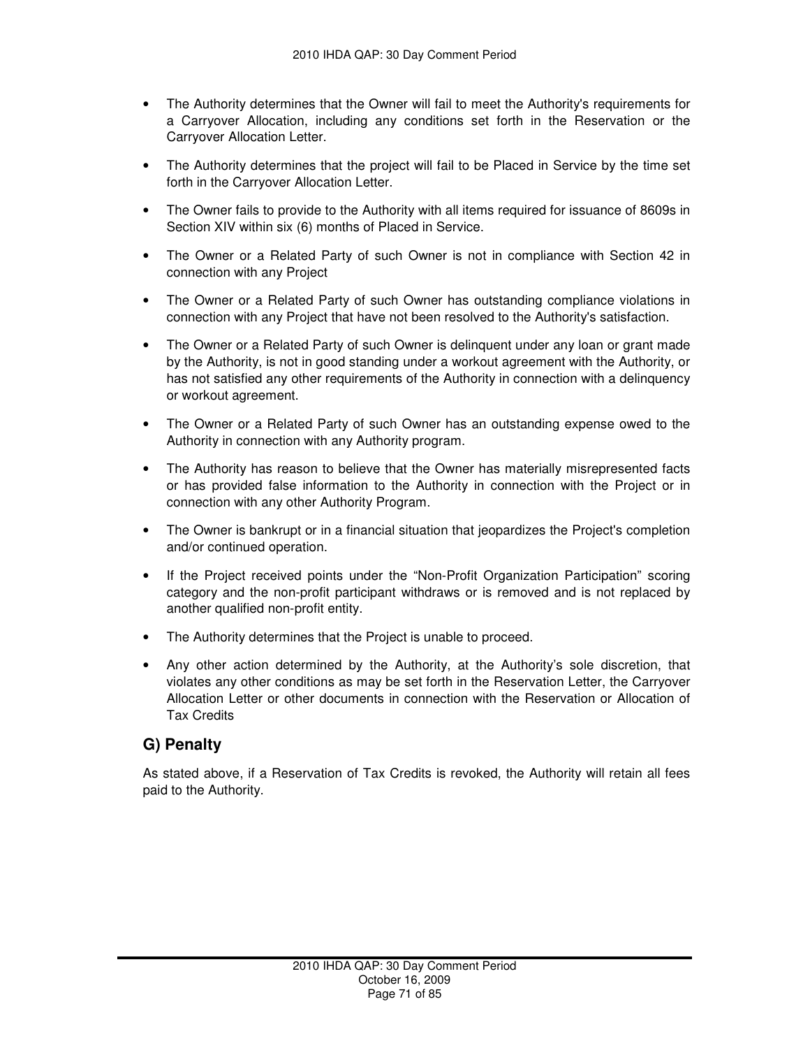- The Authority determines that the Owner will fail to meet the Authority's requirements for a Carryover Allocation, including any conditions set forth in the Reservation or the Carryover Allocation Letter.

- The Authority determines that the project will fail to be Placed in Service by the time set forth in the Carryover Allocation Letter.

- The Owner fails to provide to the Authority with all items required for issuance of 8609s in Section XIV within six (6) months of Placed in Service.

- The Owner or a Related Party of such Owner is not in compliance with Section 42 in connection with any Project

- The Owner or a Related Party of such Owner has outstanding compliance violations in connection with any Project that have not been resolved to the Authority's satisfaction.

- The Owner or a Related Party of such Owner is delinquent under any loan or grant made by the Authority, is not in good standing under a workout agreement with the Authority, or has not satisfied any other requirements of the Authority in connection with a delinquency or workout agreement.

- The Owner or a Related Party of such Owner has an outstanding expense owed to the Authority in connection with any Authority program.

- The Authority has reason to believe that the Owner has materially misrepresented facts or has provided false information to the Authority in connection with the Project or in connection with any other Authority Program.

- The Owner is bankrupt or in a financial situation that jeopardizes the Project's completion and/or continued operation.

- If the Project received points under the "Non-Profit Organization Participation" scoring category and the non-profit participant withdraws or is removed and is not replaced by another qualified non-profit entity.

- The Authority determines that the Project is unable to proceed.

- Any other action determined by the Authority, at the Authority's sole discretion, that violates any other conditions as may be set forth in the Reservation Letter, the Carryover Allocation Letter or other documents in connection with the Reservation or Allocation of Tax Credits

## G) Penalty

As stated above, if a Reservation of Tax Credits is revoked, the Authority will retain all fees paid to the Authority.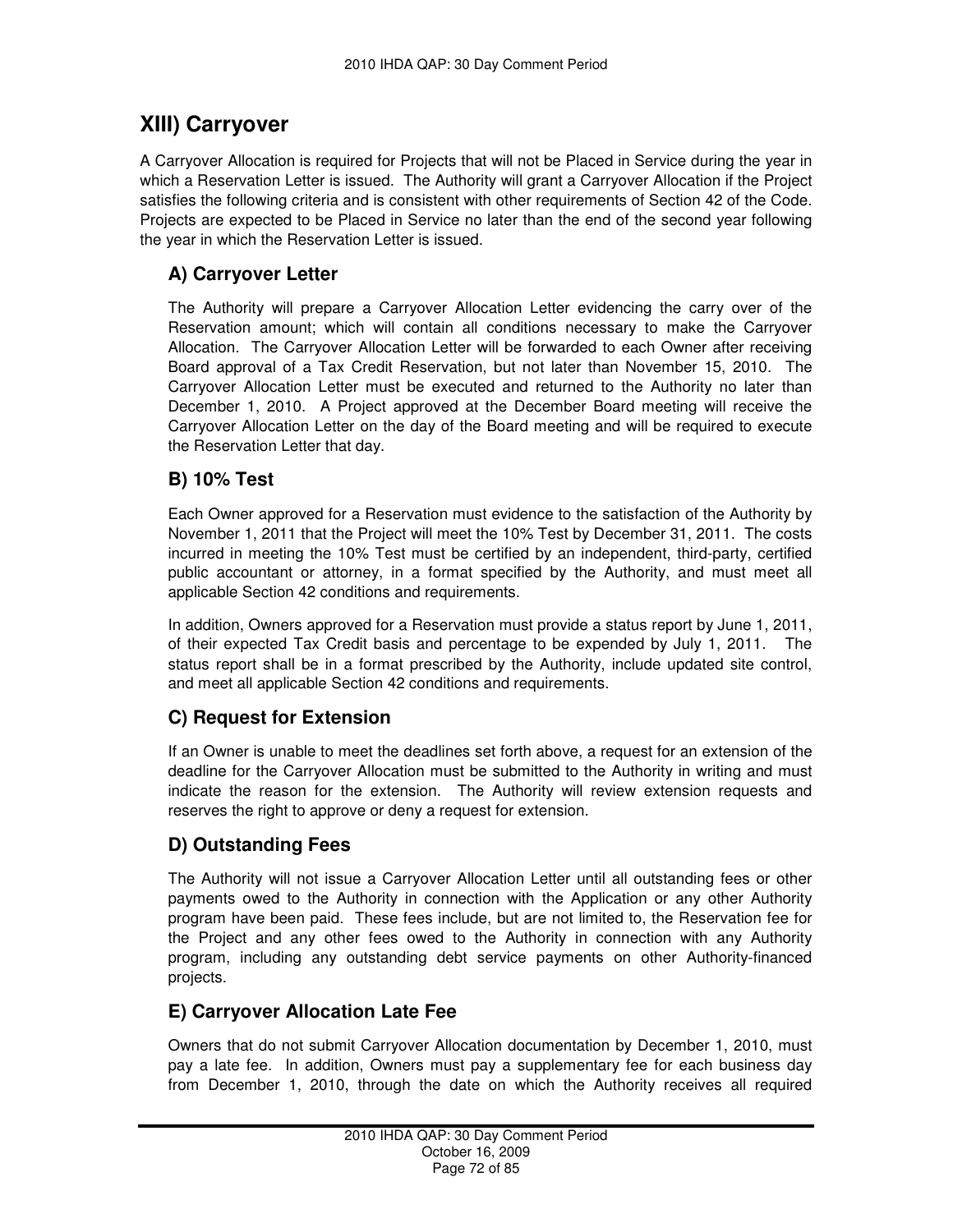## XIII) Carryover

A Carryover Allocation is required for Projects that will not be Placed in Service during the year in which a Reservation Letter is issued. The Authority will grant a Carryover Allocation if the Project satisfies the following criteria and is consistent with other requirements of Section 42 of the Code. Projects are expected to be Placed in Service no later than the end of the second year following the year in which the Reservation Letter is issued.

### A) Carryover Letter

The Authority will prepare a Carryover Allocation Letter evidencing the carry over of the Reservation amount; which will contain all conditions necessary to make the Carryover Allocation. The Carryover Allocation Letter will be forwarded to each Owner after receiving Board approval of a Tax Credit Reservation, but not later than November 15, 2010. The Carryover Allocation Letter must be executed and returned to the Authority no later than December 1, 2010. A Project approved at the December Board meeting will receive the Carryover Allocation Letter on the day of the Board meeting and will be required to execute the Reservation Letter that day.

### B) 10% Test

Each Owner approved for a Reservation must evidence to the satisfaction of the Authority by November 1, 2011 that the Project will meet the 10% Test by December 31, 2011. The costs incurred in meeting the 10% Test must be certified by an independent, third-party, certified public accountant or attorney, in a format specified by the Authority, and must meet all applicable Section 42 conditions and requirements.

In addition, Owners approved for a Reservation must provide a status report by June 1, 2011, of their expected Tax Credit basis and percentage to be expended by July 1, 2011. The status report shall be in a format prescribed by the Authority, include updated site control, and meet all applicable Section 42 conditions and requirements.

### C) Request for Extension

If an Owner is unable to meet the deadlines set forth above, a request for an extension of the deadline for the Carryover Allocation must be submitted to the Authority in writing and must indicate the reason for the extension. The Authority will review extension requests and reserves the right to approve or deny a request for extension.

### D) Outstanding Fees

The Authority will not issue a Carryover Allocation Letter until all outstanding fees or other payments owed to the Authority in connection with the Application or any other Authority program have been paid. These fees include, but are not limited to, the Reservation fee for the Project and any other fees owed to the Authority in connection with any Authority program, including any outstanding debt service payments on other Authority-financed projects.

### E) Carryover Allocation Late Fee

Owners that do not submit Carryover Allocation documentation by December 1, 2010, must pay a late fee. In addition, Owners must pay a supplementary fee for each business day from December 1, 2010, through the date on which the Authority receives all required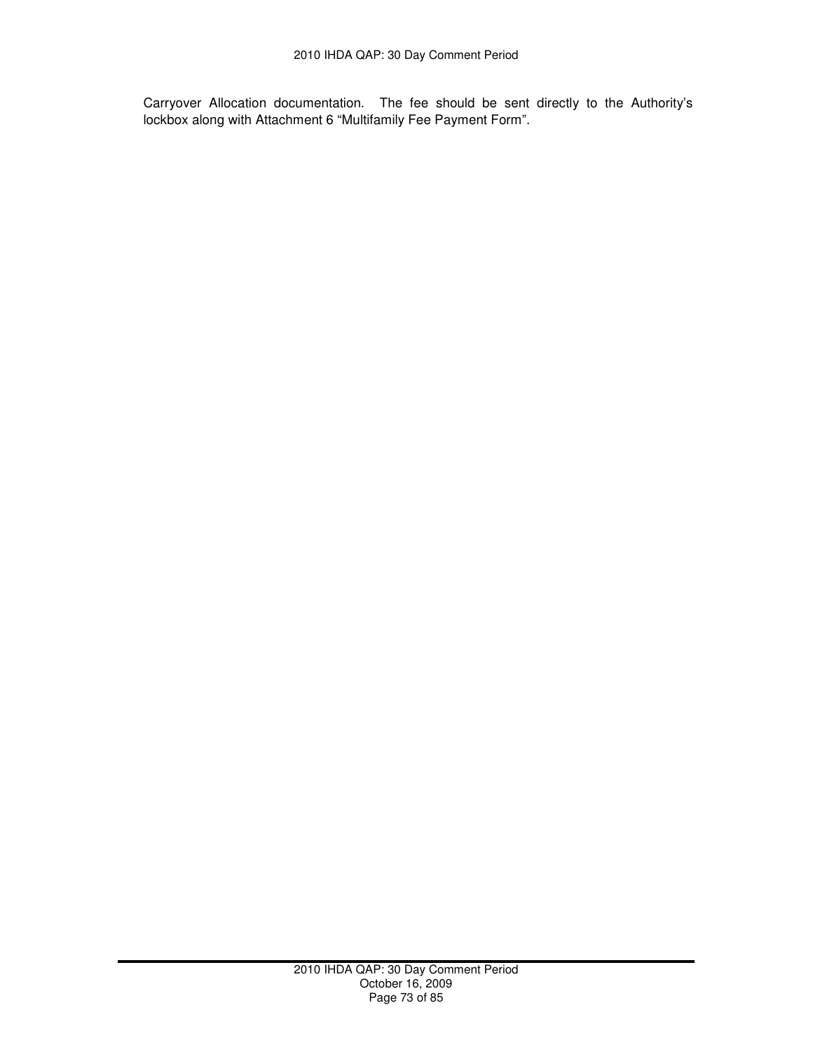Carryover Allocation documentation. The fee should be sent directly to the Authority's lockbox along with Attachment 6 "Multifamily Fee Payment Form".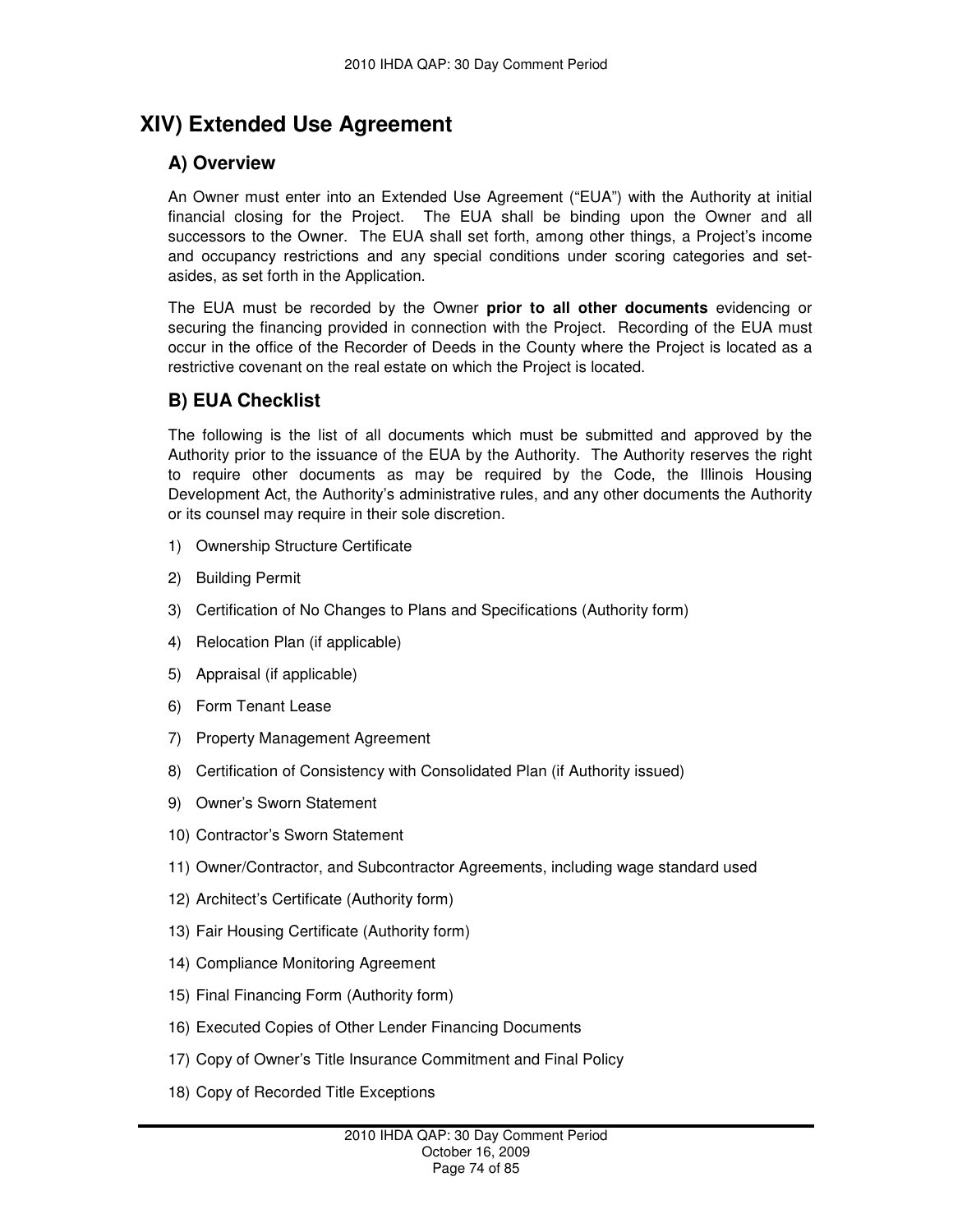# XIV) Extended Use Agreement

## A) Overview

An Owner must enter into an Extended Use Agreement ("EUA") with the Authority at initial financial closing for the Project. The EUA shall be binding upon the Owner and all successors to the Owner. The EUA shall set forth, among other things, a Project's income and occupancy restrictions and any special conditions under scoring categories and set-asides, as set forth in the Application.

The EUA must be recorded by the Owner **prior to all other documents** evidencing or securing the financing provided in connection with the Project. Recording of the EUA must occur in the office of the Recorder of Deeds in the County where the Project is located as a restrictive covenant on the real estate on which the Project is located.

## B) EUA Checklist

The following is the list of all documents which must be submitted and approved by the Authority prior to the issuance of the EUA by the Authority. The Authority reserves the right to require other documents as may be required by the Code, the Illinois Housing Development Act, the Authority's administrative rules, and any other documents the Authority or its counsel may require in their sole discretion.

1) Ownership Structure Certificate
2) Building Permit
3) Certification of No Changes to Plans and Specifications (Authority form)
4) Relocation Plan (if applicable)
5) Appraisal (if applicable)
6) Form Tenant Lease
7) Property Management Agreement
8) Certification of Consistency with Consolidated Plan (if Authority issued)
9) Owner's Sworn Statement
10) Contractor's Sworn Statement
11) Owner/Contractor, and Subcontractor Agreements, including wage standard used
12) Architect's Certificate (Authority form)
13) Fair Housing Certificate (Authority form)
14) Compliance Monitoring Agreement
15) Final Financing Form (Authority form)
16) Executed Copies of Other Lender Financing Documents
17) Copy of Owner's Title Insurance Commitment and Final Policy
18) Copy of Recorded Title Exceptions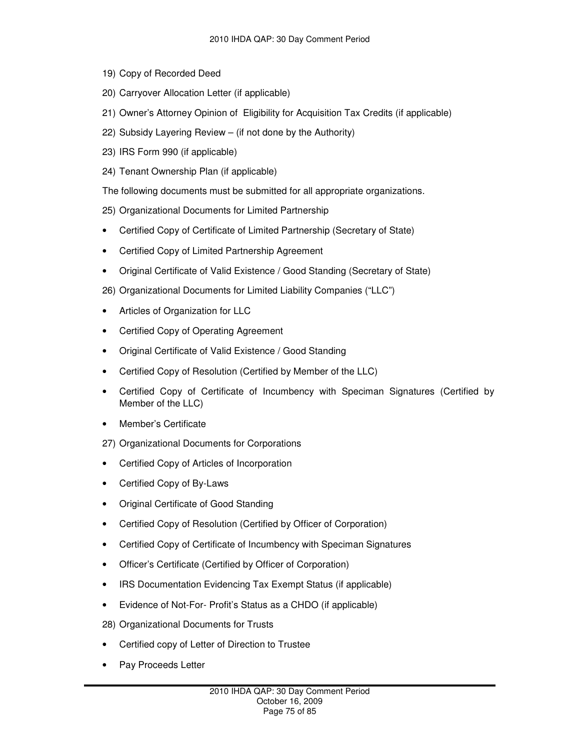19) Copy of Recorded Deed

20) Carryover Allocation Letter (if applicable)

21) Owner's Attorney Opinion of Eligibility for Acquisition Tax Credits (if applicable)

22) Subsidy Layering Review – (if not done by the Authority)

23) IRS Form 990 (if applicable)

24) Tenant Ownership Plan (if applicable)

The following documents must be submitted for all appropriate organizations.

25) Organizational Documents for Limited Partnership

- Certified Copy of Certificate of Limited Partnership (Secretary of State)
- Certified Copy of Limited Partnership Agreement
- Original Certificate of Valid Existence / Good Standing (Secretary of State)

26) Organizational Documents for Limited Liability Companies ("LLC")

- Articles of Organization for LLC
- Certified Copy of Operating Agreement
- Original Certificate of Valid Existence / Good Standing
- Certified Copy of Resolution (Certified by Member of the LLC)
- Certified Copy of Certificate of Incumbency with Speciman Signatures (Certified by Member of the LLC)
- Member's Certificate

27) Organizational Documents for Corporations

- Certified Copy of Articles of Incorporation
- Certified Copy of By-Laws
- Original Certificate of Good Standing
- Certified Copy of Resolution (Certified by Officer of Corporation)
- Certified Copy of Certificate of Incumbency with Speciman Signatures
- Officer's Certificate (Certified by Officer of Corporation)
- IRS Documentation Evidencing Tax Exempt Status (if applicable)
- Evidence of Not-For- Profit's Status as a CHDO (if applicable)

28) Organizational Documents for Trusts

- Certified copy of Letter of Direction to Trustee
- Pay Proceeds Letter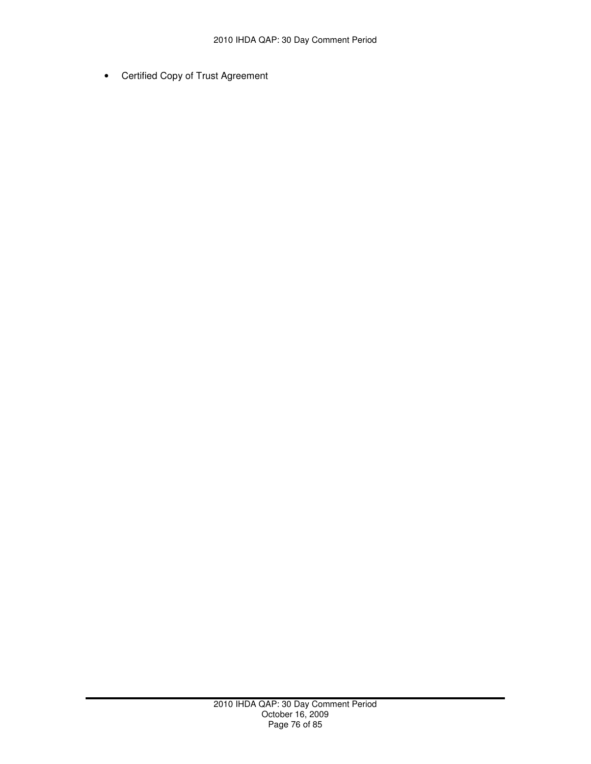- Certified Copy of Trust Agreement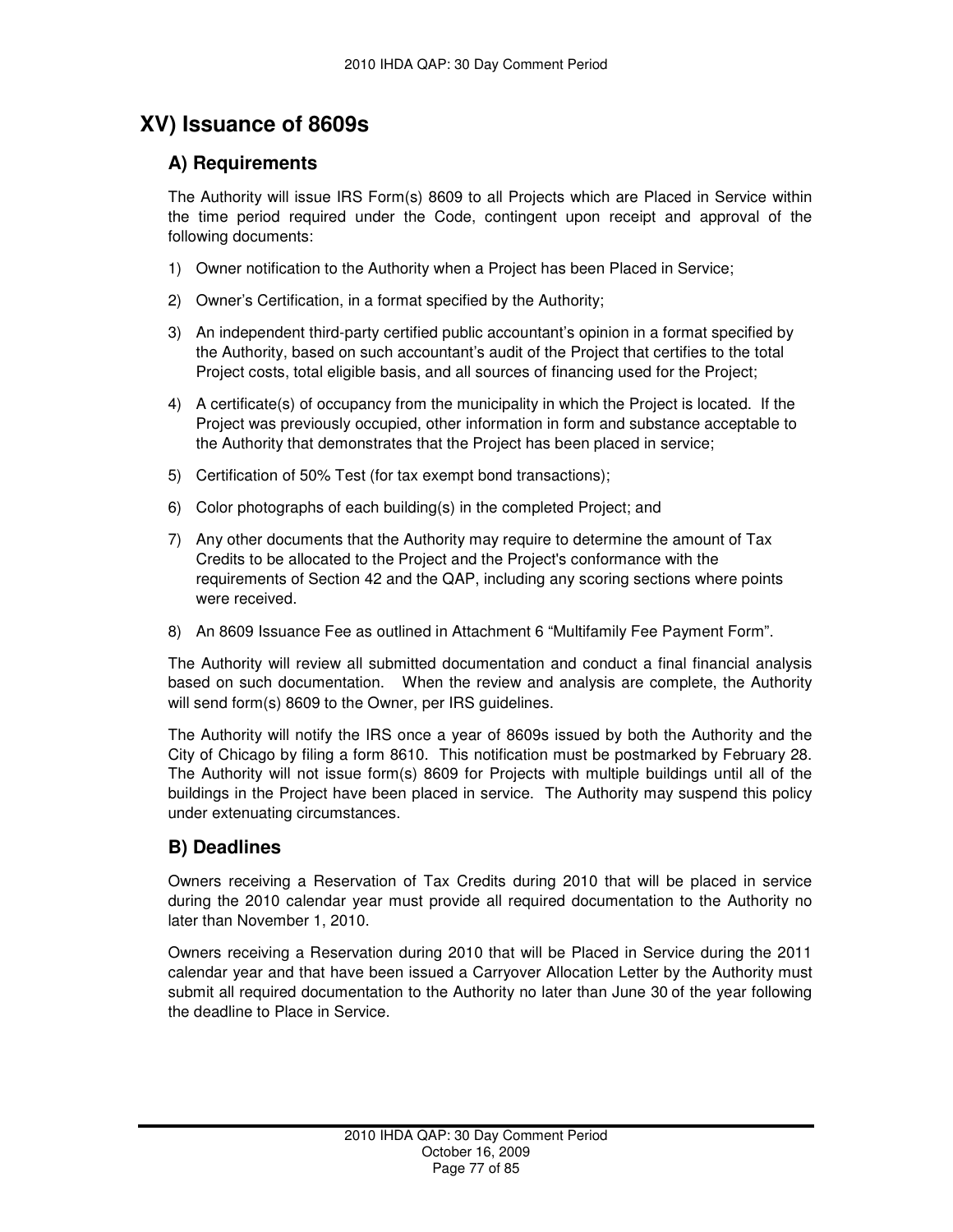# XV) Issuance of 8609s

## A) Requirements

The Authority will issue IRS Form(s) 8609 to all Projects which are Placed in Service within the time period required under the Code, contingent upon receipt and approval of the following documents:

1) Owner notification to the Authority when a Project has been Placed in Service;

2) Owner's Certification, in a format specified by the Authority;

3) An independent third-party certified public accountant's opinion in a format specified by the Authority, based on such accountant's audit of the Project that certifies to the total Project costs, total eligible basis, and all sources of financing used for the Project;

4) A certificate(s) of occupancy from the municipality in which the Project is located. If the Project was previously occupied, other information in form and substance acceptable to the Authority that demonstrates that the Project has been placed in service;

5) Certification of 50% Test (for tax exempt bond transactions);

6) Color photographs of each building(s) in the completed Project; and

7) Any other documents that the Authority may require to determine the amount of Tax Credits to be allocated to the Project and the Project's conformance with the requirements of Section 42 and the QAP, including any scoring sections where points were received.

8) An 8609 Issuance Fee as outlined in Attachment 6 "Multifamily Fee Payment Form".

The Authority will review all submitted documentation and conduct a final financial analysis based on such documentation. When the review and analysis are complete, the Authority will send form(s) 8609 to the Owner, per IRS guidelines.

The Authority will notify the IRS once a year of 8609s issued by both the Authority and the City of Chicago by filing a form 8610. This notification must be postmarked by February 28. The Authority will not issue form(s) 8609 for Projects with multiple buildings until all of the buildings in the Project have been placed in service. The Authority may suspend this policy under extenuating circumstances.

## B) Deadlines

Owners receiving a Reservation of Tax Credits during 2010 that will be placed in service during the 2010 calendar year must provide all required documentation to the Authority no later than November 1, 2010.

Owners receiving a Reservation during 2010 that will be Placed in Service during the 2011 calendar year and that have been issued a Carryover Allocation Letter by the Authority must submit all required documentation to the Authority no later than June 30 of the year following the deadline to Place in Service.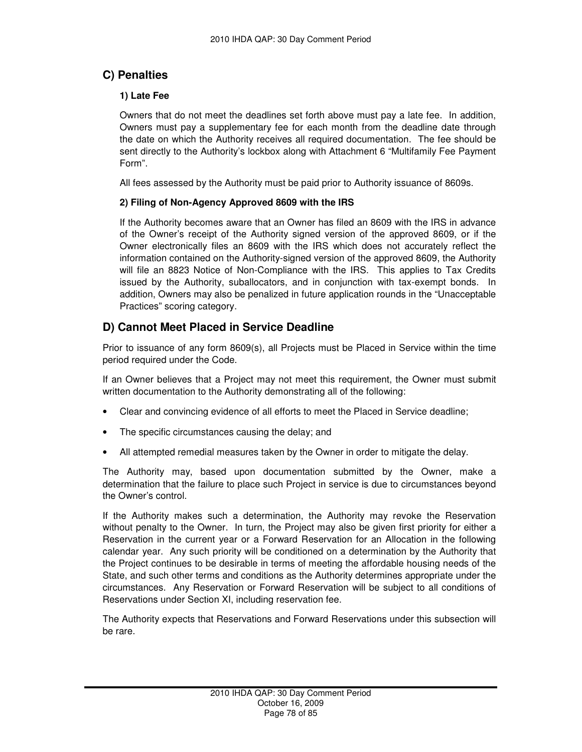## C) Penalties

### 1) Late Fee

Owners that do not meet the deadlines set forth above must pay a late fee. In addition, Owners must pay a supplementary fee for each month from the deadline date through the date on which the Authority receives all required documentation. The fee should be sent directly to the Authority's lockbox along with Attachment 6 "Multifamily Fee Payment Form".

All fees assessed by the Authority must be paid prior to Authority issuance of 8609s.

### 2) Filing of Non-Agency Approved 8609 with the IRS

If the Authority becomes aware that an Owner has filed an 8609 with the IRS in advance of the Owner's receipt of the Authority signed version of the approved 8609, or if the Owner electronically files an 8609 with the IRS which does not accurately reflect the information contained on the Authority-signed version of the approved 8609, the Authority will file an 8823 Notice of Non-Compliance with the IRS. This applies to Tax Credits issued by the Authority, suballocators, and in conjunction with tax-exempt bonds. In addition, Owners may also be penalized in future application rounds in the "Unacceptable Practices" scoring category.

## D) Cannot Meet Placed in Service Deadline

Prior to issuance of any form 8609(s), all Projects must be Placed in Service within the time period required under the Code.

If an Owner believes that a Project may not meet this requirement, the Owner must submit written documentation to the Authority demonstrating all of the following:

- Clear and convincing evidence of all efforts to meet the Placed in Service deadline;
- The specific circumstances causing the delay; and
- All attempted remedial measures taken by the Owner in order to mitigate the delay.

The Authority may, based upon documentation submitted by the Owner, make a determination that the failure to place such Project in service is due to circumstances beyond the Owner's control.

If the Authority makes such a determination, the Authority may revoke the Reservation without penalty to the Owner. In turn, the Project may also be given first priority for either a Reservation in the current year or a Forward Reservation for an Allocation in the following calendar year. Any such priority will be conditioned on a determination by the Authority that the Project continues to be desirable in terms of meeting the affordable housing needs of the State, and such other terms and conditions as the Authority determines appropriate under the circumstances. Any Reservation or Forward Reservation will be subject to all conditions of Reservations under Section XI, including reservation fee.

The Authority expects that Reservations and Forward Reservations under this subsection will be rare.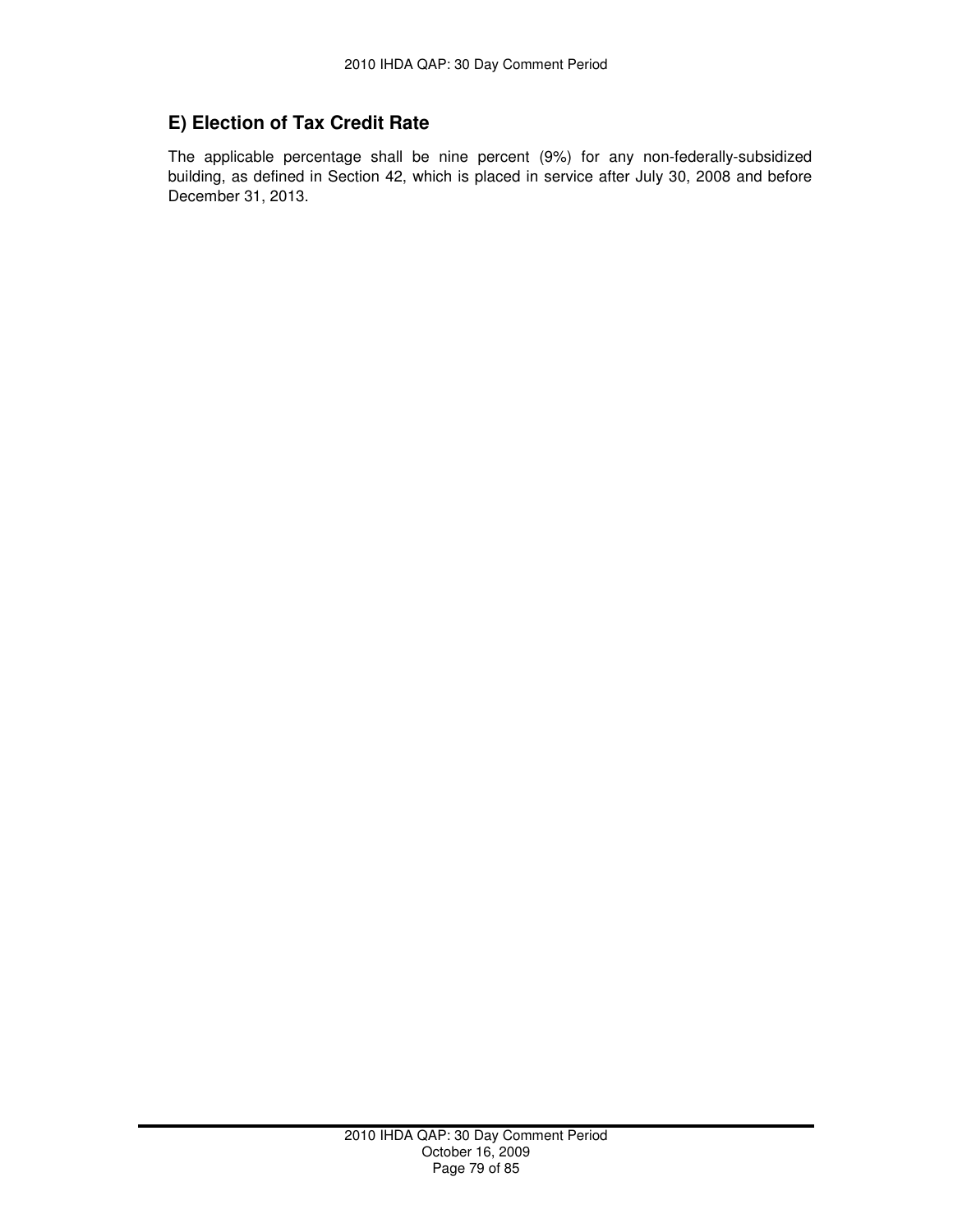## E) Election of Tax Credit Rate

The applicable percentage shall be nine percent (9%) for any non-federally-subsidized building, as defined in Section 42, which is placed in service after July 30, 2008 and before December 31, 2013.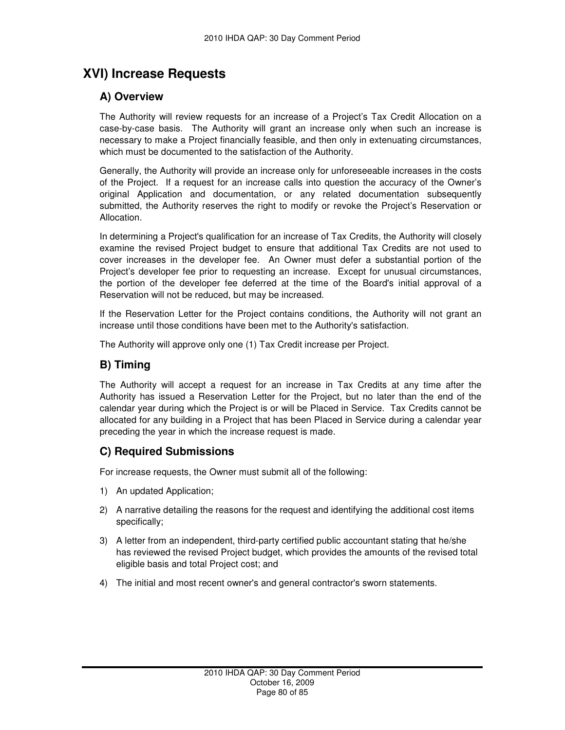# XVI) Increase Requests

## A) Overview

The Authority will review requests for an increase of a Project's Tax Credit Allocation on a case-by-case basis. The Authority will grant an increase only when such an increase is necessary to make a Project financially feasible, and then only in extenuating circumstances, which must be documented to the satisfaction of the Authority.

Generally, the Authority will provide an increase only for unforeseeable increases in the costs of the Project. If a request for an increase calls into question the accuracy of the Owner's original Application and documentation, or any related documentation subsequently submitted, the Authority reserves the right to modify or revoke the Project's Reservation or Allocation.

In determining a Project's qualification for an increase of Tax Credits, the Authority will closely examine the revised Project budget to ensure that additional Tax Credits are not used to cover increases in the developer fee. An Owner must defer a substantial portion of the Project's developer fee prior to requesting an increase. Except for unusual circumstances, the portion of the developer fee deferred at the time of the Board's initial approval of a Reservation will not be reduced, but may be increased.

If the Reservation Letter for the Project contains conditions, the Authority will not grant an increase until those conditions have been met to the Authority's satisfaction.

The Authority will approve only one (1) Tax Credit increase per Project.

## B) Timing

The Authority will accept a request for an increase in Tax Credits at any time after the Authority has issued a Reservation Letter for the Project, but no later than the end of the calendar year during which the Project is or will be Placed in Service. Tax Credits cannot be allocated for any building in a Project that has been Placed in Service during a calendar year preceding the year in which the increase request is made.

## C) Required Submissions

For increase requests, the Owner must submit all of the following:

1) An updated Application;
2) A narrative detailing the reasons for the request and identifying the additional cost items specifically;
3) A letter from an independent, third-party certified public accountant stating that he/she has reviewed the revised Project budget, which provides the amounts of the revised total eligible basis and total Project cost; and
4) The initial and most recent owner's and general contractor's sworn statements.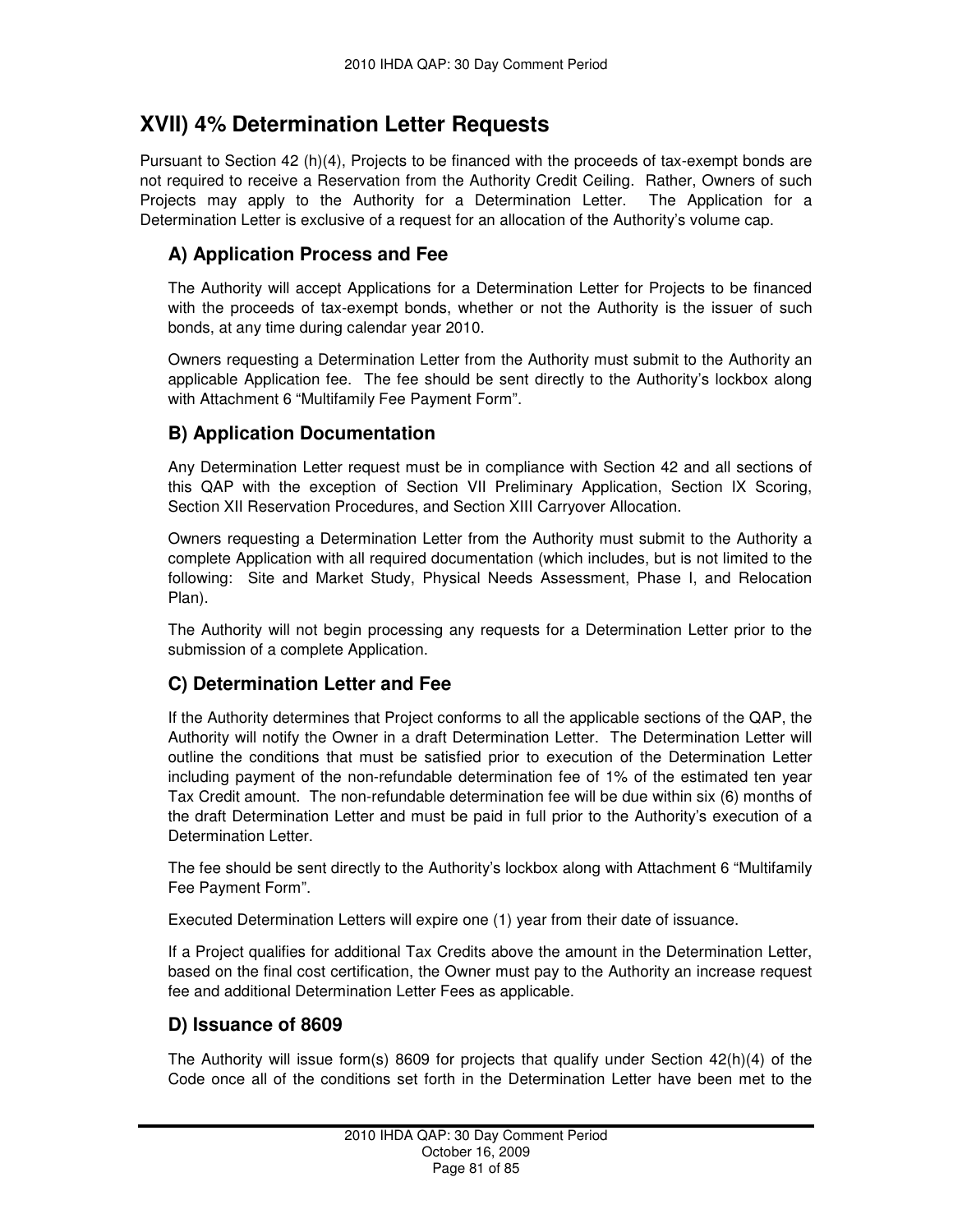## XVII) 4% Determination Letter Requests

Pursuant to Section 42 (h)(4), Projects to be financed with the proceeds of tax-exempt bonds are not required to receive a Reservation from the Authority Credit Ceiling. Rather, Owners of such Projects may apply to the Authority for a Determination Letter. The Application for a Determination Letter is exclusive of a request for an allocation of the Authority's volume cap.

### A) Application Process and Fee

The Authority will accept Applications for a Determination Letter for Projects to be financed with the proceeds of tax-exempt bonds, whether or not the Authority is the issuer of such bonds, at any time during calendar year 2010.

Owners requesting a Determination Letter from the Authority must submit to the Authority an applicable Application fee. The fee should be sent directly to the Authority's lockbox along with Attachment 6 "Multifamily Fee Payment Form".

### B) Application Documentation

Any Determination Letter request must be in compliance with Section 42 and all sections of this QAP with the exception of Section VII Preliminary Application, Section IX Scoring, Section XII Reservation Procedures, and Section XIII Carryover Allocation.

Owners requesting a Determination Letter from the Authority must submit to the Authority a complete Application with all required documentation (which includes, but is not limited to the following: Site and Market Study, Physical Needs Assessment, Phase I, and Relocation Plan).

The Authority will not begin processing any requests for a Determination Letter prior to the submission of a complete Application.

### C) Determination Letter and Fee

If the Authority determines that Project conforms to all the applicable sections of the QAP, the Authority will notify the Owner in a draft Determination Letter. The Determination Letter will outline the conditions that must be satisfied prior to execution of the Determination Letter including payment of the non-refundable determination fee of 1% of the estimated ten year Tax Credit amount. The non-refundable determination fee will be due within six (6) months of the draft Determination Letter and must be paid in full prior to the Authority's execution of a Determination Letter.

The fee should be sent directly to the Authority's lockbox along with Attachment 6 "Multifamily Fee Payment Form".

Executed Determination Letters will expire one (1) year from their date of issuance.

If a Project qualifies for additional Tax Credits above the amount in the Determination Letter, based on the final cost certification, the Owner must pay to the Authority an increase request fee and additional Determination Letter Fees as applicable.

### D) Issuance of 8609

The Authority will issue form(s) 8609 for projects that qualify under Section 42(h)(4) of the Code once all of the conditions set forth in the Determination Letter have been met to the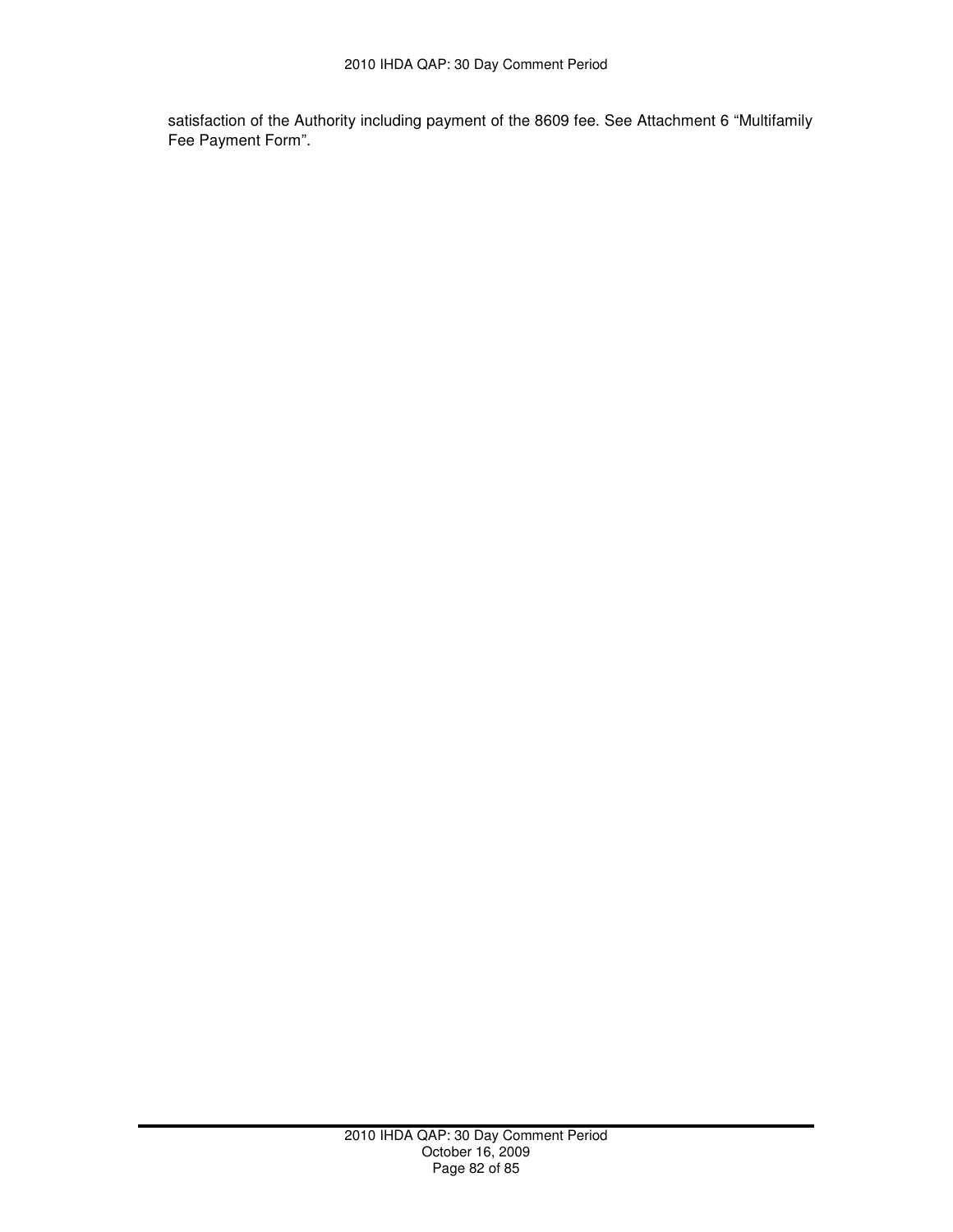satisfaction of the Authority including payment of the 8609 fee. See Attachment 6 “Multifamily Fee Payment Form”.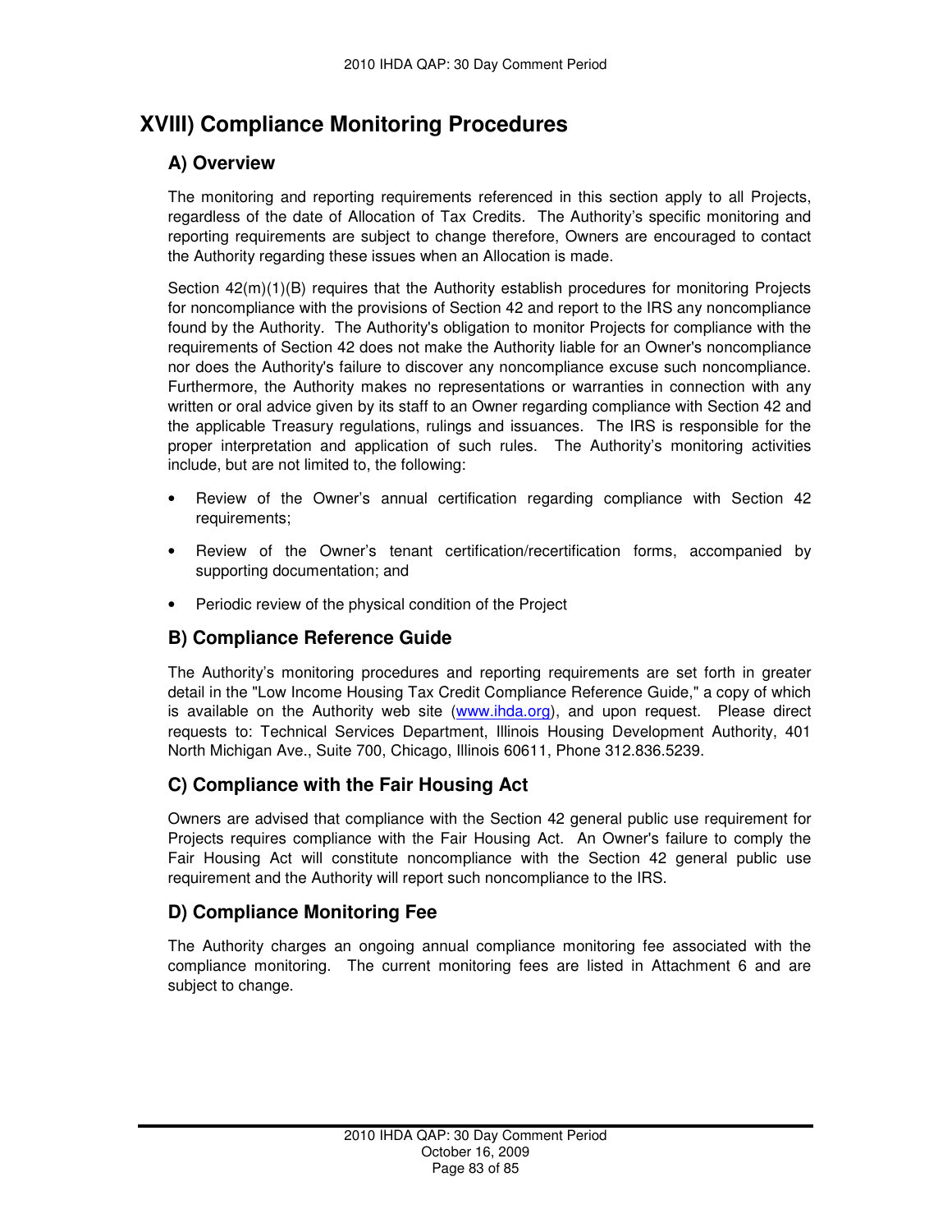# XVIII) Compliance Monitoring Procedures

## A) Overview

The monitoring and reporting requirements referenced in this section apply to all Projects, regardless of the date of Allocation of Tax Credits. The Authority's specific monitoring and reporting requirements are subject to change therefore, Owners are encouraged to contact the Authority regarding these issues when an Allocation is made.

Section 42(m)(1)(B) requires that the Authority establish procedures for monitoring Projects for noncompliance with the provisions of Section 42 and report to the IRS any noncompliance found by the Authority. The Authority's obligation to monitor Projects for compliance with the requirements of Section 42 does not make the Authority liable for an Owner's noncompliance nor does the Authority's failure to discover any noncompliance excuse such noncompliance. Furthermore, the Authority makes no representations or warranties in connection with any written or oral advice given by its staff to an Owner regarding compliance with Section 42 and the applicable Treasury regulations, rulings and issuances. The IRS is responsible for the proper interpretation and application of such rules. The Authority's monitoring activities include, but are not limited to, the following:

- Review of the Owner's annual certification regarding compliance with Section 42 requirements;
- Review of the Owner's tenant certification/recertification forms, accompanied by supporting documentation; and
- Periodic review of the physical condition of the Project

## B) Compliance Reference Guide

The Authority's monitoring procedures and reporting requirements are set forth in greater detail in the "Low Income Housing Tax Credit Compliance Reference Guide," a copy of which is available on the Authority web site (www.ihda.org), and upon request. Please direct requests to: Technical Services Department, Illinois Housing Development Authority, 401 North Michigan Ave., Suite 700, Chicago, Illinois 60611, Phone 312.836.5239.

## C) Compliance with the Fair Housing Act

Owners are advised that compliance with the Section 42 general public use requirement for Projects requires compliance with the Fair Housing Act. An Owner's failure to comply the Fair Housing Act will constitute noncompliance with the Section 42 general public use requirement and the Authority will report such noncompliance to the IRS.

## D) Compliance Monitoring Fee

The Authority charges an ongoing annual compliance monitoring fee associated with the compliance monitoring. The current monitoring fees are listed in Attachment 6 and are subject to change.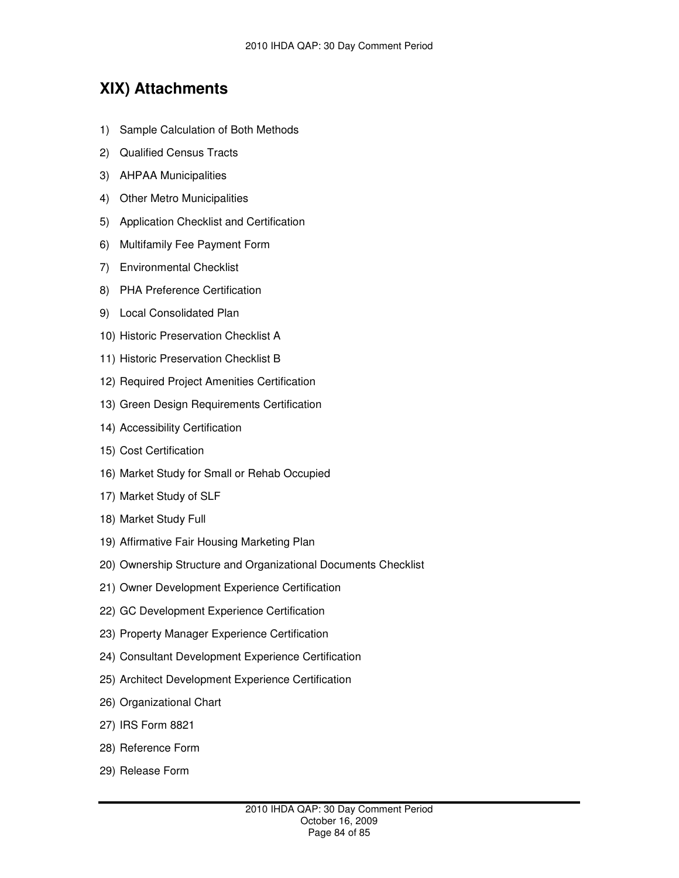## XIX) Attachments

1) Sample Calculation of Both Methods
2) Qualified Census Tracts
3) AHPAA Municipalities
4) Other Metro Municipalities
5) Application Checklist and Certification
6) Multifamily Fee Payment Form
7) Environmental Checklist
8) PHA Preference Certification
9) Local Consolidated Plan
10) Historic Preservation Checklist A
11) Historic Preservation Checklist B
12) Required Project Amenities Certification
13) Green Design Requirements Certification
14) Accessibility Certification
15) Cost Certification
16) Market Study for Small or Rehab Occupied
17) Market Study of SLF
18) Market Study Full
19) Affirmative Fair Housing Marketing Plan
20) Ownership Structure and Organizational Documents Checklist
21) Owner Development Experience Certification
22) GC Development Experience Certification
23) Property Manager Experience Certification
24) Consultant Development Experience Certification
25) Architect Development Experience Certification
26) Organizational Chart
27) IRS Form 8821
28) Reference Form
29) Release Form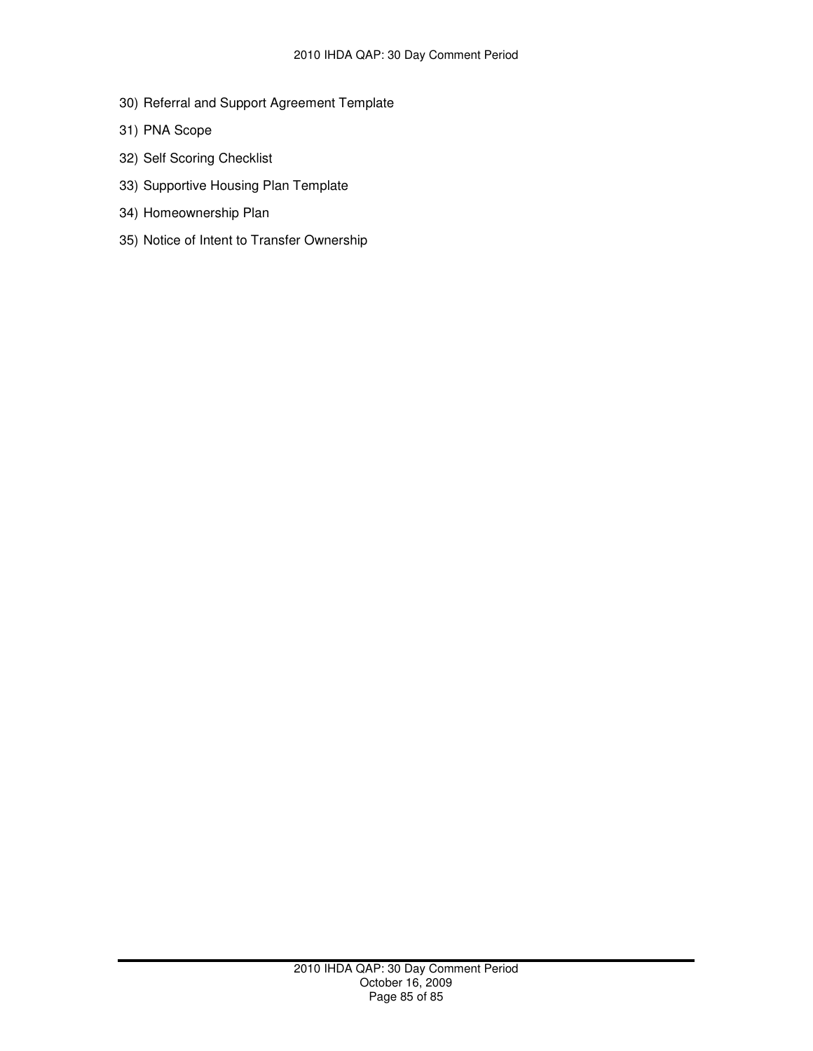30) Referral and Support Agreement Template

31) PNA Scope

32) Self Scoring Checklist

33) Supportive Housing Plan Template

34) Homeownership Plan

35) Notice of Intent to Transfer Ownership